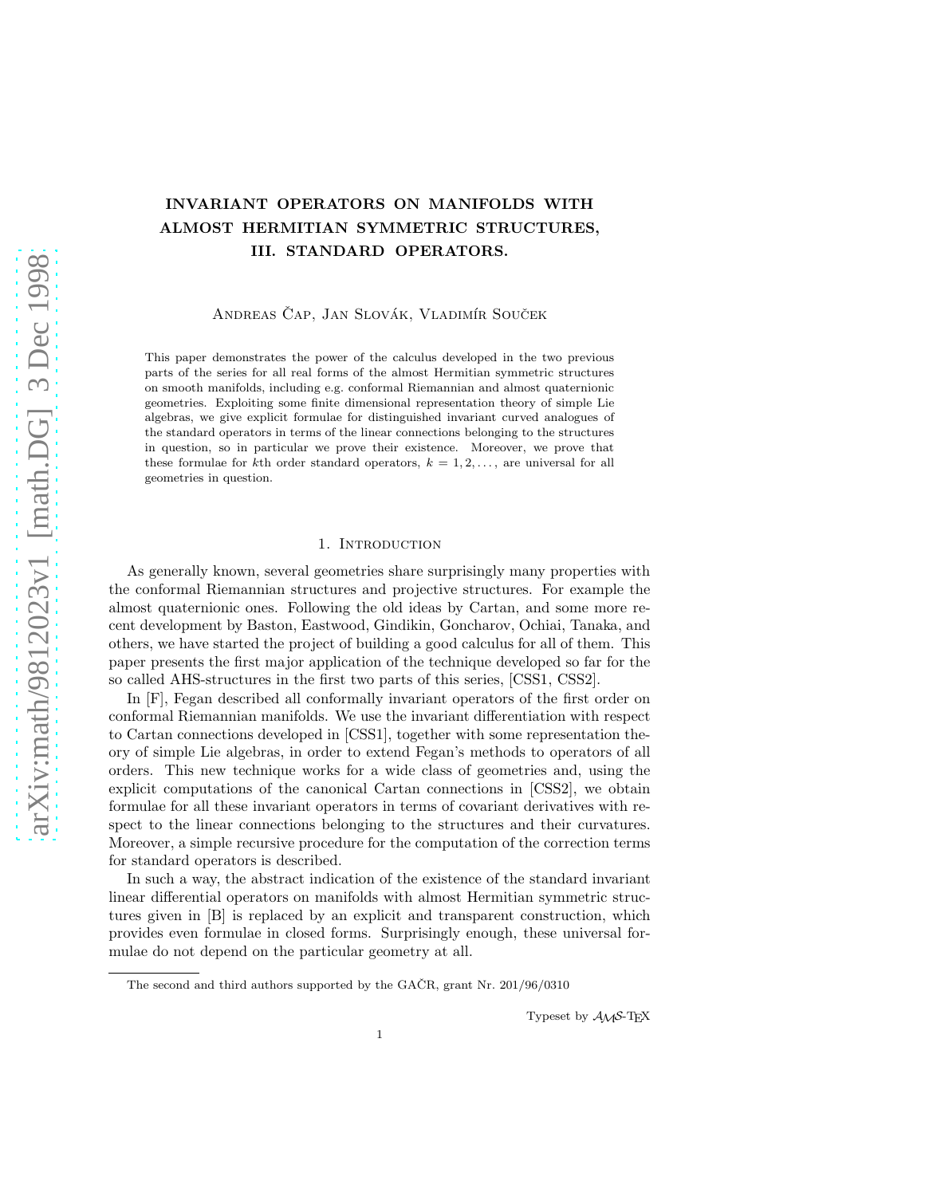# INVARIANT OPERATORS ON MANIFOLDS WITH ALMOST HERMITIAN SYMMETRIC STRUCTURES, III. STANDARD OPERATORS.

Andreas Čap, Jan Slovák, Vladimír Souček

This paper demonstrates the power of the calculus developed in the two previous parts of the series for all real forms of the almost Hermitian symmetric structures on smooth manifolds, including e.g. conformal Riemannian and almost quaternionic geometries. Exploiting some finite dimensional representation theory of simple Lie algebras, we give explicit formulae for distinguished invariant curved analogues of the standard operators in terms of the linear connections belonging to the structures in question, so in particular we prove their existence. Moreover, we prove that these formulae for $k$th order standard operators, $k = 1, 2, \dots$, are universal for all geometries in question.

## 1. Introduction

As generally known, several geometries share surprisingly many properties with the conformal Riemannian structures and projective structures. For example the almost quaternionic ones. Following the old ideas by Cartan, and some more recent development by Baston, Eastwood, Gindikin, Goncharov, Ochiai, Tanaka, and others, we have started the project of building a good calculus for all of them. This paper presents the first major application of the technique developed so far for the so called AHS-structures in the first two parts of this series, [CSS1, CSS2].

In [F], Fegan described all conformally invariant operators of the first order on conformal Riemannian manifolds. We use the invariant differentiation with respect to Cartan connections developed in [CSS1], together with some representation theory of simple Lie algebras, in order to extend Fegan's methods to operators of all orders. This new technique works for a wide class of geometries and, using the explicit computations of the canonical Cartan connections in [CSS2], we obtain formulae for all these invariant operators in terms of covariant derivatives with respect to the linear connections belonging to the structures and their curvatures. Moreover, a simple recursive procedure for the computation of the correction terms for standard operators is described.

In such a way, the abstract indication of the existence of the standard invariant linear differential operators on manifolds with almost Hermitian symmetric structures given in [B] is replaced by an explicit and transparent construction, which provides even formulae in closed forms. Surprisingly enough, these universal formulae do not depend on the particular geometry at all.

The second and third authors supported by the GAČR, grant Nr. 201/96/0310

Typeset by $\mathcal{A}\mathcal{M}\mathcal{S}$-TEX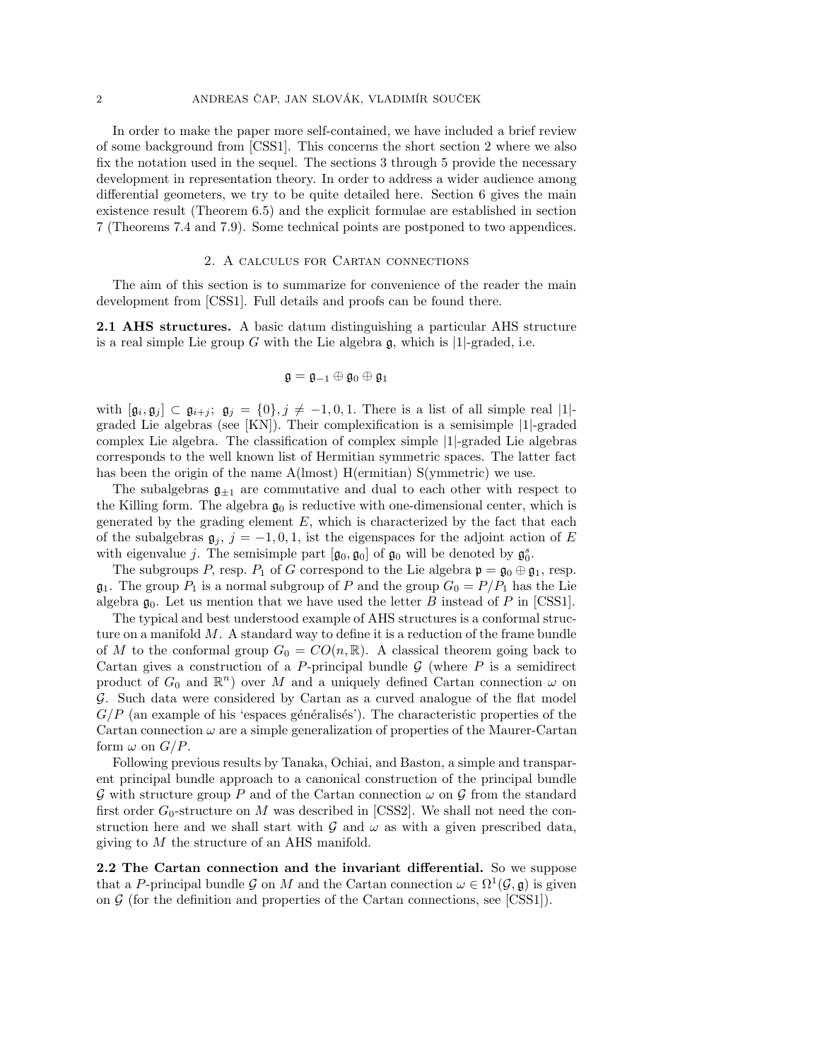In order to make the paper more self-contained, we have included a brief review of some background from [CSS1]. This concerns the short section 2 where we also fix the notation used in the sequel. The sections 3 through 5 provide the necessary development in representation theory. In order to address a wider audience among differential geometers, we try to be quite detailed here. Section 6 gives the main existence result (Theorem 6.5) and the explicit formulae are established in section 7 (Theorems 7.4 and 7.9). Some technical points are postponed to two appendices.

## 2. A calculus for Cartan connections

The aim of this section is to summarize for convenience of the reader the main development from [CSS1]. Full details and proofs can be found there.

**2.1 AHS structures.** A basic datum distinguishing a particular AHS structure is a real simple Lie group $G$ with the Lie algebra $\mathfrak{g}$, which is |1|-graded, i.e.

$$\mathfrak{g} = \mathfrak{g}_{-1} \oplus \mathfrak{g}_0 \oplus \mathfrak{g}_1$$

with $[\mathfrak{g}_i, \mathfrak{g}_j] \subset \mathfrak{g}_{i+j}$; $\mathfrak{g}_j = \{0\}, j \neq -1, 0, 1$. There is a list of all simple real |1|-graded Lie algebras (see [KN]). Their complexification is a semisimple |1|-graded complex Lie algebra. The classification of complex simple |1|-graded Lie algebras corresponds to the well known list of Hermitian symmetric spaces. The latter fact has been the origin of the name A(lmost) H(ermitian) S(ymmetric) we use.

The subalgebras $\mathfrak{g}_{\pm 1}$ are commutative and dual to each other with respect to the Killing form. The algebra $\mathfrak{g}_0$ is reductive with one-dimensional center, which is generated by the grading element $E$, which is characterized by the fact that each of the subalgebras $\mathfrak{g}_j$, $j = -1, 0, 1$, ist the eigenspaces for the adjoint action of $E$ with eigenvalue $j$. The semisimple part $[\mathfrak{g}_0, \mathfrak{g}_0]$ of $\mathfrak{g}_0$ will be denoted by $\mathfrak{g}_0^s$.

The subgroups $P$, resp. $P_1$ of $G$ correspond to the Lie algebra $\mathfrak{p} = \mathfrak{g}_0 \oplus \mathfrak{g}_1$, resp. $\mathfrak{g}_1$. The group $P_1$ is a normal subgroup of $P$ and the group $G_0 = P/P_1$ has the Lie algebra $\mathfrak{g}_0$. Let us mention that we have used the letter $B$ instead of $P$ in [CSS1].

The typical and best understood example of AHS structures is a conformal structure on a manifold $M$. A standard way to define it is a reduction of the frame bundle of $M$ to the conformal group $G_0 = CO(n, \mathbb{R})$. A classical theorem going back to Cartan gives a construction of a $P$-principal bundle $\mathcal{G}$ (where $P$ is a semidirect product of $G_0$ and $\mathbb{R}^n$) over $M$ and a uniquely defined Cartan connection $\omega$ on $\mathcal{G}$. Such data were considered by Cartan as a curved analogue of the flat model $G/P$ (an example of his 'espaces généralisés'). The characteristic properties of the Cartan connection $\omega$ are a simple generalization of properties of the Maurer-Cartan form $\omega$ on $G/P$.

Following previous results by Tanaka, Ochiai, and Baston, a simple and transparent principal bundle approach to a canonical construction of the principal bundle $\mathcal{G}$ with structure group $P$ and of the Cartan connection $\omega$ on $\mathcal{G}$ from the standard first order $G_0$-structure on $M$ was described in [CSS2]. We shall not need the construction here and we shall start with $\mathcal{G}$ and $\omega$ as with a given prescribed data, giving to $M$ the structure of an AHS manifold.

**2.2 The Cartan connection and the invariant differential.** So we suppose that a $P$-principal bundle $\mathcal{G}$ on $M$ and the Cartan connection $\omega \in \Omega^1(\mathcal{G}, \mathfrak{g})$ is given on $\mathcal{G}$ (for the definition and properties of the Cartan connections, see [CSS1]).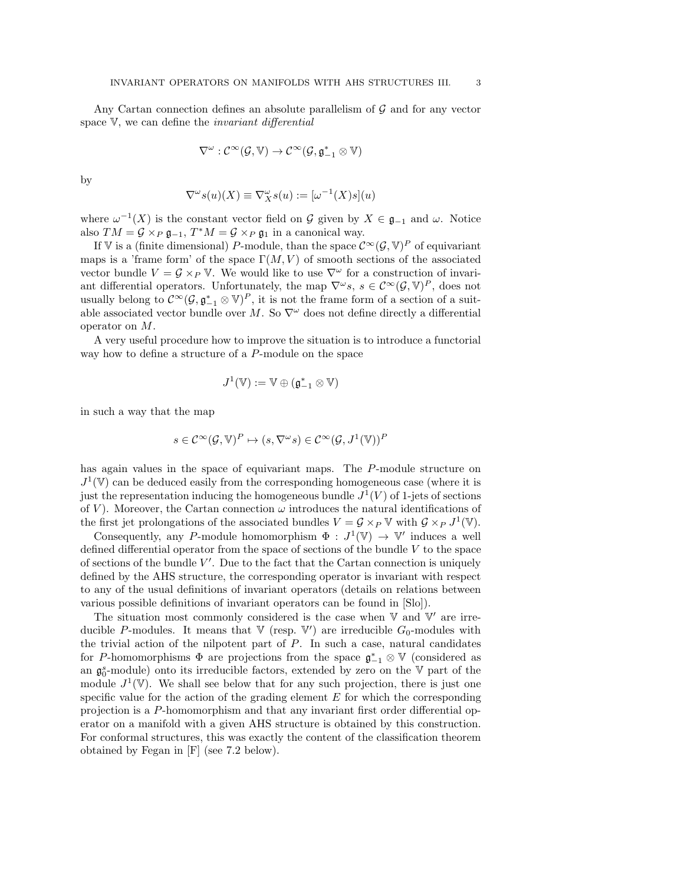Any Cartan connection defines an absolute parallelism of $\mathcal{G}$ and for any vector space $\mathbb{V}$, we can define the *invariant differential*

$$\nabla^\omega : \mathcal{C}^\infty(\mathcal{G}, \mathbb{V}) \to \mathcal{C}^\infty(\mathcal{G}, \mathfrak{g}_{-1}^* \otimes \mathbb{V})$$

by

$$\nabla^\omega s(u)(X) \equiv \nabla^\omega_X s(u) := [\omega^{-1}(X)s](u)$$

where $\omega^{-1}(X)$ is the constant vector field on $\mathcal{G}$ given by $X \in \mathfrak{g}_{-1}$ and $\omega$. Notice also $TM = \mathcal{G} \times_P \mathfrak{g}_{-1}$, $T^*M = \mathcal{G} \times_P \mathfrak{g}_1$ in a canonical way.

If $\mathbb{V}$ is a (finite dimensional) $P$-module, than the space $\mathcal{C}^\infty(\mathcal{G}, \mathbb{V})^P$ of equivariant maps is a 'frame form' of the space $\Gamma(M, V)$ of smooth sections of the associated vector bundle $V = \mathcal{G} \times_P \mathbb{V}$. We would like to use $\nabla^\omega$ for a construction of invariant differential operators. Unfortunately, the map $\nabla^\omega s$, $s \in \mathcal{C}^\infty(\mathcal{G}, \mathbb{V})^P$, does not usually belong to $\mathcal{C}^\infty(\mathcal{G}, \mathfrak{g}_{-1}^* \otimes \mathbb{V})^P$, it is not the frame form of a section of a suitable associated vector bundle over $M$. So $\nabla^\omega$ does not define directly a differential operator on $M$.

A very useful procedure how to improve the situation is to introduce a functorial way how to define a structure of a $P$-module on the space

$$J^1(\mathbb{V}) := \mathbb{V} \oplus (\mathfrak{g}_{-1}^* \otimes \mathbb{V})$$

in such a way that the map

$$s \in \mathcal{C}^\infty(\mathcal{G}, \mathbb{V})^P \mapsto (s, \nabla^\omega s) \in \mathcal{C}^\infty(\mathcal{G}, J^1(\mathbb{V}))^P$$

has again values in the space of equivariant maps. The $P$-module structure on $J^1(\mathbb{V})$ can be deduced easily from the corresponding homogeneous case (where it is just the representation inducing the homogeneous bundle $J^1(V)$ of 1-jets of sections of $V$). Moreover, the Cartan connection $\omega$ introduces the natural identifications of the first jet prolongations of the associated bundles $V = \mathcal{G} \times_P \mathbb{V}$ with $\mathcal{G} \times_P J^1(\mathbb{V})$.

Consequently, any $P$-module homomorphism $\Phi : J^1(\mathbb{V}) \to \mathbb{V}'$ induces a well defined differential operator from the space of sections of the bundle $V$ to the space of sections of the bundle $V'$. Due to the fact that the Cartan connection is uniquely defined by the AHS structure, the corresponding operator is invariant with respect to any of the usual definitions of invariant operators (details on relations between various possible definitions of invariant operators can be found in [Slo]).

The situation most commonly considered is the case when $\mathbb{V}$ and $\mathbb{V}'$ are irreducible $P$-modules. It means that $\mathbb{V}$ (resp. $\mathbb{V}'$) are irreducible $G_0$-modules with the trivial action of the nilpotent part of $P$. In such a case, natural candidates for $P$-homomorphisms $\Phi$ are projections from the space $\mathfrak{g}_{-1}^* \otimes \mathbb{V}$ (considered as an $\mathfrak{g}_0^s$-module) onto its irreducible factors, extended by zero on the $\mathbb{V}$ part of the module $J^1(\mathbb{V})$. We shall see below that for any such projection, there is just one specific value for the action of the grading element $E$ for which the corresponding projection is a $P$-homomorphism and that any invariant first order differential operator on a manifold with a given AHS structure is obtained by this construction. For conformal structures, this was exactly the content of the classification theorem obtained by Fegan in [F] (see 7.2 below).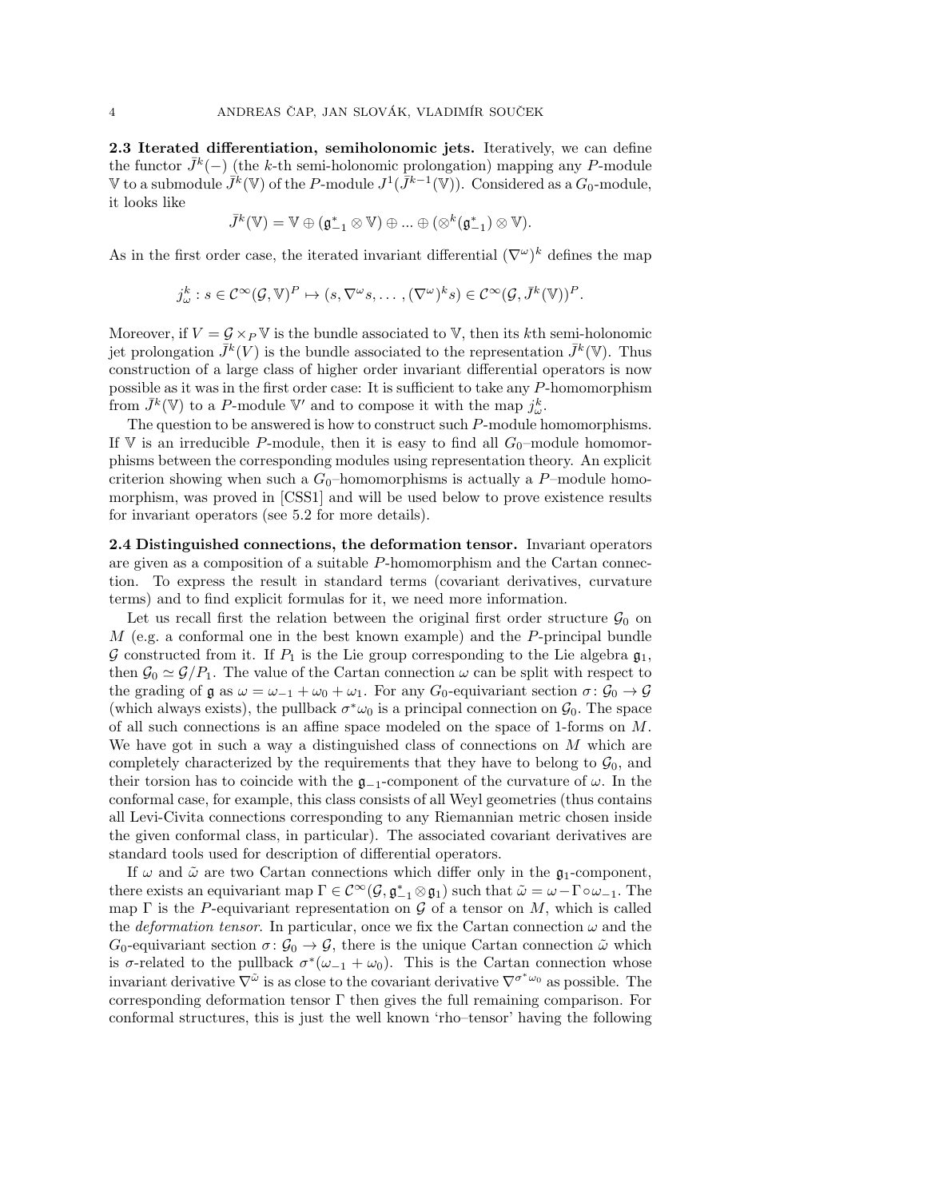**2.3 Iterated differentiation, semiholonomic jets.** Iteratively, we can define the functor $\bar{J}^k(-)$ (the $k$-th semi-holonomic prolongation) mapping any $P$-module $\mathbb{V}$ to a submodule $\bar{J}^k(\mathbb{V})$ of the $P$-module $J^1(\bar{J}^{k-1}(\mathbb{V}))$. Considered as a $G_0$-module, it looks like

$$\bar{J}^k(\mathbb{V}) = \mathbb{V} \oplus (\mathfrak{g}_{-1}^* \otimes \mathbb{V}) \oplus ... \oplus (\otimes^k(\mathfrak{g}_{-1}^*) \otimes \mathbb{V}).$$

As in the first order case, the iterated invariant differential $(\nabla^\omega)^k$ defines the map

$$j_\omega^k : s \in \mathcal{C}^\infty(\mathcal{G}, \mathbb{V})^P \mapsto (s, \nabla^\omega s, \dots, (\nabla^\omega)^k s) \in \mathcal{C}^\infty(\mathcal{G}, \bar{J}^k(\mathbb{V}))^P.$$

Moreover, if $V = \mathcal{G} \times_P \mathbb{V}$ is the bundle associated to $\mathbb{V}$, then its $k$th semi-holonomic jet prolongation $\bar{J}^k(V)$ is the bundle associated to the representation $\bar{J}^k(\mathbb{V})$. Thus construction of a large class of higher order invariant differential operators is now possible as it was in the first order case: It is sufficient to take any $P$-homomorphism from $\bar{J}^k(\mathbb{V})$ to a $P$-module $\mathbb{V}'$ and to compose it with the map $j_\omega^k$.

The question to be answered is how to construct such $P$-module homomorphisms. If $\mathbb{V}$ is an irreducible $P$-module, then it is easy to find all $G_0$–module homomorphisms between the corresponding modules using representation theory. An explicit criterion showing when such a $G_0$–homomorphisms is actually a $P$–module homomorphism, was proved in [CSS1] and will be used below to prove existence results for invariant operators (see 5.2 for more details).

**2.4 Distinguished connections, the deformation tensor.** Invariant operators are given as a composition of a suitable $P$-homomorphism and the Cartan connection. To express the result in standard terms (covariant derivatives, curvature terms) and to find explicit formulas for it, we need more information.

Let us recall first the relation between the original first order structure $\mathcal{G}_0$ on $M$ (e.g. a conformal one in the best known example) and the $P$-principal bundle $\mathcal{G}$ constructed from it. If $P_1$ is the Lie group corresponding to the Lie algebra $\mathfrak{g}_1$, then $\mathcal{G}_0 \simeq \mathcal{G}/P_1$. The value of the Cartan connection $\omega$ can be split with respect to the grading of $\mathfrak{g}$ as $\omega = \omega_{-1} + \omega_0 + \omega_1$. For any $G_0$-equivariant section $\sigma \colon \mathcal{G}_0 \to \mathcal{G}$ (which always exists), the pullback $\sigma^*\omega_0$ is a principal connection on $\mathcal{G}_0$. The space of all such connections is an affine space modeled on the space of 1-forms on $M$. We have got in such a way a distinguished class of connections on $M$ which are completely characterized by the requirements that they have to belong to $\mathcal{G}_0$, and their torsion has to coincide with the $\mathfrak{g}_{-1}$-component of the curvature of $\omega$. In the conformal case, for example, this class consists of all Weyl geometries (thus contains all Levi-Civita connections corresponding to any Riemannian metric chosen inside the given conformal class, in particular). The associated covariant derivatives are standard tools used for description of differential operators.

If $\omega$ and $\tilde{\omega}$ are two Cartan connections which differ only in the $\mathfrak{g}_1$-component, there exists an equivariant map $\Gamma \in \mathcal{C}^\infty(\mathcal{G}, \mathfrak{g}_{-1}^* \otimes \mathfrak{g}_1)$ such that $\tilde{\omega} = \omega - \Gamma \circ \omega_{-1}$. The map $\Gamma$ is the $P$-equivariant representation on $\mathcal{G}$ of a tensor on $M$, which is called the *deformation tensor*. In particular, once we fix the Cartan connection $\omega$ and the $G_0$-equivariant section $\sigma \colon \mathcal{G}_0 \to \mathcal{G}$, there is the unique Cartan connection $\tilde{\omega}$ which is $\sigma$-related to the pullback $\sigma^*(\omega_{-1} + \omega_0)$. This is the Cartan connection whose invariant derivative $\nabla^{\tilde{\omega}}$ is as close to the covariant derivative $\nabla^{\sigma^*\omega_0}$ as possible. The corresponding deformation tensor $\Gamma$ then gives the full remaining comparison. For conformal structures, this is just the well known 'rho–tensor' having the following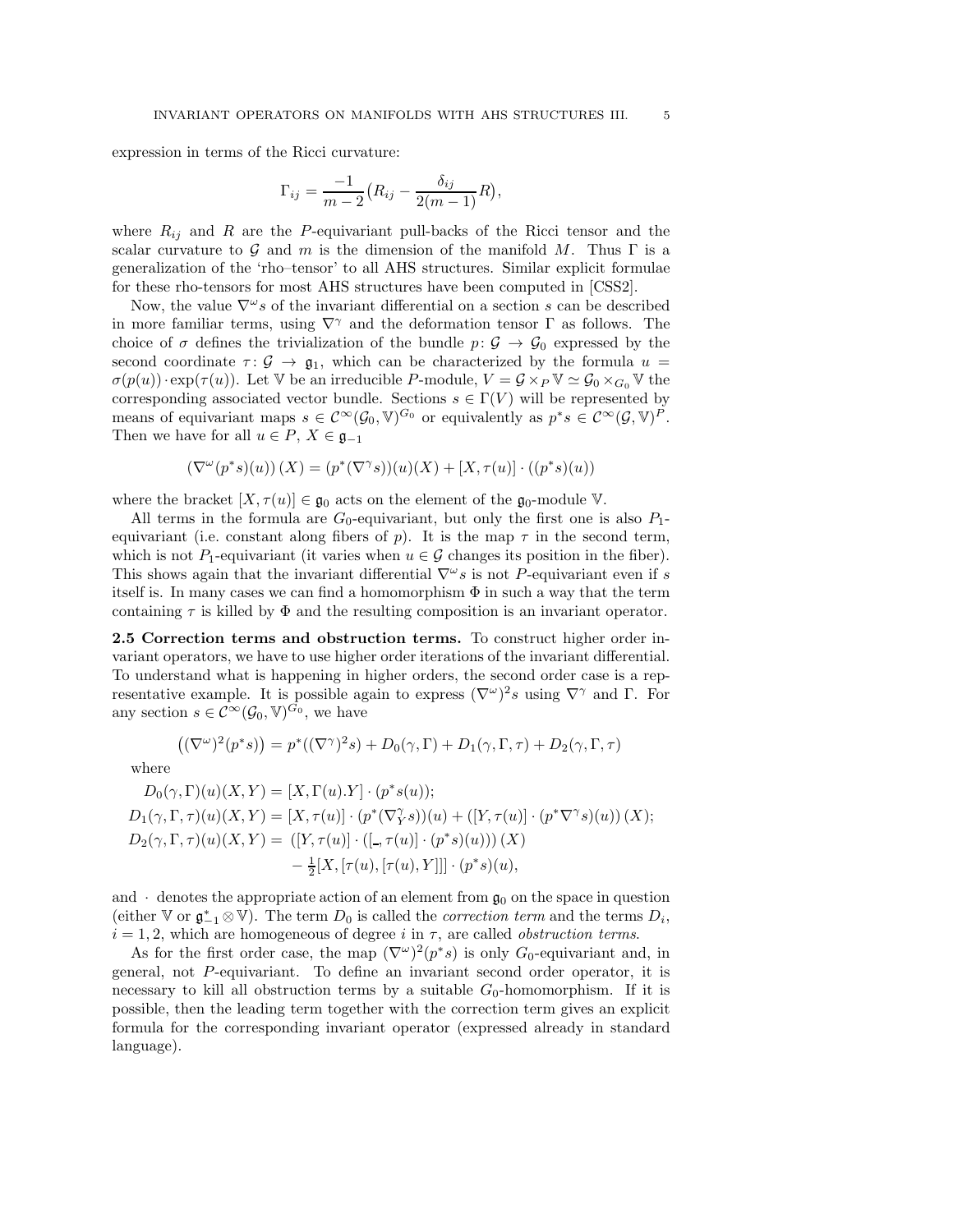expression in terms of the Ricci curvature:

$$\Gamma_{ij} = \frac{-1}{m-2}\big(R_{ij} - \frac{\delta_{ij}}{2(m-1)}R\big),$$

where $R_{ij}$ and $R$ are the $P$-equivariant pull-backs of the Ricci tensor and the scalar curvature to $\mathcal{G}$ and $m$ is the dimension of the manifold $M$. Thus $\Gamma$ is a generalization of the 'rho–tensor' to all AHS structures. Similar explicit formulae for these rho-tensors for most AHS structures have been computed in [CSS2].

Now, the value $\nabla^\omega s$ of the invariant differential on a section $s$ can be described in more familiar terms, using $\nabla^\gamma$ and the deformation tensor $\Gamma$ as follows. The choice of $\sigma$ defines the trivialization of the bundle $p\colon \mathcal{G} \to \mathcal{G}_0$ expressed by the second coordinate $\tau\colon \mathcal{G} \to \mathfrak{g}_1$, which can be characterized by the formula $u = \sigma(p(u))\cdot \exp(\tau(u))$. Let $\mathbb{V}$ be an irreducible $P$-module, $V = \mathcal{G}\times_P \mathbb{V} \simeq \mathcal{G}_0 \times_{G_0} \mathbb{V}$ the corresponding associated vector bundle. Sections $s \in \Gamma(V)$ will be represented by means of equivariant maps $s \in \mathcal{C}^\infty(\mathcal{G}_0, \mathbb{V})^{G_0}$ or equivalently as $p^*s \in \mathcal{C}^\infty(\mathcal{G}, \mathbb{V})^P$. Then we have for all $u \in P$, $X \in \mathfrak{g}_{-1}$

$$\left(\nabla^\omega(p^*s)(u)\right)(X) = (p^*(\nabla^\gamma s))(u)(X) + [X, \tau(u)]\cdot((p^*s)(u))$$

where the bracket $[X, \tau(u)] \in \mathfrak{g}_0$ acts on the element of the $\mathfrak{g}_0$-module $\mathbb{V}$.

All terms in the formula are $G_0$-equivariant, but only the first one is also $P_1$-equivariant (i.e. constant along fibers of $p$). It is the map $\tau$ in the second term, which is not $P_1$-equivariant (it varies when $u \in \mathcal{G}$ changes its position in the fiber). This shows again that the invariant differential $\nabla^\omega s$ is not $P$-equivariant even if $s$ itself is. In many cases we can find a homomorphism $\Phi$ in such a way that the term containing $\tau$ is killed by $\Phi$ and the resulting composition is an invariant operator.

**2.5 Correction terms and obstruction terms.** To construct higher order invariant operators, we have to use higher order iterations of the invariant differential. To understand what is happening in higher orders, the second order case is a representative example. It is possible again to express $(\nabla^\omega)^2 s$ using $\nabla^\gamma$ and $\Gamma$. For any section $s \in \mathcal{C}^\infty(\mathcal{G}_0, \mathbb{V})^{G_0}$, we have

$$\big((\nabla^\omega)^2(p^*s)\big) = p^*((\nabla^\gamma)^2 s) + D_0(\gamma, \Gamma) + D_1(\gamma, \Gamma, \tau) + D_2(\gamma, \Gamma, \tau)$$

where

$$\begin{aligned}
D_0(\gamma, \Gamma)(u)(X, Y) &= [X, \Gamma(u).Y]\cdot(p^*s(u));\\
D_1(\gamma, \Gamma, \tau)(u)(X, Y) &= [X, \tau(u)]\cdot(p^*(\nabla^\gamma_Y s))(u) + \left([Y, \tau(u)]\cdot(p^*\nabla^\gamma s)(u)\right)(X);\\
D_2(\gamma, \Gamma, \tau)(u)(X, Y) &= \left([Y, \tau(u)]\cdot([\_, \tau(u)]\cdot(p^*s)(u))\right)(X)\\
&\quad - \tfrac{1}{2}[X, [\tau(u), [\tau(u), Y]]]\cdot(p^*s)(u),
\end{aligned}$$

and $\cdot$ denotes the appropriate action of an element from $\mathfrak{g}_0$ on the space in question (either $\mathbb{V}$ or $\mathfrak{g}_{-1}^*\otimes\mathbb{V}$). The term $D_0$ is called the *correction term* and the terms $D_i$, $i = 1, 2$, which are homogeneous of degree $i$ in $\tau$, are called *obstruction terms*.

As for the first order case, the map $(\nabla^\omega)^2(p^*s)$ is only $G_0$-equivariant and, in general, not $P$-equivariant. To define an invariant second order operator, it is necessary to kill all obstruction terms by a suitable $G_0$-homomorphism. If it is possible, then the leading term together with the correction term gives an explicit formula for the corresponding invariant operator (expressed already in standard language).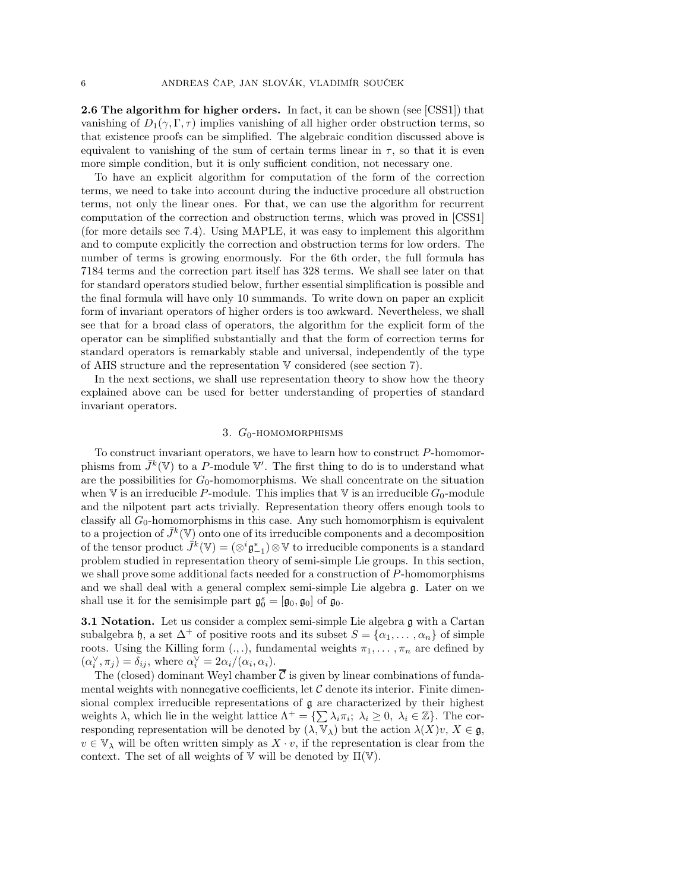**2.6 The algorithm for higher orders.** In fact, it can be shown (see [CSS1]) that vanishing of $D_1(\gamma,\Gamma,\tau)$ implies vanishing of all higher order obstruction terms, so that existence proofs can be simplified. The algebraic condition discussed above is equivalent to vanishing of the sum of certain terms linear in $\tau$, so that it is even more simple condition, but it is only sufficient condition, not necessary one.

To have an explicit algorithm for computation of the form of the correction terms, we need to take into account during the inductive procedure all obstruction terms, not only the linear ones. For that, we can use the algorithm for recurrent computation of the correction and obstruction terms, which was proved in [CSS1] (for more details see 7.4). Using MAPLE, it was easy to implement this algorithm and to compute explicitly the correction and obstruction terms for low orders. The number of terms is growing enormously. For the 6th order, the full formula has 7184 terms and the correction part itself has 328 terms. We shall see later on that for standard operators studied below, further essential simplification is possible and the final formula will have only 10 summands. To write down on paper an explicit form of invariant operators of higher orders is too awkward. Nevertheless, we shall see that for a broad class of operators, the algorithm for the explicit form of the operator can be simplified substantially and that the form of correction terms for standard operators is remarkably stable and universal, independently of the type of AHS structure and the representation $\mathbb{V}$ considered (see section 7).

In the next sections, we shall use representation theory to show how the theory explained above can be used for better understanding of properties of standard invariant operators.

## 3. $G_0$-homomorphisms

To construct invariant operators, we have to learn how to construct $P$-homomorphisms from $\bar{J}^k(\mathbb{V})$ to a $P$-module $\mathbb{V}'$. The first thing to do is to understand what are the possibilities for $G_0$-homomorphisms. We shall concentrate on the situation when $\mathbb{V}$ is an irreducible $P$-module. This implies that $\mathbb{V}$ is an irreducible $G_0$-module and the nilpotent part acts trivially. Representation theory offers enough tools to classify all $G_0$-homomorphisms in this case. Any such homomorphism is equivalent to a projection of $\bar{J}^k(\mathbb{V})$ onto one of its irreducible components and a decomposition of the tensor product $\bar{J}^k(\mathbb{V}) = (\otimes^i \mathfrak{g}^*_{-1}) \otimes \mathbb{V}$ to irreducible components is a standard problem studied in representation theory of semi-simple Lie groups. In this section, we shall prove some additional facts needed for a construction of $P$-homomorphisms and we shall deal with a general complex semi-simple Lie algebra $\mathfrak{g}$. Later on we shall use it for the semisimple part $\mathfrak{g}^s_0 = [\mathfrak{g}_0, \mathfrak{g}_0]$ of $\mathfrak{g}_0$.

**3.1 Notation.** Let us consider a complex semi-simple Lie algebra $\mathfrak{g}$ with a Cartan subalgebra $\mathfrak{h}$, a set $\Delta^+$ of positive roots and its subset $S = \{\alpha_1, \dots, \alpha_n\}$ of simple roots. Using the Killing form $(.,.)$, fundamental weights $\pi_1, \dots, \pi_n$ are defined by $(\alpha_i^\vee, \pi_j) = \delta_{ij}$, where $\alpha_i^\vee = 2\alpha_i/(\alpha_i, \alpha_i)$.

The (closed) dominant Weyl chamber $\overline{\mathcal{C}}$ is given by linear combinations of fundamental weights with nonnegative coefficients, let $\mathcal{C}$ denote its interior. Finite dimensional complex irreducible representations of $\mathfrak{g}$ are characterized by their highest weights $\lambda$, which lie in the weight lattice $\Lambda^+ = \{\sum \lambda_i \pi_i;\ \lambda_i \geq 0,\ \lambda_i \in \mathbb{Z}\}$. The corresponding representation will be denoted by $(\lambda, \mathbb{V}_\lambda)$ but the action $\lambda(X)v$, $X \in \mathfrak{g}$, $v \in \mathbb{V}_\lambda$ will be often written simply as $X \cdot v$, if the representation is clear from the context. The set of all weights of $\mathbb{V}$ will be denoted by $\Pi(\mathbb{V})$.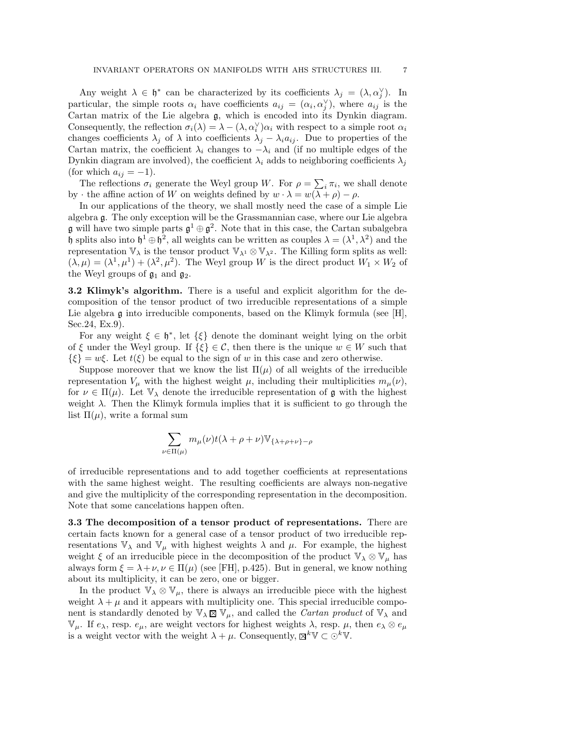Any weight $\lambda \in \mathfrak{h}^*$ can be characterized by its coefficients $\lambda_j = (\lambda, \alpha_j^\vee)$. In particular, the simple roots $\alpha_i$ have coefficients $a_{ij} = (\alpha_i, \alpha_j^\vee)$, where $a_{ij}$ is the Cartan matrix of the Lie algebra $\mathfrak{g}$, which is encoded into its Dynkin diagram. Consequently, the reflection $\sigma_i(\lambda) = \lambda - (\lambda, \alpha_i^\vee)\alpha_i$ with respect to a simple root $\alpha_i$ changes coefficients $\lambda_j$ of $\lambda$ into coefficients $\lambda_j - \lambda_i a_{ij}$. Due to properties of the Cartan matrix, the coefficient $\lambda_i$ changes to $-\lambda_i$ and (if no multiple edges of the Dynkin diagram are involved), the coefficient $\lambda_i$ adds to neighboring coefficients $\lambda_j$ (for which $a_{ij} = -1$).

The reflections $\sigma_i$ generate the Weyl group $W$. For $\rho = \sum_i \pi_i$, we shall denote by $\cdot$ the affine action of $W$ on weights defined by $w \cdot \lambda = w(\lambda + \rho) - \rho$.

In our applications of the theory, we shall mostly need the case of a simple Lie algebra $\mathfrak{g}$. The only exception will be the Grassmannian case, where our Lie algebra $\mathfrak{g}$ will have two simple parts $\mathfrak{g}^1 \oplus \mathfrak{g}^2$. Note that in this case, the Cartan subalgebra $\mathfrak{h}$ splits also into $\mathfrak{h}^1 \oplus \mathfrak{h}^2$, all weights can be written as couples $\lambda = (\lambda^1, \lambda^2)$ and the representation $\mathbb{V}_\lambda$ is the tensor product $\mathbb{V}_{\lambda^1} \otimes \mathbb{V}_{\lambda^2}$. The Killing form splits as well: $(\lambda, \mu) = (\lambda^1, \mu^1) + (\lambda^2, \mu^2)$. The Weyl group $W$ is the direct product $W_1 \times W_2$ of the Weyl groups of $\mathfrak{g}_1$ and $\mathfrak{g}_2$.

**3.2 Klimyk's algorithm.** There is a useful and explicit algorithm for the decomposition of the tensor product of two irreducible representations of a simple Lie algebra $\mathfrak{g}$ into irreducible components, based on the Klimyk formula (see [H], Sec.24, Ex.9).

For any weight $\xi \in \mathfrak{h}^*$, let $\{\xi\}$ denote the dominant weight lying on the orbit of $\xi$ under the Weyl group. If $\{\xi\} \in \mathcal{C}$, then there is the unique $w \in W$ such that $\{\xi\} = w\xi$. Let $t(\xi)$ be equal to the sign of $w$ in this case and zero otherwise.

Suppose moreover that we know the list $\Pi(\mu)$ of all weights of the irreducible representation $V_\mu$ with the highest weight $\mu$, including their multiplicities $m_\mu(\nu)$, for $\nu \in \Pi(\mu)$. Let $\mathbb{V}_\lambda$ denote the irreducible representation of $\mathfrak{g}$ with the highest weight $\lambda$. Then the Klimyk formula implies that it is sufficient to go through the list $\Pi(\mu)$, write a formal sum

$$\sum_{\nu \in \Pi(\mu)} m_\mu(\nu) t(\lambda + \rho + \nu) \mathbb{V}_{\{\lambda + \rho + \nu\} - \rho}$$

of irreducible representations and to add together coefficients at representations with the same highest weight. The resulting coefficients are always non-negative and give the multiplicity of the corresponding representation in the decomposition. Note that some cancelations happen often.

**3.3 The decomposition of a tensor product of representations.** There are certain facts known for a general case of a tensor product of two irreducible representations $\mathbb{V}_\lambda$ and $\mathbb{V}_\mu$ with highest weights $\lambda$ and $\mu$. For example, the highest weight $\xi$ of an irreducible piece in the decomposition of the product $\mathbb{V}_\lambda \otimes \mathbb{V}_\mu$ has always form $\xi = \lambda + \nu, \nu \in \Pi(\mu)$ (see [FH], p.425). But in general, we know nothing about its multiplicity, it can be zero, one or bigger.

In the product $\mathbb{V}_\lambda \otimes \mathbb{V}_\mu$, there is always an irreducible piece with the highest weight $\lambda + \mu$ and it appears with multiplicity one. This special irreducible component is standardly denoted by $\mathbb{V}_\lambda \boxtimes \mathbb{V}_\mu$, and called the *Cartan product* of $\mathbb{V}_\lambda$ and $\mathbb{V}_\mu$. If $e_\lambda$, resp. $e_\mu$, are weight vectors for highest weights $\lambda$, resp. $\mu$, then $e_\lambda \otimes e_\mu$ is a weight vector with the weight $\lambda + \mu$. Consequently, $\boxtimes^k \mathbb{V} \subset \odot^k \mathbb{V}$.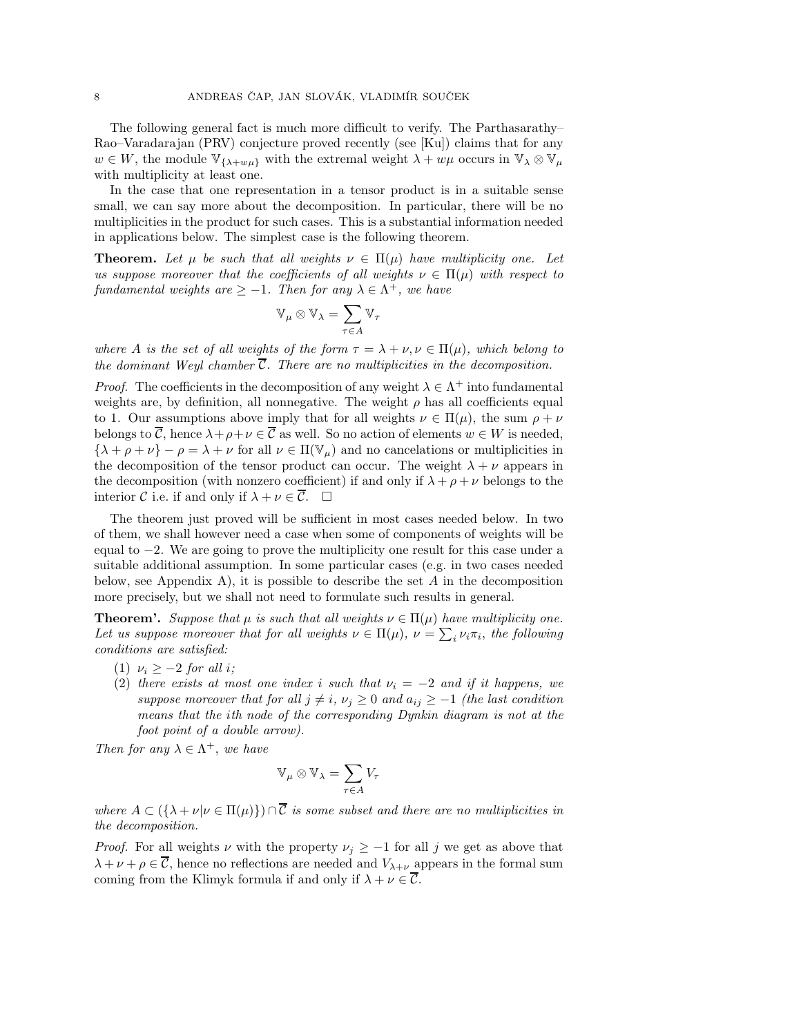The following general fact is much more difficult to verify. The Parthasarathy–Rao–Varadarajan (PRV) conjecture proved recently (see [Ku]) claims that for any $w \in W$, the module $\mathbb{V}_{\{\lambda+w\mu\}}$ with the extremal weight $\lambda + w\mu$ occurs in $\mathbb{V}_\lambda \otimes \mathbb{V}_\mu$ with multiplicity at least one.

In the case that one representation in a tensor product is in a suitable sense small, we can say more about the decomposition. In particular, there will be no multiplicities in the product for such cases. This is a substantial information needed in applications below. The simplest case is the following theorem.

**Theorem.** *Let $\mu$ be such that all weights $\nu \in \Pi(\mu)$ have multiplicity one. Let us suppose moreover that the coefficients of all weights $\nu \in \Pi(\mu)$ with respect to fundamental weights are $\geq -1$. Then for any $\lambda \in \Lambda^+$, we have*

$$\mathbb{V}_\mu \otimes \mathbb{V}_\lambda = \sum_{\tau \in A} \mathbb{V}_\tau$$

*where $A$ is the set of all weights of the form $\tau = \lambda + \nu, \nu \in \Pi(\mu)$, which belong to the dominant Weyl chamber $\overline{\mathcal{C}}$. There are no multiplicities in the decomposition.*

*Proof.* The coefficients in the decomposition of any weight $\lambda \in \Lambda^+$ into fundamental weights are, by definition, all nonnegative. The weight $\rho$ has all coefficients equal to 1. Our assumptions above imply that for all weights $\nu \in \Pi(\mu)$, the sum $\rho + \nu$ belongs to $\overline{\mathcal{C}}$, hence $\lambda + \rho + \nu \in \overline{\mathcal{C}}$ as well. So no action of elements $w \in W$ is needed, $\{\lambda + \rho + \nu\} - \rho = \lambda + \nu$ for all $\nu \in \Pi(\mathbb{V}_\mu)$ and no cancelations or multiplicities in the decomposition of the tensor product can occur. The weight $\lambda + \nu$ appears in the decomposition (with nonzero coefficient) if and only if $\lambda + \rho + \nu$ belongs to the interior $\mathcal{C}$ i.e. if and only if $\lambda + \nu \in \overline{\mathcal{C}}$. $\square$

The theorem just proved will be sufficient in most cases needed below. In two of them, we shall however need a case when some of components of weights will be equal to $-2$. We are going to prove the multiplicity one result for this case under a suitable additional assumption. In some particular cases (e.g. in two cases needed below, see Appendix A), it is possible to describe the set $A$ in the decomposition more precisely, but we shall not need to formulate such results in general.

**Theorem'.** *Suppose that $\mu$ is such that all weights $\nu \in \Pi(\mu)$ have multiplicity one. Let us suppose moreover that for all weights $\nu \in \Pi(\mu)$, $\nu = \sum_i \nu_i \pi_i$, the following conditions are satisfied:*

1. *$\nu_i \geq -2$ for all $i$;*
2. *there exists at most one index $i$ such that $\nu_i = -2$ and if it happens, we suppose moreover that for all $j \neq i$, $\nu_j \geq 0$ and $a_{ij} \geq -1$ (the last condition means that the $i$th node of the corresponding Dynkin diagram is not at the foot point of a double arrow).*

*Then for any $\lambda \in \Lambda^+$, we have*

$$\mathbb{V}_\mu \otimes \mathbb{V}_\lambda = \sum_{\tau \in A} V_\tau$$

*where $A \subset (\{\lambda + \nu | \nu \in \Pi(\mu)\}) \cap \overline{\mathcal{C}}$ is some subset and there are no multiplicities in the decomposition.*

*Proof.* For all weights $\nu$ with the property $\nu_j \geq -1$ for all $j$ we get as above that $\lambda + \nu + \rho \in \overline{\mathcal{C}}$, hence no reflections are needed and $V_{\lambda+\nu}$ appears in the formal sum coming from the Klimyk formula if and only if $\lambda + \nu \in \overline{\mathcal{C}}$.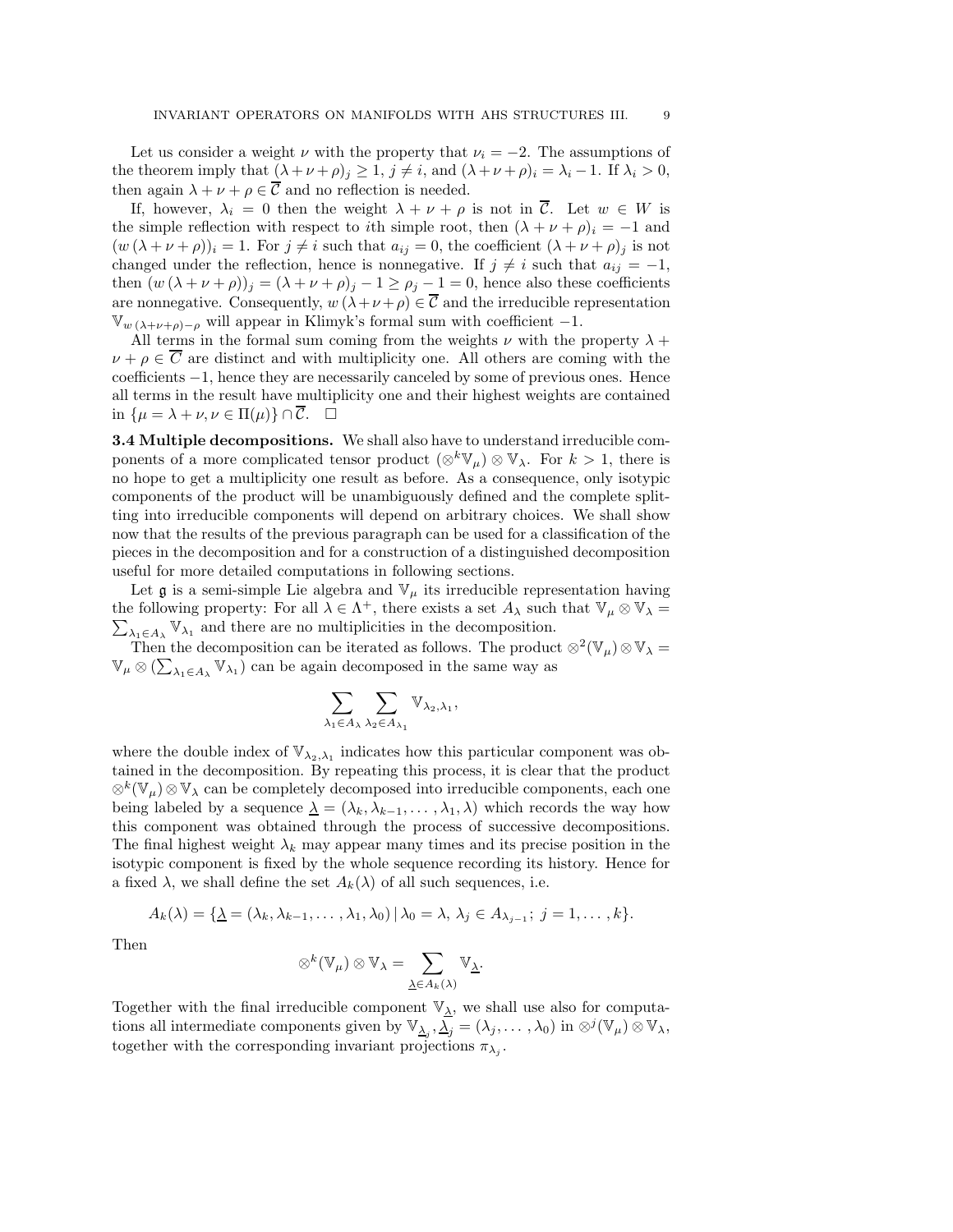Let us consider a weight $\nu$ with the property that $\nu_i = -2$. The assumptions of the theorem imply that $(\lambda+\nu+\rho)_j \geq 1$, $j \neq i$, and $(\lambda+\nu+\rho)_i = \lambda_i - 1$. If $\lambda_i > 0$, then again $\lambda+\nu+\rho \in \overline{\mathcal{C}}$ and no reflection is needed.

If, however, $\lambda_i = 0$ then the weight $\lambda+\nu+\rho$ is not in $\overline{\mathcal{C}}$. Let $w \in W$ is the simple reflection with respect to $i$th simple root, then $(\lambda+\nu+\rho)_i = -1$ and $(w\,(\lambda+\nu+\rho))_i = 1$. For $j \neq i$ such that $a_{ij} = 0$, the coefficient $(\lambda+\nu+\rho)_j$ is not changed under the reflection, hence is nonnegative. If $j \neq i$ such that $a_{ij} = -1$, then $(w\,(\lambda+\nu+\rho))_j = (\lambda+\nu+\rho)_j - 1 \geq \rho_j - 1 = 0$, hence also these coefficients are nonnegative. Consequently, $w\,(\lambda+\nu+\rho) \in \overline{\mathcal{C}}$ and the irreducible representation $\mathbb{V}_{w\,(\lambda+\nu+\rho)-\rho}$ will appear in Klimyk's formal sum with coefficient $-1$.

All terms in the formal sum coming from the weights $\nu$ with the property $\lambda + \nu + \rho \in \overline{C}$ are distinct and with multiplicity one. All others are coming with the coefficients $-1$, hence they are necessarily canceled by some of previous ones. Hence all terms in the result have multiplicity one and their highest weights are contained in $\{\mu = \lambda + \nu, \nu \in \Pi(\mu)\} \cap \overline{\mathcal{C}}$. $\square$

**3.4 Multiple decompositions.** We shall also have to understand irreducible components of a more complicated tensor product $(\otimes^k \mathbb{V}_\mu) \otimes \mathbb{V}_\lambda$. For $k > 1$, there is no hope to get a multiplicity one result as before. As a consequence, only isotypic components of the product will be unambiguously defined and the complete splitting into irreducible components will depend on arbitrary choices. We shall show now that the results of the previous paragraph can be used for a classification of the pieces in the decomposition and for a construction of a distinguished decomposition useful for more detailed computations in following sections.

Let $\mathfrak{g}$ is a semi-simple Lie algebra and $\mathbb{V}_\mu$ its irreducible representation having the following property: For all $\lambda \in \Lambda^+$, there exists a set $A_\lambda$ such that $\mathbb{V}_\mu \otimes \mathbb{V}_\lambda = \sum_{\lambda_1 \in A_\lambda} \mathbb{V}_{\lambda_1}$ and there are no multiplicities in the decomposition.

Then the decomposition can be iterated as follows. The product $\otimes^2(\mathbb{V}_\mu) \otimes \mathbb{V}_\lambda = \mathbb{V}_\mu \otimes (\sum_{\lambda_1 \in A_\lambda} \mathbb{V}_{\lambda_1})$ can be again decomposed in the same way as

$$\sum_{\lambda_1 \in A_\lambda} \sum_{\lambda_2 \in A_{\lambda_1}} \mathbb{V}_{\lambda_2,\lambda_1},$$

where the double index of $\mathbb{V}_{\lambda_2,\lambda_1}$ indicates how this particular component was obtained in the decomposition. By repeating this process, it is clear that the product $\otimes^k(\mathbb{V}_\mu) \otimes \mathbb{V}_\lambda$ can be completely decomposed into irreducible components, each one being labeled by a sequence $\underline{\lambda} = (\lambda_k, \lambda_{k-1}, \dots, \lambda_1, \lambda)$ which records the way how this component was obtained through the process of successive decompositions. The final highest weight $\lambda_k$ may appear many times and its precise position in the isotypic component is fixed by the whole sequence recording its history. Hence for a fixed $\lambda$, we shall define the set $A_k(\lambda)$ of all such sequences, i.e.

$$A_k(\lambda) = \{\underline{\lambda} = (\lambda_k, \lambda_{k-1}, \dots, \lambda_1, \lambda_0) \,|\, \lambda_0 = \lambda,\ \lambda_j \in A_{\lambda_{j-1}};\ j = 1, \dots, k\}.$$

Then

$$\otimes^k(\mathbb{V}_\mu) \otimes \mathbb{V}_\lambda = \sum_{\underline{\lambda} \in A_k(\lambda)} \mathbb{V}_{\underline{\lambda}}.$$

Together with the final irreducible component $\mathbb{V}_{\underline{\lambda}}$, we shall use also for computations all intermediate components given by $\mathbb{V}_{\underline{\lambda}_j}, \underline{\lambda}_j = (\lambda_j, \dots, \lambda_0)$ in $\otimes^j(\mathbb{V}_\mu) \otimes \mathbb{V}_\lambda$, together with the corresponding invariant projections $\pi_{\lambda_j}$.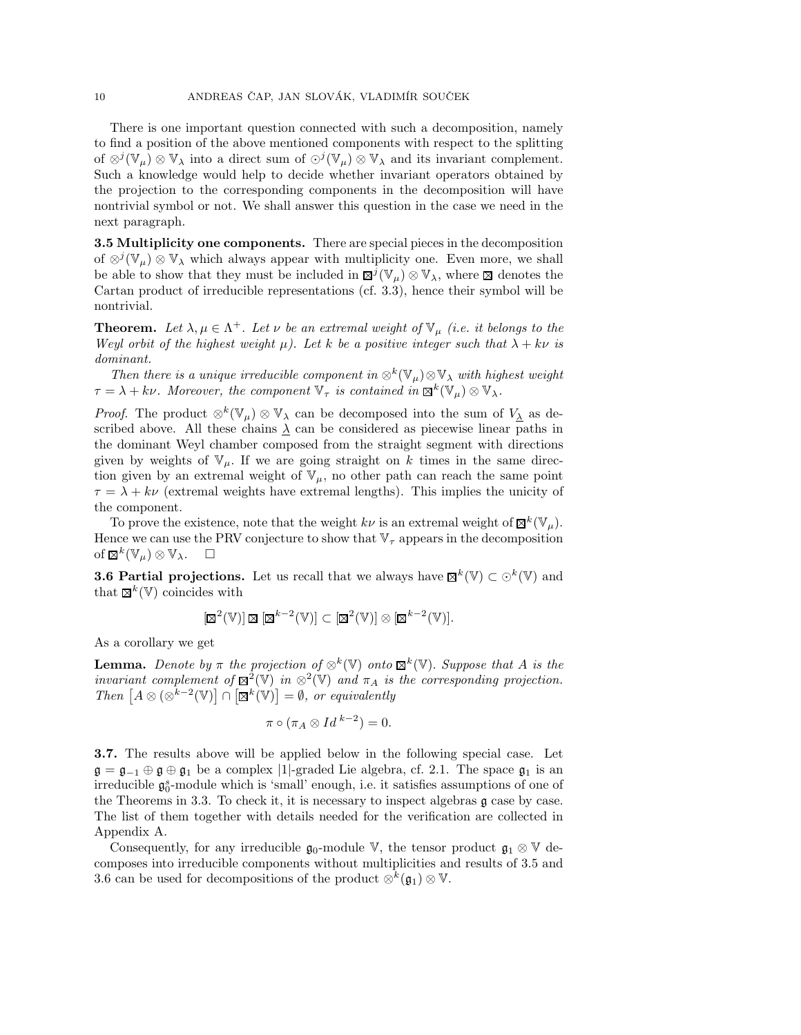There is one important question connected with such a decomposition, namely to find a position of the above mentioned components with respect to the splitting of $\otimes^j(\mathbb{V}_\mu) \otimes \mathbb{V}_\lambda$ into a direct sum of $\odot^j(\mathbb{V}_\mu) \otimes \mathbb{V}_\lambda$ and its invariant complement. Such a knowledge would help to decide whether invariant operators obtained by the projection to the corresponding components in the decomposition will have nontrivial symbol or not. We shall answer this question in the case we need in the next paragraph.

**3.5 Multiplicity one components.** There are special pieces in the decomposition of $\otimes^j(\mathbb{V}_\mu) \otimes \mathbb{V}_\lambda$ which always appear with multiplicity one. Even more, we shall be able to show that they must be included in $\boxtimes^j(\mathbb{V}_\mu) \otimes \mathbb{V}_\lambda$, where $\boxtimes$ denotes the Cartan product of irreducible representations (cf. 3.3), hence their symbol will be nontrivial.

**Theorem.** *Let $\lambda, \mu \in \Lambda^+$. Let $\nu$ be an extremal weight of $\mathbb{V}_\mu$ (i.e. it belongs to the Weyl orbit of the highest weight $\mu$). Let $k$ be a positive integer such that $\lambda + k\nu$ is dominant.*

*Then there is a unique irreducible component in $\otimes^k(\mathbb{V}_\mu) \otimes \mathbb{V}_\lambda$ with highest weight $\tau = \lambda + k\nu$. Moreover, the component $\mathbb{V}_\tau$ is contained in $\boxtimes^k(\mathbb{V}_\mu) \otimes \mathbb{V}_\lambda$.*

*Proof.* The product $\otimes^k(\mathbb{V}_\mu) \otimes \mathbb{V}_\lambda$ can be decomposed into the sum of $V_{\underline{\lambda}}$ as described above. All these chains $\underline{\lambda}$ can be considered as piecewise linear paths in the dominant Weyl chamber composed from the straight segment with directions given by weights of $\mathbb{V}_\mu$. If we are going straight on $k$ times in the same direction given by an extremal weight of $\mathbb{V}_\mu$, no other path can reach the same point $\tau = \lambda + k\nu$ (extremal weights have extremal lengths). This implies the unicity of the component.

To prove the existence, note that the weight $k\nu$ is an extremal weight of $\boxtimes^k(\mathbb{V}_\mu)$. Hence we can use the PRV conjecture to show that $\mathbb{V}_\tau$ appears in the decomposition of $\boxtimes^k(\mathbb{V}_\mu) \otimes \mathbb{V}_\lambda$. $\square$

**3.6 Partial projections.** Let us recall that we always have $\boxtimes^k(\mathbb{V}) \subset \odot^k(\mathbb{V})$ and that $\boxtimes^k(\mathbb{V})$ coincides with

$$[\boxtimes^2(\mathbb{V})] \boxtimes [\boxtimes^{k-2}(\mathbb{V})] \subset [\boxtimes^2(\mathbb{V})] \otimes [\boxtimes^{k-2}(\mathbb{V})].$$

As a corollary we get

**Lemma.** *Denote by $\pi$ the projection of $\otimes^k(\mathbb{V})$ onto $\boxtimes^k(\mathbb{V})$. Suppose that $A$ is the invariant complement of $\boxtimes^2(\mathbb{V})$ in $\otimes^2(\mathbb{V})$ and $\pi_A$ is the corresponding projection. Then $\left[A \otimes (\otimes^{k-2}(\mathbb{V})\right] \cap \left[\boxtimes^k(\mathbb{V})\right] = \emptyset$, or equivalently*

$$\pi \circ (\pi_A \otimes Id^{\,k-2}) = 0.$$

**3.7.** The results above will be applied below in the following special case. Let $\mathfrak{g} = \mathfrak{g}_{-1} \oplus \mathfrak{g} \oplus \mathfrak{g}_1$ be a complex $|1|$-graded Lie algebra, cf. 2.1. The space $\mathfrak{g}_1$ is an irreducible $\mathfrak{g}_0^s$-module which is 'small' enough, i.e. it satisfies assumptions of one of the Theorems in 3.3. To check it, it is necessary to inspect algebras $\mathfrak{g}$ case by case. The list of them together with details needed for the verification are collected in Appendix A.

Consequently, for any irreducible $\mathfrak{g}_0$-module $\mathbb{V}$, the tensor product $\mathfrak{g}_1 \otimes \mathbb{V}$ decomposes into irreducible components without multiplicities and results of 3.5 and 3.6 can be used for decompositions of the product $\otimes^k(\mathfrak{g}_1) \otimes \mathbb{V}$.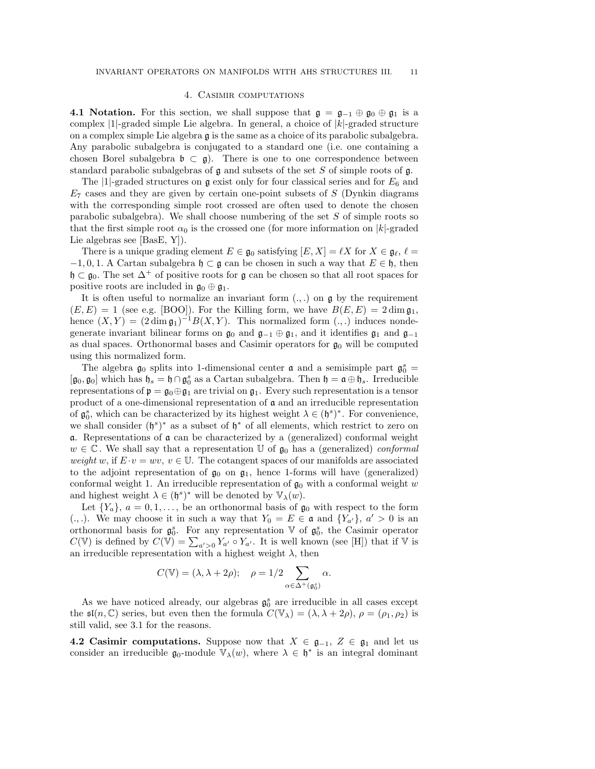## 4. Casimir computations

**4.1 Notation.** For this section, we shall suppose that $\mathfrak{g} = \mathfrak{g}_{-1} \oplus \mathfrak{g}_0 \oplus \mathfrak{g}_1$ is a complex $|1|$-graded simple Lie algebra. In general, a choice of $|k|$-graded structure on a complex simple Lie algebra $\mathfrak{g}$ is the same as a choice of its parabolic subalgebra. Any parabolic subalgebra is conjugated to a standard one (i.e. one containing a chosen Borel subalgebra $\mathfrak{b} \subset \mathfrak{g}$). There is one to one correspondence between standard parabolic subalgebras of $\mathfrak{g}$ and subsets of the set $S$ of simple roots of $\mathfrak{g}$.

The $|1|$-graded structures on $\mathfrak{g}$ exist only for four classical series and for $E_6$ and $E_7$ cases and they are given by certain one-point subsets of $S$ (Dynkin diagrams with the corresponding simple root crossed are often used to denote the chosen parabolic subalgebra). We shall choose numbering of the set $S$ of simple roots so that the first simple root $\alpha_0$ is the crossed one (for more information on $|k|$-graded Lie algebras see [BasE, Y]).

There is a unique grading element $E \in \mathfrak{g}_0$ satisfying $[E, X] = \ell X$ for $X \in \mathfrak{g}_\ell$, $\ell = -1, 0, 1$. A Cartan subalgebra $\mathfrak{h} \subset \mathfrak{g}$ can be chosen in such a way that $E \in \mathfrak{h}$, then $\mathfrak{h} \subset \mathfrak{g}_0$. The set $\Delta^+$ of positive roots for $\mathfrak{g}$ can be chosen so that all root spaces for positive roots are included in $\mathfrak{g}_0 \oplus \mathfrak{g}_1$.

It is often useful to normalize an invariant form $(.,.)$ on $\mathfrak{g}$ by the requirement $(E, E) = 1$ (see e.g. [BOO]). For the Killing form, we have $B(E, E) = 2 \dim \mathfrak{g}_1$, hence $(X, Y) = (2 \dim \mathfrak{g}_1)^{-1} B(X, Y)$. This normalized form $(.,.)$ induces nondegenerate invariant bilinear forms on $\mathfrak{g}_0$ and $\mathfrak{g}_{-1} \oplus \mathfrak{g}_1$, and it identifies $\mathfrak{g}_1$ and $\mathfrak{g}_{-1}$ as dual spaces. Orthonormal bases and Casimir operators for $\mathfrak{g}_0$ will be computed using this normalized form.

The algebra $\mathfrak{g}_0$ splits into 1-dimensional center $\mathfrak{a}$ and a semisimple part $\mathfrak{g}_0^s = [\mathfrak{g}_0, \mathfrak{g}_0]$ which has $\mathfrak{h}_s = \mathfrak{h} \cap \mathfrak{g}_0^s$ as a Cartan subalgebra. Then $\mathfrak{h} = \mathfrak{a} \oplus \mathfrak{h}_s$. Irreducible representations of $\mathfrak{p} = \mathfrak{g}_0 \oplus \mathfrak{g}_1$ are trivial on $\mathfrak{g}_1$. Every such representation is a tensor product of a one-dimensional representation of $\mathfrak{a}$ and an irreducible representation of $\mathfrak{g}_0^s$, which can be characterized by its highest weight $\lambda \in (\mathfrak{h}^s)^*$. For convenience, we shall consider $(\mathfrak{h}^s)^*$ as a subset of $\mathfrak{h}^*$ of all elements, which restrict to zero on $\mathfrak{a}$. Representations of $\mathfrak{a}$ can be characterized by a (generalized) conformal weight $w \in \mathbb{C}$. We shall say that a representation $\mathbb{U}$ of $\mathfrak{g}_0$ has a (generalized) *conformal weight* $w$, if $E \cdot v = wv$, $v \in \mathbb{U}$. The cotangent spaces of our manifolds are associated to the adjoint representation of $\mathfrak{g}_0$ on $\mathfrak{g}_1$, hence 1-forms will have (generalized) conformal weight 1. An irreducible representation of $\mathfrak{g}_0$ with a conformal weight $w$ and highest weight $\lambda \in (\mathfrak{h}^s)^*$ will be denoted by $\mathbb{V}_\lambda(w)$.

Let $\{Y_a\}$, $a = 0, 1, \ldots$, be an orthonormal basis of $\mathfrak{g}_0$ with respect to the form $(.,.)$. We may choose it in such a way that $Y_0 = E \in \mathfrak{a}$ and $\{Y_{a'}\}$, $a' > 0$ is an orthonormal basis for $\mathfrak{g}_0^s$. For any representation $\mathbb{V}$ of $\mathfrak{g}_0^s$, the Casimir operator $C(\mathbb{V})$ is defined by $C(\mathbb{V}) = \sum_{a'>0} Y_{a'} \circ Y_{a'}$. It is well known (see [H]) that if $\mathbb{V}$ is an irreducible representation with a highest weight $\lambda$, then

$$C(\mathbb{V}) = (\lambda, \lambda + 2\rho); \quad \rho = 1/2 \sum_{\alpha \in \Delta^+(\mathfrak{g}_0^s)} \alpha.$$

As we have noticed already, our algebras $\mathfrak{g}_0^s$ are irreducible in all cases except the $\mathfrak{sl}(n, \mathbb{C})$ series, but even then the formula $C(\mathbb{V}_\lambda) = (\lambda, \lambda + 2\rho)$, $\rho = (\rho_1, \rho_2)$ is still valid, see 3.1 for the reasons.

**4.2 Casimir computations.** Suppose now that $X \in \mathfrak{g}_{-1}$, $Z \in \mathfrak{g}_1$ and let us consider an irreducible $\mathfrak{g}_0$-module $\mathbb{V}_\lambda(w)$, where $\lambda \in \mathfrak{h}^*$ is an integral dominant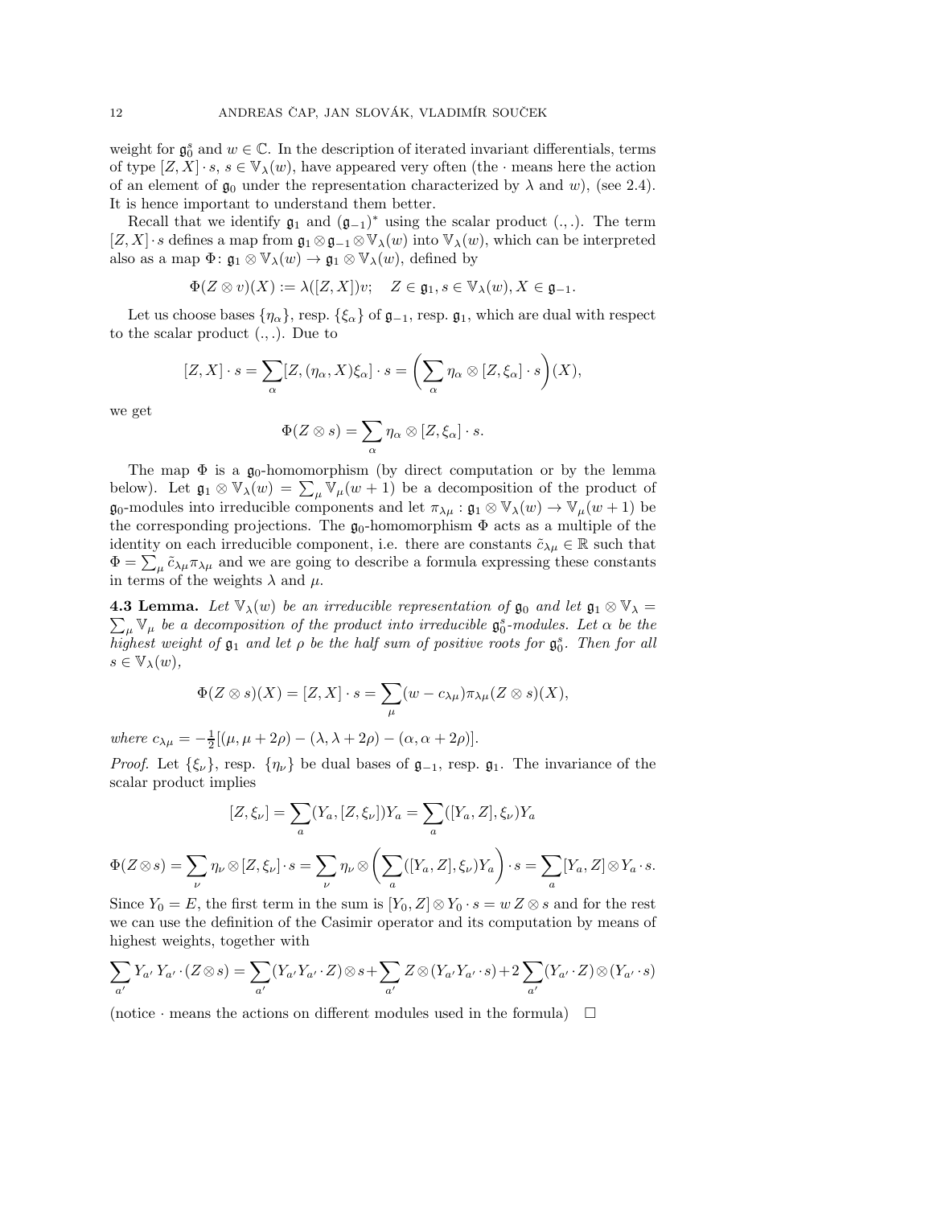weight for $\mathfrak{g}_0^s$ and $w \in \mathbb{C}$. In the description of iterated invariant differentials, terms of type $[Z, X] \cdot s$, $s \in \mathbb{V}_\lambda(w)$, have appeared very often (the $\cdot$ means here the action of an element of $\mathfrak{g}_0$ under the representation characterized by $\lambda$ and $w$), (see 2.4). It is hence important to understand them better.

Recall that we identify $\mathfrak{g}_1$ and $(\mathfrak{g}_{-1})^*$ using the scalar product $(.,.)$. The term $[Z, X] \cdot s$ defines a map from $\mathfrak{g}_1 \otimes \mathfrak{g}_{-1} \otimes \mathbb{V}_\lambda(w)$ into $\mathbb{V}_\lambda(w)$, which can be interpreted also as a map $\Phi\colon \mathfrak{g}_1 \otimes \mathbb{V}_\lambda(w) \to \mathfrak{g}_1 \otimes \mathbb{V}_\lambda(w)$, defined by

$$\Phi(Z \otimes v)(X) := \lambda([Z, X])v; \quad Z \in \mathfrak{g}_1, s \in \mathbb{V}_\lambda(w), X \in \mathfrak{g}_{-1}.$$

Let us choose bases $\{\eta_\alpha\}$, resp. $\{\xi_\alpha\}$ of $\mathfrak{g}_{-1}$, resp. $\mathfrak{g}_1$, which are dual with respect to the scalar product $(.,.)$. Due to

$$[Z, X] \cdot s = \sum_\alpha [Z, (\eta_\alpha, X)\xi_\alpha] \cdot s = \left( \sum_\alpha \eta_\alpha \otimes [Z, \xi_\alpha] \cdot s \right)(X),$$

we get

$$\Phi(Z \otimes s) = \sum_\alpha \eta_\alpha \otimes [Z, \xi_\alpha] \cdot s.$$

The map $\Phi$ is a $\mathfrak{g}_0$-homomorphism (by direct computation or by the lemma below). Let $\mathfrak{g}_1 \otimes \mathbb{V}_\lambda(w) = \sum_\mu \mathbb{V}_\mu(w+1)$ be a decomposition of the product of $\mathfrak{g}_0$-modules into irreducible components and let $\pi_{\lambda\mu} : \mathfrak{g}_1 \otimes \mathbb{V}_\lambda(w) \to \mathbb{V}_\mu(w+1)$ be the corresponding projections. The $\mathfrak{g}_0$-homomorphism $\Phi$ acts as a multiple of the identity on each irreducible component, i.e. there are constants $\tilde{c}_{\lambda\mu} \in \mathbb{R}$ such that $\Phi = \sum_\mu \tilde{c}_{\lambda\mu} \pi_{\lambda\mu}$ and we are going to describe a formula expressing these constants in terms of the weights $\lambda$ and $\mu$.

**4.3 Lemma.** *Let $\mathbb{V}_\lambda(w)$ be an irreducible representation of $\mathfrak{g}_0$ and let $\mathfrak{g}_1 \otimes \mathbb{V}_\lambda = \sum_\mu \mathbb{V}_\mu$ be a decomposition of the product into irreducible $\mathfrak{g}_0^s$-modules. Let $\alpha$ be the highest weight of $\mathfrak{g}_1$ and let $\rho$ be the half sum of positive roots for $\mathfrak{g}_0^s$. Then for all $s \in \mathbb{V}_\lambda(w)$,*

$$\Phi(Z \otimes s)(X) = [Z, X] \cdot s = \sum_\mu (w - c_{\lambda\mu}) \pi_{\lambda\mu}(Z \otimes s)(X),$$

*where $c_{\lambda\mu} = -\frac{1}{2}[(\mu, \mu + 2\rho) - (\lambda, \lambda + 2\rho) - (\alpha, \alpha + 2\rho)]$.*

*Proof.* Let $\{\xi_\nu\}$, resp. $\{\eta_\nu\}$ be dual bases of $\mathfrak{g}_{-1}$, resp. $\mathfrak{g}_1$. The invariance of the scalar product implies

$$[Z, \xi_\nu] = \sum_a (Y_a, [Z, \xi_\nu]) Y_a = \sum_a ([Y_a, Z], \xi_\nu) Y_a$$

$$\Phi(Z \otimes s) = \sum_\nu \eta_\nu \otimes [Z, \xi_\nu] \cdot s = \sum_\nu \eta_\nu \otimes \left( \sum_a ([Y_a, Z], \xi_\nu) Y_a \right) \cdot s = \sum_a [Y_a, Z] \otimes Y_a \cdot s.$$

Since $Y_0 = E$, the first term in the sum is $[Y_0, Z] \otimes Y_0 \cdot s = w\, Z \otimes s$ and for the rest we can use the definition of the Casimir operator and its computation by means of highest weights, together with

$$\sum_{a'} Y_{a'} Y_{a'} \cdot (Z \otimes s) = \sum_{a'} (Y_{a'} Y_{a'} \cdot Z) \otimes s + \sum_{a'} Z \otimes (Y_{a'} Y_{a'} \cdot s) + 2 \sum_{a'} (Y_{a'} \cdot Z) \otimes (Y_{a'} \cdot s)$$

(notice $\cdot$ means the actions on different modules used in the formula) $\square$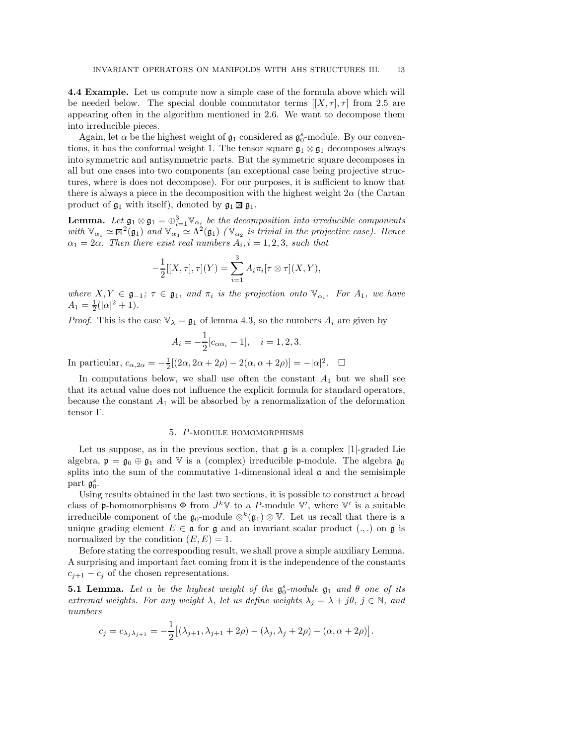**4.4 Example.** Let us compute now a simple case of the formula above which will be needed below. The special double commutator terms $[[X,\tau],\tau]$ from 2.5 are appearing often in the algorithm mentioned in 2.6. We want to decompose them into irreducible pieces.

Again, let $\alpha$ be the highest weight of $\mathfrak{g}_1$ considered as $\mathfrak{g}_0^s$-module. By our conventions, it has the conformal weight 1. The tensor square $\mathfrak{g}_1 \otimes \mathfrak{g}_1$ decomposes always into symmetric and antisymmetric parts. But the symmetric square decomposes in all but one cases into two components (an exceptional case being projective structures, where is does not decompose). For our purposes, it is sufficient to know that there is always a piece in the decomposition with the highest weight $2\alpha$ (the Cartan product of $\mathfrak{g}_1$ with itself), denoted by $\mathfrak{g}_1 \boxtimes \mathfrak{g}_1$.

**Lemma.** *Let $\mathfrak{g}_1 \otimes \mathfrak{g}_1 = \oplus_{i=1}^3 \mathbb{V}_{\alpha_i}$ be the decomposition into irreducible components with $\mathbb{V}_{\alpha_1} \simeq \boxtimes^2(\mathfrak{g}_1)$ and $\mathbb{V}_{\alpha_3} \simeq \Lambda^2(\mathfrak{g}_1)$ ($\mathbb{V}_{\alpha_2}$ is trivial in the projective case). Hence $\alpha_1 = 2\alpha$. Then there exist real numbers $A_i, i = 1,2,3$, such that*

$$-\frac{1}{2}[[X,\tau],\tau](Y) = \sum_{i=1}^{3} A_i \pi_i [\tau \otimes \tau](X,Y),$$

*where $X, Y \in \mathfrak{g}_{-1}$; $\tau \in \mathfrak{g}_1$, and $\pi_i$ is the projection onto $\mathbb{V}_{\alpha_i}$. For $A_1$, we have $A_1 = \frac{1}{2}(|\alpha|^2 + 1)$.*

*Proof.* This is the case $\mathbb{V}_\lambda = \mathfrak{g}_1$ of lemma 4.3, so the numbers $A_i$ are given by

$$A_i = -\frac{1}{2}[c_{\alpha\alpha_i} - 1], \quad i = 1,2,3.$$

In particular, $c_{\alpha,2\alpha} = -\frac{1}{2}[(2\alpha, 2\alpha + 2\rho) - 2(\alpha, \alpha + 2\rho)] = -|\alpha|^2$. $\square$

In computations below, we shall use often the constant $A_1$ but we shall see that its actual value does not influence the explicit formula for standard operators, because the constant $A_1$ will be absorbed by a renormalization of the deformation tensor $\Gamma$.

## 5. $P$-module homomorphisms

Let us suppose, as in the previous section, that $\mathfrak{g}$ is a complex $|1|$-graded Lie algebra, $\mathfrak{p} = \mathfrak{g}_0 \oplus \mathfrak{g}_1$ and $\mathbb{V}$ is a (complex) irreducible $\mathfrak{p}$-module. The algebra $\mathfrak{g}_0$ splits into the sum of the commutative 1-dimensional ideal $\mathfrak{a}$ and the semisimple part $\mathfrak{g}_0^s$.

Using results obtained in the last two sections, it is possible to construct a broad class of $\mathfrak{p}$-homomorphisms $\Phi$ from $\bar{J}^k\mathbb{V}$ to a $P$-module $\mathbb{V}'$, where $\mathbb{V}'$ is a suitable irreducible component of the $\mathfrak{g}_0$-module $\otimes^k(\mathfrak{g}_1) \otimes \mathbb{V}$. Let us recall that there is a unique grading element $E \in \mathfrak{a}$ for $\mathfrak{g}$ and an invariant scalar product $(.,.)$ on $\mathfrak{g}$ is normalized by the condition $(E,E) = 1$.

Before stating the corresponding result, we shall prove a simple auxiliary Lemma. A surprising and important fact coming from it is the independence of the constants $c_{j+1} - c_j$ of the chosen representations.

**5.1 Lemma.** *Let $\alpha$ be the highest weight of the $\mathfrak{g}_0^s$-module $\mathfrak{g}_1$ and $\theta$ one of its extremal weights. For any weight $\lambda$, let us define weights $\lambda_j = \lambda + j\theta$, $j \in \mathbb{N}$, and numbers*

$$c_j = c_{\lambda_j\lambda_{j+1}} = -\frac{1}{2}\big[(\lambda_{j+1}, \lambda_{j+1} + 2\rho) - (\lambda_j, \lambda_j + 2\rho) - (\alpha, \alpha + 2\rho)\big].$$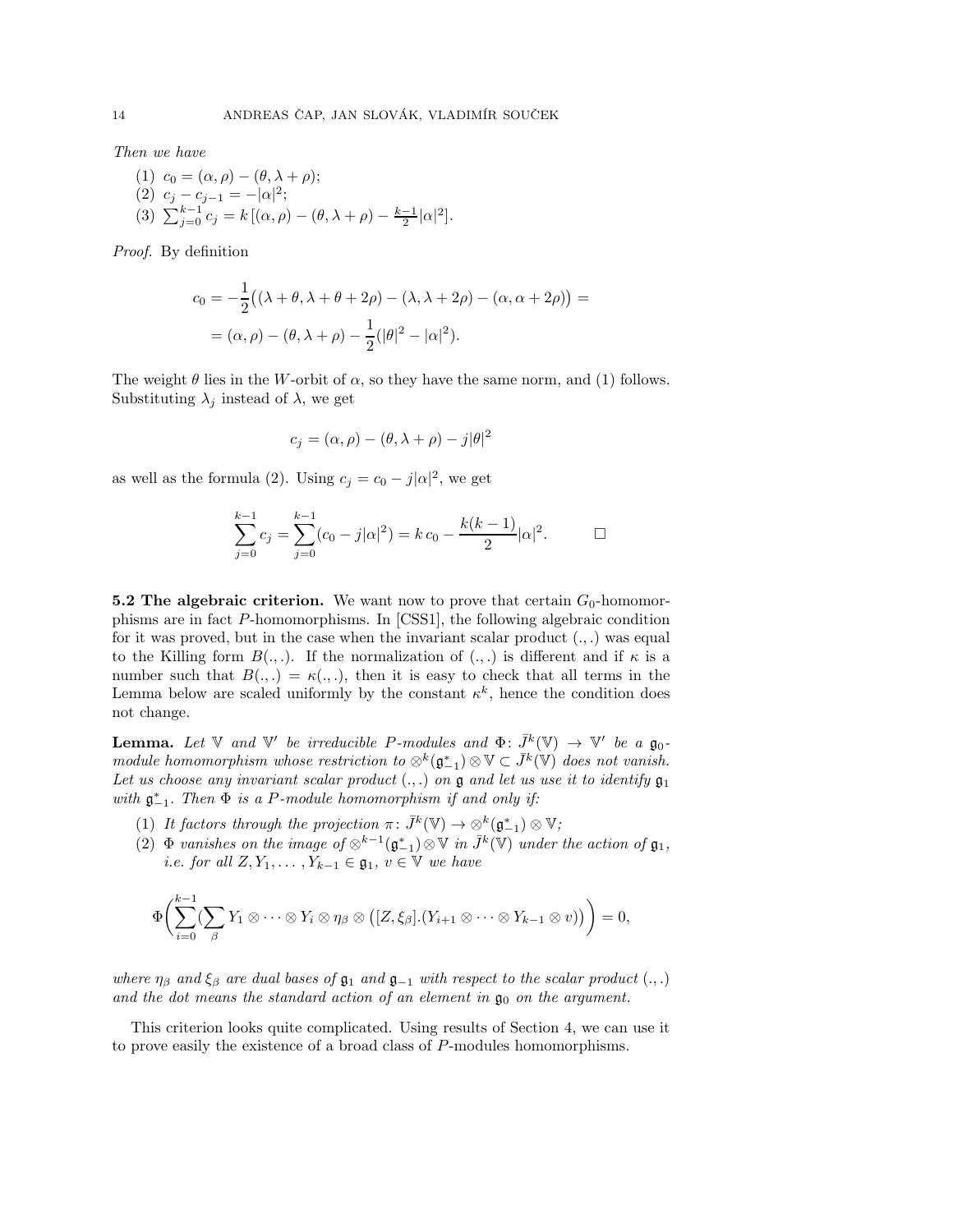*Then we have*

1. $c_0 = (\alpha, \rho) - (\theta, \lambda + \rho)$;
2. $c_j - c_{j-1} = -|\alpha|^2$;
3. $\sum_{j=0}^{k-1} c_j = k\,[(\alpha, \rho) - (\theta, \lambda + \rho) - \frac{k-1}{2}|\alpha|^2]$.

*Proof.* By definition

$$c_0 = -\frac{1}{2}\big((\lambda + \theta, \lambda + \theta + 2\rho) - (\lambda, \lambda + 2\rho) - (\alpha, \alpha + 2\rho)\big) =$$
$$= (\alpha, \rho) - (\theta, \lambda + \rho) - \frac{1}{2}(|\theta|^2 - |\alpha|^2).$$

The weight $\theta$ lies in the $W$-orbit of $\alpha$, so they have the same norm, and (1) follows. Substituting $\lambda_j$ instead of $\lambda$, we get

$$c_j = (\alpha, \rho) - (\theta, \lambda + \rho) - j|\theta|^2$$

as well as the formula (2). Using $c_j = c_0 - j|\alpha|^2$, we get

$$\sum_{j=0}^{k-1} c_j = \sum_{j=0}^{k-1} (c_0 - j|\alpha|^2) = k\,c_0 - \frac{k(k-1)}{2}|\alpha|^2. \qquad \square$$

**5.2 The algebraic criterion.** We want now to prove that certain $G_0$-homomorphisms are in fact $P$-homomorphisms. In [CSS1], the following algebraic condition for it was proved, but in the case when the invariant scalar product $(.,.)$ was equal to the Killing form $B(.,.)$. If the normalization of $(.,.)$ is different and if $\kappa$ is a number such that $B(.,.) = \kappa(.,.)$, then it is easy to check that all terms in the Lemma below are scaled uniformly by the constant $\kappa^k$, hence the condition does not change.

**Lemma.** *Let $\mathbb{V}$ and $\mathbb{V}'$ be irreducible $P$-modules and $\Phi\colon \bar{J}^k(\mathbb{V}) \to \mathbb{V}'$ be a $\mathfrak{g}_0$-module homomorphism whose restriction to $\otimes^k(\mathfrak{g}_{-1}^*) \otimes \mathbb{V} \subset \bar{J}^k(\mathbb{V})$ does not vanish. Let us choose any invariant scalar product $(.,.)$ on $\mathfrak{g}$ and let us use it to identify $\mathfrak{g}_1$ with $\mathfrak{g}_{-1}^*$. Then $\Phi$ is a $P$-module homomorphism if and only if:*

1. *It factors through the projection $\pi\colon \bar{J}^k(\mathbb{V}) \to \otimes^k(\mathfrak{g}_{-1}^*) \otimes \mathbb{V}$;*
2. *$\Phi$ vanishes on the image of $\otimes^{k-1}(\mathfrak{g}_{-1}^*) \otimes \mathbb{V}$ in $\bar{J}^k(\mathbb{V})$ under the action of $\mathfrak{g}_1$, i.e. for all $Z, Y_1, \dots, Y_{k-1} \in \mathfrak{g}_1$, $v \in \mathbb{V}$ we have*

$$\Phi\bigg(\sum_{i=0}^{k-1}\big(\sum_{\beta} Y_1 \otimes \cdots \otimes Y_i \otimes \eta_\beta \otimes \big([Z, \xi_\beta].(Y_{i+1} \otimes \cdots \otimes Y_{k-1} \otimes v)\big)\bigg) = 0,$$

*where $\eta_\beta$ and $\xi_\beta$ are dual bases of $\mathfrak{g}_1$ and $\mathfrak{g}_{-1}$ with respect to the scalar product $(.,.)$ and the dot means the standard action of an element in $\mathfrak{g}_0$ on the argument.*

This criterion looks quite complicated. Using results of Section 4, we can use it to prove easily the existence of a broad class of $P$-modules homomorphisms.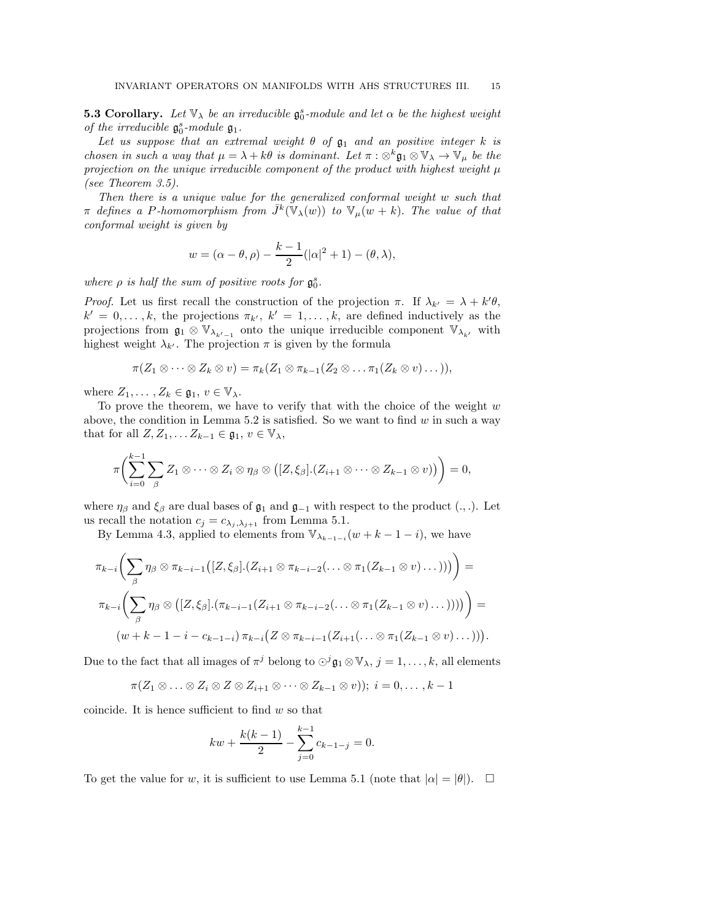**5.3 Corollary.** *Let $\mathbb{V}_\lambda$ be an irreducible $\mathfrak{g}_0^s$-module and let $\alpha$ be the highest weight of the irreducible $\mathfrak{g}_0^s$-module $\mathfrak{g}_1$.*

*Let us suppose that an extremal weight $\theta$ of $\mathfrak{g}_1$ and an positive integer $k$ is chosen in such a way that $\mu = \lambda + k\theta$ is dominant. Let $\pi : \otimes^k \mathfrak{g}_1 \otimes \mathbb{V}_\lambda \to \mathbb{V}_\mu$ be the projection on the unique irreducible component of the product with highest weight $\mu$ (see Theorem 3.5).*

*Then there is a unique value for the generalized conformal weight $w$ such that $\pi$ defines a $P$-homomorphism from $\bar{J}^k(\mathbb{V}_\lambda(w))$ to $\mathbb{V}_\mu(w+k)$. The value of that conformal weight is given by*

$$w = (\alpha - \theta, \rho) - \frac{k-1}{2}(|\alpha|^2 + 1) - (\theta, \lambda),$$

*where $\rho$ is half the sum of positive roots for $\mathfrak{g}_0^s$.*

*Proof.* Let us first recall the construction of the projection $\pi$. If $\lambda_{k'} = \lambda + k'\theta$, $k' = 0, \dots, k$, the projections $\pi_{k'}$, $k' = 1, \dots, k$, are defined inductively as the projections from $\mathfrak{g}_1 \otimes \mathbb{V}_{\lambda_{k'-1}}$ onto the unique irreducible component $\mathbb{V}_{\lambda_{k'}}$ with highest weight $\lambda_{k'}$. The projection $\pi$ is given by the formula

$$\pi(Z_1 \otimes \dots \otimes Z_k \otimes v) = \pi_k(Z_1 \otimes \pi_{k-1}(Z_2 \otimes \dots \pi_1(Z_k \otimes v) \dots)),$$

where $Z_1, \dots, Z_k \in \mathfrak{g}_1$, $v \in \mathbb{V}_\lambda$.

To prove the theorem, we have to verify that with the choice of the weight $w$ above, the condition in Lemma 5.2 is satisfied. So we want to find $w$ in such a way that for all $Z, Z_1, \dots Z_{k-1} \in \mathfrak{g}_1$, $v \in \mathbb{V}_\lambda$,

$$\pi\Big( \sum_{i=0}^{k-1} \sum_\beta Z_1 \otimes \dots \otimes Z_i \otimes \eta_\beta \otimes \big([Z, \xi_\beta].(Z_{i+1} \otimes \dots \otimes Z_{k-1} \otimes v)\big) \Big) = 0,$$

where $\eta_\beta$ and $\xi_\beta$ are dual bases of $\mathfrak{g}_1$ and $\mathfrak{g}_{-1}$ with respect to the product $(.,.)$. Let us recall the notation $c_j = c_{\lambda_j, \lambda_{j+1}}$ from Lemma 5.1.

By Lemma 4.3, applied to elements from $\mathbb{V}_{\lambda_{k-1-i}}(w + k - 1 - i)$, we have

$$\begin{aligned}
&\pi_{k-i}\Big( \sum_\beta \eta_\beta \otimes \pi_{k-i-1}\big([Z, \xi_\beta].(Z_{i+1} \otimes \pi_{k-i-2}(\dots \otimes \pi_1(Z_{k-1} \otimes v) \dots))\big) \Big) = \\
&\pi_{k-i}\Big( \sum_\beta \eta_\beta \otimes \big([Z, \xi_\beta].(\pi_{k-i-1}(Z_{i+1} \otimes \pi_{k-i-2}(\dots \otimes \pi_1(Z_{k-1} \otimes v) \dots)))\big) \Big) = \\
&\quad (w + k - 1 - i - c_{k-1-i})\, \pi_{k-i}\big(Z \otimes \pi_{k-i-1}(Z_{i+1}(\dots \otimes \pi_1(Z_{k-1} \otimes v) \dots))\big).
\end{aligned}$$

Due to the fact that all images of $\pi^j$ belong to $\odot^j \mathfrak{g}_1 \otimes \mathbb{V}_\lambda$, $j = 1, \dots, k$, all elements

$$\pi(Z_1 \otimes \dots \otimes Z_i \otimes Z \otimes Z_{i+1} \otimes \dots \otimes Z_{k-1} \otimes v)); \; i = 0, \dots, k-1$$

coincide. It is hence sufficient to find $w$ so that

$$kw + \frac{k(k-1)}{2} - \sum_{j=0}^{k-1} c_{k-1-j} = 0.$$

To get the value for $w$, it is sufficient to use Lemma 5.1 (note that $|\alpha| = |\theta|$). $\square$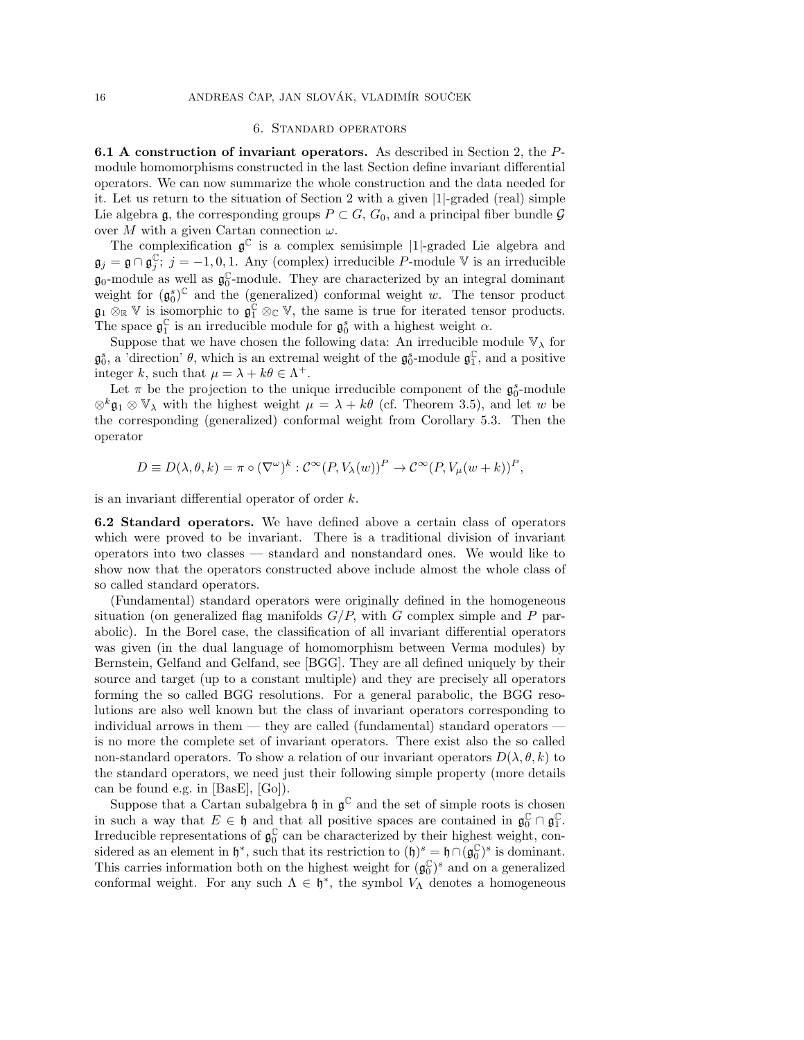## 6. Standard operators

**6.1 A construction of invariant operators.** As described in Section 2, the $P$-module homomorphisms constructed in the last Section define invariant differential operators. We can now summarize the whole construction and the data needed for it. Let us return to the situation of Section 2 with a given $|1|$-graded (real) simple Lie algebra $\mathfrak{g}$, the corresponding groups $P \subset G$, $G_0$, and a principal fiber bundle $\mathcal{G}$ over $M$ with a given Cartan connection $\omega$.

The complexification $\mathfrak{g}^{\mathbb{C}}$ is a complex semisimple $|1|$-graded Lie algebra and $\mathfrak{g}_j = \mathfrak{g} \cap \mathfrak{g}_j^{\mathbb{C}}$; $j = -1, 0, 1$. Any (complex) irreducible $P$-module $\mathbb{V}$ is an irreducible $\mathfrak{g}_0$-module as well as $\mathfrak{g}_0^{\mathbb{C}}$-module. They are characterized by an integral dominant weight for $(\mathfrak{g}_0^s)^{\mathbb{C}}$ and the (generalized) conformal weight $w$. The tensor product $\mathfrak{g}_1 \otimes_{\mathbb{R}} \mathbb{V}$ is isomorphic to $\mathfrak{g}_1^{\mathbb{C}} \otimes_{\mathbb{C}} \mathbb{V}$, the same is true for iterated tensor products. The space $\mathfrak{g}_1^{\mathbb{C}}$ is an irreducible module for $\mathfrak{g}_0^s$ with a highest weight $\alpha$.

Suppose that we have chosen the following data: An irreducible module $\mathbb{V}_\lambda$ for $\mathfrak{g}_0^s$, a 'direction' $\theta$, which is an extremal weight of the $\mathfrak{g}_0^s$-module $\mathfrak{g}_1^{\mathbb{C}}$, and a positive integer $k$, such that $\mu = \lambda + k\theta \in \Lambda^+$.

Let $\pi$ be the projection to the unique irreducible component of the $\mathfrak{g}_0^s$-module $\otimes^k \mathfrak{g}_1 \otimes \mathbb{V}_\lambda$ with the highest weight $\mu = \lambda + k\theta$ (cf. Theorem 3.5), and let $w$ be the corresponding (generalized) conformal weight from Corollary 5.3. Then the operator

$$D \equiv D(\lambda, \theta, k) = \pi \circ (\nabla^\omega)^k : \mathcal{C}^\infty(P, V_\lambda(w))^P \to \mathcal{C}^\infty(P, V_\mu(w+k))^P,$$

is an invariant differential operator of order $k$.

**6.2 Standard operators.** We have defined above a certain class of operators which were proved to be invariant. There is a traditional division of invariant operators into two classes — standard and nonstandard ones. We would like to show now that the operators constructed above include almost the whole class of so called standard operators.

(Fundamental) standard operators were originally defined in the homogeneous situation (on generalized flag manifolds $G/P$, with $G$ complex simple and $P$ parabolic). In the Borel case, the classification of all invariant differential operators was given (in the dual language of homomorphism between Verma modules) by Bernstein, Gelfand and Gelfand, see [BGG]. They are all defined uniquely by their source and target (up to a constant multiple) and they are precisely all operators forming the so called BGG resolutions. For a general parabolic, the BGG resolutions are also well known but the class of invariant operators corresponding to individual arrows in them — they are called (fundamental) standard operators — is no more the complete set of invariant operators. There exist also the so called non-standard operators. To show a relation of our invariant operators $D(\lambda, \theta, k)$ to the standard operators, we need just their following simple property (more details can be found e.g. in [BasE], [Go]).

Suppose that a Cartan subalgebra $\mathfrak{h}$ in $\mathfrak{g}^{\mathbb{C}}$ and the set of simple roots is chosen in such a way that $E \in \mathfrak{h}$ and that all positive spaces are contained in $\mathfrak{g}_0^{\mathbb{C}} \cap \mathfrak{g}_1^{\mathbb{C}}$. Irreducible representations of $\mathfrak{g}_0^{\mathbb{C}}$ can be characterized by their highest weight, considered as an element in $\mathfrak{h}^*$, such that its restriction to $(\mathfrak{h})^s = \mathfrak{h} \cap (\mathfrak{g}_0^{\mathbb{C}})^s$ is dominant. This carries information both on the highest weight for $(\mathfrak{g}_0^{\mathbb{C}})^s$ and on a generalized conformal weight. For any such $\Lambda \in \mathfrak{h}^*$, the symbol $V_\Lambda$ denotes a homogeneous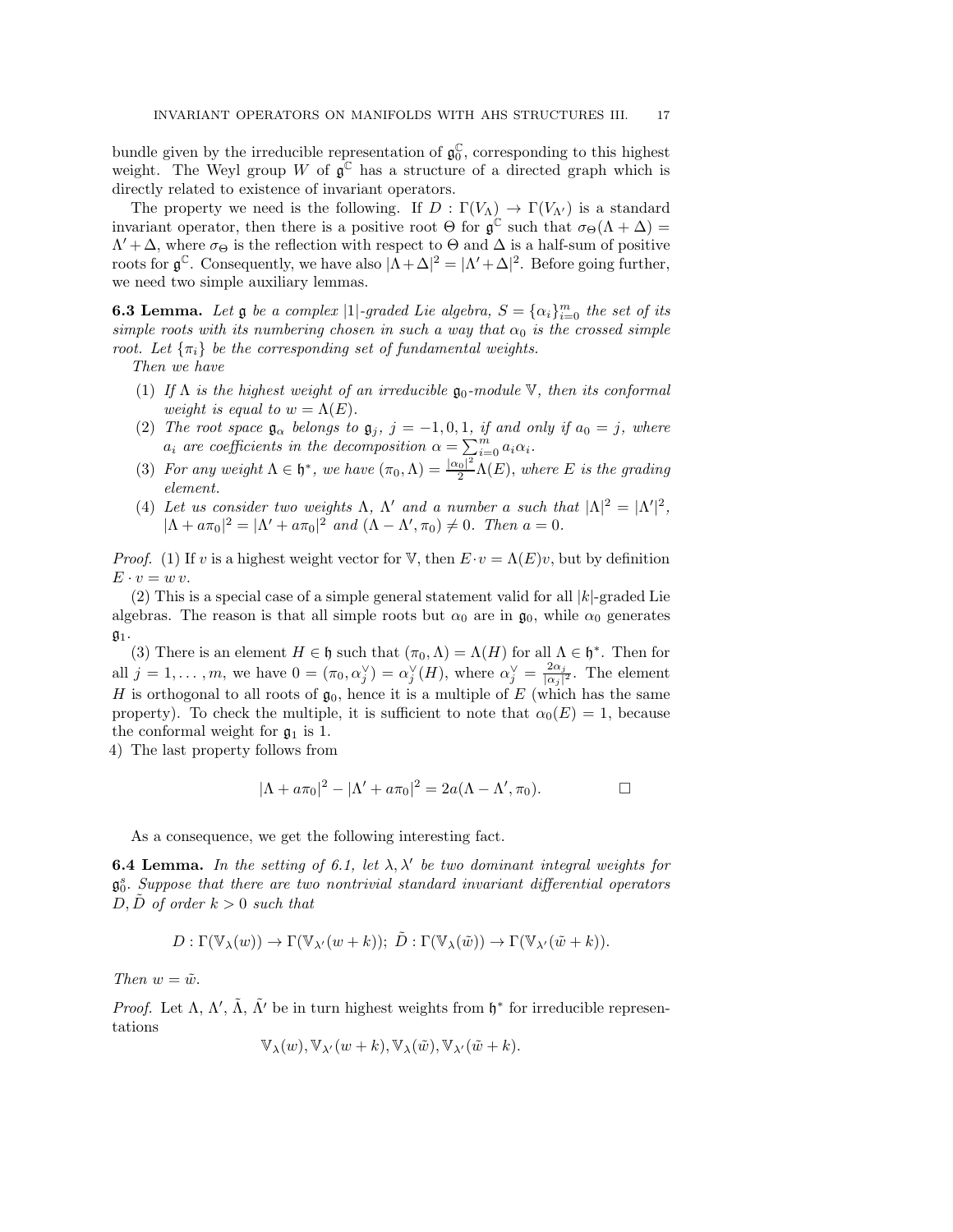bundle given by the irreducible representation of $\mathfrak{g}_0^{\mathbb{C}}$, corresponding to this highest weight. The Weyl group $W$ of $\mathfrak{g}^{\mathbb{C}}$ has a structure of a directed graph which is directly related to existence of invariant operators.

The property we need is the following. If $D : \Gamma(V_\Lambda) \to \Gamma(V_{\Lambda'})$ is a standard invariant operator, then there is a positive root $\Theta$ for $\mathfrak{g}^{\mathbb{C}}$ such that $\sigma_\Theta(\Lambda + \Delta) = \Lambda' + \Delta$, where $\sigma_\Theta$ is the reflection with respect to $\Theta$ and $\Delta$ is a half-sum of positive roots for $\mathfrak{g}^{\mathbb{C}}$. Consequently, we have also $|\Lambda + \Delta|^2 = |\Lambda' + \Delta|^2$. Before going further, we need two simple auxiliary lemmas.

**6.3 Lemma.** *Let $\mathfrak{g}$ be a complex $|1|$-graded Lie algebra, $S = \{\alpha_i\}_{i=0}^m$ the set of its simple roots with its numbering chosen in such a way that $\alpha_0$ is the crossed simple root. Let $\{\pi_i\}$ be the corresponding set of fundamental weights.*

*Then we have*

1. *If $\Lambda$ is the highest weight of an irreducible $\mathfrak{g}_0$-module $\mathbb{V}$, then its conformal weight is equal to $w = \Lambda(E)$.*
2. *The root space $\mathfrak{g}_\alpha$ belongs to $\mathfrak{g}_j$, $j = -1, 0, 1$, if and only if $a_0 = j$, where $a_i$ are coefficients in the decomposition $\alpha = \sum_{i=0}^m a_i \alpha_i$.*
3. *For any weight $\Lambda \in \mathfrak{h}^*$, we have $(\pi_0, \Lambda) = \frac{|\alpha_0|^2}{2}\Lambda(E)$, where $E$ is the grading element.*
4. *Let us consider two weights $\Lambda$, $\Lambda'$ and a number $a$ such that $|\Lambda|^2 = |\Lambda'|^2$, $|\Lambda + a\pi_0|^2 = |\Lambda' + a\pi_0|^2$ and $(\Lambda - \Lambda', \pi_0) \neq 0$. Then $a = 0$.*

*Proof.* (1) If $v$ is a highest weight vector for $\mathbb{V}$, then $E \cdot v = \Lambda(E)v$, but by definition $E \cdot v = w\, v$.

(2) This is a special case of a simple general statement valid for all $|k|$-graded Lie algebras. The reason is that all simple roots but $\alpha_0$ are in $\mathfrak{g}_0$, while $\alpha_0$ generates $\mathfrak{g}_1$.

(3) There is an element $H \in \mathfrak{h}$ such that $(\pi_0, \Lambda) = \Lambda(H)$ for all $\Lambda \in \mathfrak{h}^*$. Then for all $j = 1, \dots, m$, we have $0 = (\pi_0, \alpha_j^\vee) = \alpha_j^\vee(H)$, where $\alpha_j^\vee = \frac{2\alpha_j}{|\alpha_j|^2}$. The element $H$ is orthogonal to all roots of $\mathfrak{g}_0$, hence it is a multiple of $E$ (which has the same property). To check the multiple, it is sufficient to note that $\alpha_0(E) = 1$, because the conformal weight for $\mathfrak{g}_1$ is 1.

4) The last property follows from

$$|\Lambda + a\pi_0|^2 - |\Lambda' + a\pi_0|^2 = 2a(\Lambda - \Lambda', \pi_0). \qquad \square$$

As a consequence, we get the following interesting fact.

**6.4 Lemma.** *In the setting of 6.1, let $\lambda, \lambda'$ be two dominant integral weights for $\mathfrak{g}_0^s$. Suppose that there are two nontrivial standard invariant differential operators $D, \tilde{D}$ of order $k > 0$ such that*

$$D : \Gamma(\mathbb{V}_\lambda(w)) \to \Gamma(\mathbb{V}_{\lambda'}(w + k));\ \tilde{D} : \Gamma(\mathbb{V}_\lambda(\tilde{w})) \to \Gamma(\mathbb{V}_{\lambda'}(\tilde{w} + k)).$$

*Then $w = \tilde{w}$.*

*Proof.* Let $\Lambda$, $\Lambda'$, $\tilde{\Lambda}$, $\tilde{\Lambda}'$ be in turn highest weights from $\mathfrak{h}^*$ for irreducible representations

$$\mathbb{V}_\lambda(w), \mathbb{V}_{\lambda'}(w + k), \mathbb{V}_\lambda(\tilde{w}), \mathbb{V}_{\lambda'}(\tilde{w} + k).$$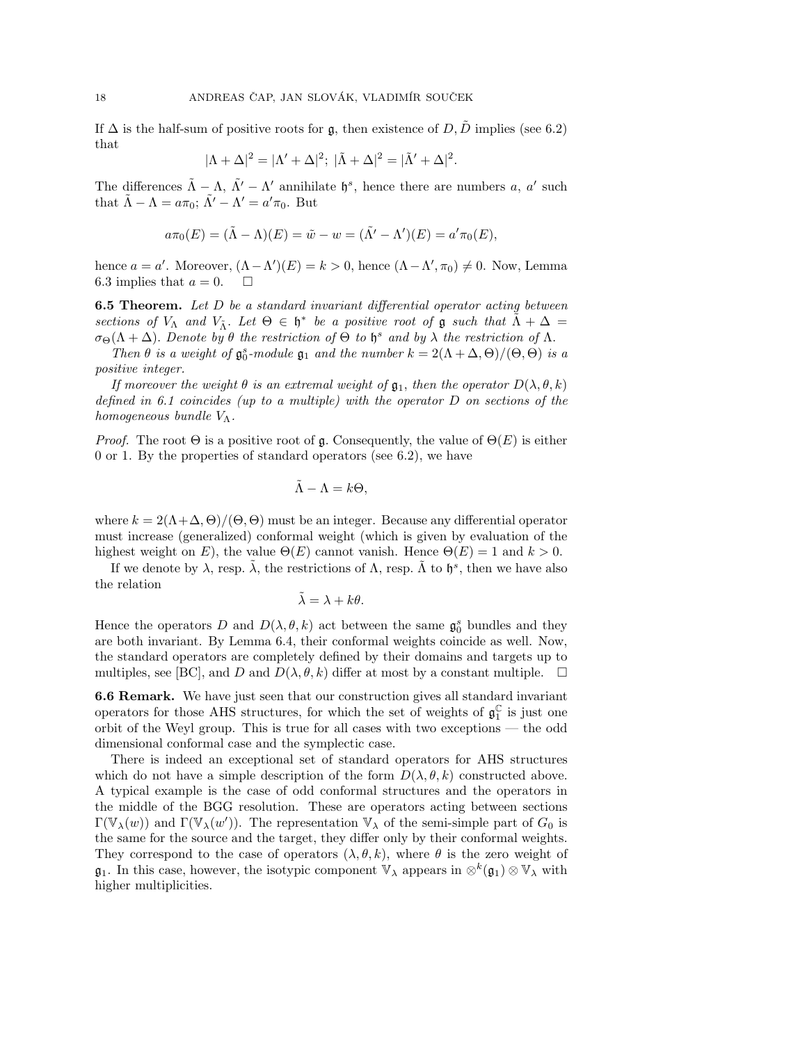If $\Delta$ is the half-sum of positive roots for $\mathfrak{g}$, then existence of $D, \tilde{D}$ implies (see 6.2) that

$$|\Lambda + \Delta|^2 = |\Lambda' + \Delta|^2; \ |\tilde{\Lambda} + \Delta|^2 = |\tilde{\Lambda}' + \Delta|^2.$$

The differences $\tilde{\Lambda} - \Lambda$, $\tilde{\Lambda}' - \Lambda'$ annihilate $\mathfrak{h}^s$, hence there are numbers $a$, $a'$ such that $\tilde{\Lambda} - \Lambda = a\pi_0$; $\tilde{\Lambda}' - \Lambda' = a'\pi_0$. But

$$a\pi_0(E) = (\tilde{\Lambda} - \Lambda)(E) = \tilde{w} - w = (\tilde{\Lambda}' - \Lambda')(E) = a'\pi_0(E),$$

hence $a = a'$. Moreover, $(\Lambda - \Lambda')(E) = k > 0$, hence $(\Lambda - \Lambda', \pi_0) \neq 0$. Now, Lemma 6.3 implies that $a = 0$. $\square$

**6.5 Theorem.** *Let $D$ be a standard invariant differential operator acting between sections of $V_\Lambda$ and $V_{\tilde{\Lambda}}$. Let $\Theta \in \mathfrak{h}^*$ be a positive root of $\mathfrak{g}$ such that $\tilde{\Lambda} + \Delta = \sigma_\Theta(\Lambda + \Delta)$. Denote by $\theta$ the restriction of $\Theta$ to $\mathfrak{h}^s$ and by $\lambda$ the restriction of $\Lambda$.*

*Then $\theta$ is a weight of $\mathfrak{g}_0^s$-module $\mathfrak{g}_1$ and the number $k = 2(\Lambda + \Delta, \Theta)/(\Theta, \Theta)$ is a positive integer.*

*If moreover the weight $\theta$ is an extremal weight of $\mathfrak{g}_1$, then the operator $D(\lambda, \theta, k)$ defined in 6.1 coincides (up to a multiple) with the operator $D$ on sections of the homogeneous bundle $V_\Lambda$.*

*Proof.* The root $\Theta$ is a positive root of $\mathfrak{g}$. Consequently, the value of $\Theta(E)$ is either 0 or 1. By the properties of standard operators (see 6.2), we have

$$\tilde{\Lambda} - \Lambda = k\Theta,$$

where $k = 2(\Lambda + \Delta, \Theta)/(\Theta, \Theta)$ must be an integer. Because any differential operator must increase (generalized) conformal weight (which is given by evaluation of the highest weight on $E$), the value $\Theta(E)$ cannot vanish. Hence $\Theta(E) = 1$ and $k > 0$.

If we denote by $\lambda$, resp. $\tilde{\lambda}$, the restrictions of $\Lambda$, resp. $\tilde{\Lambda}$ to $\mathfrak{h}^s$, then we have also the relation

$$\tilde{\lambda} = \lambda + k\theta.$$

Hence the operators $D$ and $D(\lambda, \theta, k)$ act between the same $\mathfrak{g}_0^s$ bundles and they are both invariant. By Lemma 6.4, their conformal weights coincide as well. Now, the standard operators are completely defined by their domains and targets up to multiples, see [BC], and $D$ and $D(\lambda, \theta, k)$ differ at most by a constant multiple. $\square$

**6.6 Remark.** We have just seen that our construction gives all standard invariant operators for those AHS structures, for which the set of weights of $\mathfrak{g}_1^{\mathbb{C}}$ is just one orbit of the Weyl group. This is true for all cases with two exceptions — the odd dimensional conformal case and the symplectic case.

There is indeed an exceptional set of standard operators for AHS structures which do not have a simple description of the form $D(\lambda, \theta, k)$ constructed above. A typical example is the case of odd conformal structures and the operators in the middle of the BGG resolution. These are operators acting between sections $\Gamma(\mathbb{V}_\lambda(w))$ and $\Gamma(\mathbb{V}_\lambda(w'))$. The representation $\mathbb{V}_\lambda$ of the semi-simple part of $G_0$ is the same for the source and the target, they differ only by their conformal weights. They correspond to the case of operators $(\lambda, \theta, k)$, where $\theta$ is the zero weight of $\mathfrak{g}_1$. In this case, however, the isotypic component $\mathbb{V}_\lambda$ appears in $\otimes^k(\mathfrak{g}_1) \otimes \mathbb{V}_\lambda$ with higher multiplicities.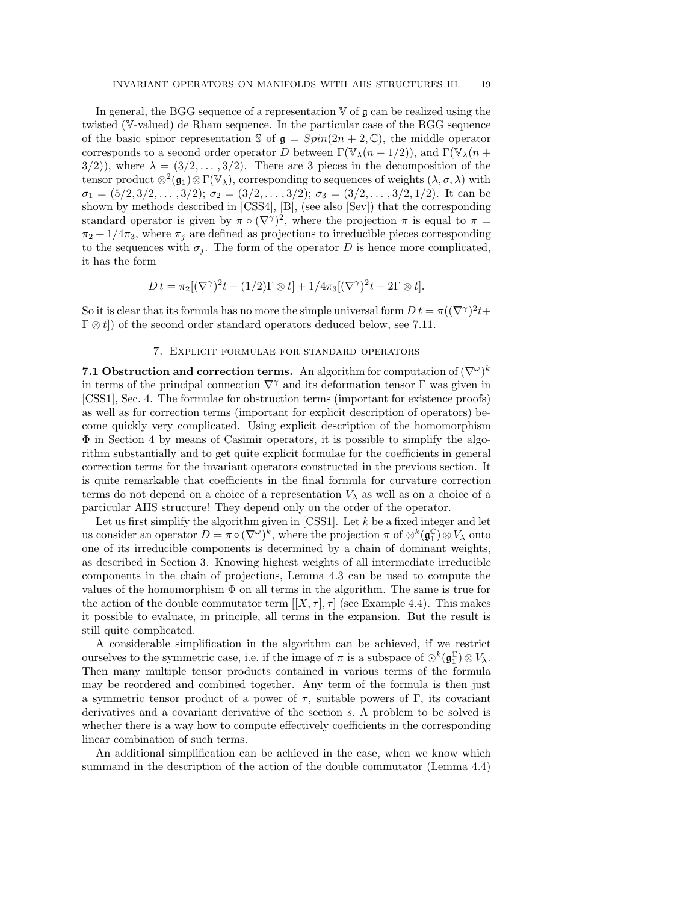In general, the BGG sequence of a representation $\mathbb{V}$ of $\mathfrak{g}$ can be realized using the twisted ($\mathbb{V}$-valued) de Rham sequence. In the particular case of the BGG sequence of the basic spinor representation $\mathbb{S}$ of $\mathfrak{g} = Spin(2n+2, \mathbb{C})$, the middle operator corresponds to a second order operator $D$ between $\Gamma(\mathbb{V}_\lambda(n-1/2))$, and $\Gamma(\mathbb{V}_\lambda(n+3/2))$, where $\lambda = (3/2, \dots, 3/2)$. There are 3 pieces in the decomposition of the tensor product $\otimes^2(\mathfrak{g}_1) \otimes \Gamma(\mathbb{V}_\lambda)$, corresponding to sequences of weights $(\lambda, \sigma, \lambda)$ with $\sigma_1 = (5/2, 3/2, \dots, 3/2)$; $\sigma_2 = (3/2, \dots, 3/2)$; $\sigma_3 = (3/2, \dots, 3/2, 1/2)$. It can be shown by methods described in [CSS4], [B], (see also [Sev]) that the corresponding standard operator is given by $\pi \circ (\nabla^\gamma)^2$, where the projection $\pi$ is equal to $\pi = \pi_2 + 1/4\pi_3$, where $\pi_j$ are defined as projections to irreducible pieces corresponding to the sequences with $\sigma_j$. The form of the operator $D$ is hence more complicated, it has the form

$$D\, t = \pi_2[(\nabla^\gamma)^2 t - (1/2)\Gamma \otimes t] + 1/4\pi_3[(\nabla^\gamma)^2 t - 2\Gamma \otimes t].$$

So it is clear that its formula has no more the simple universal form $D\, t = \pi((\nabla^\gamma)^2 t + \Gamma \otimes t])$ of the second order standard operators deduced below, see 7.11.

## 7. Explicit formulae for standard operators

**7.1 Obstruction and correction terms.** An algorithm for computation of $(\nabla^\omega)^k$ in terms of the principal connection $\nabla^\gamma$ and its deformation tensor $\Gamma$ was given in [CSS1], Sec. 4. The formulae for obstruction terms (important for existence proofs) as well as for correction terms (important for explicit description of operators) become quickly very complicated. Using explicit description of the homomorphism $\Phi$ in Section 4 by means of Casimir operators, it is possible to simplify the algorithm substantially and to get quite explicit formulae for the coefficients in general correction terms for the invariant operators constructed in the previous section. It is quite remarkable that coefficients in the final formula for curvature correction terms do not depend on a choice of a representation $V_\lambda$ as well as on a choice of a particular AHS structure! They depend only on the order of the operator.

Let us first simplify the algorithm given in [CSS1]. Let $k$ be a fixed integer and let us consider an operator $D = \pi \circ (\nabla^\omega)^k$, where the projection $\pi$ of $\otimes^k(\mathfrak{g}_1^{\mathbb{C}}) \otimes V_\lambda$ onto one of its irreducible components is determined by a chain of dominant weights, as described in Section 3. Knowing highest weights of all intermediate irreducible components in the chain of projections, Lemma 4.3 can be used to compute the values of the homomorphism $\Phi$ on all terms in the algorithm. The same is true for the action of the double commutator term $[[X, \tau], \tau]$ (see Example 4.4). This makes it possible to evaluate, in principle, all terms in the expansion. But the result is still quite complicated.

A considerable simplification in the algorithm can be achieved, if we restrict ourselves to the symmetric case, i.e. if the image of $\pi$ is a subspace of $\odot^k(\mathfrak{g}_1^{\mathbb{C}}) \otimes V_\lambda$. Then many multiple tensor products contained in various terms of the formula may be reordered and combined together. Any term of the formula is then just a symmetric tensor product of a power of $\tau$, suitable powers of $\Gamma$, its covariant derivatives and a covariant derivative of the section $s$. A problem to be solved is whether there is a way how to compute effectively coefficients in the corresponding linear combination of such terms.

An additional simplification can be achieved in the case, when we know which summand in the description of the action of the double commutator (Lemma 4.4)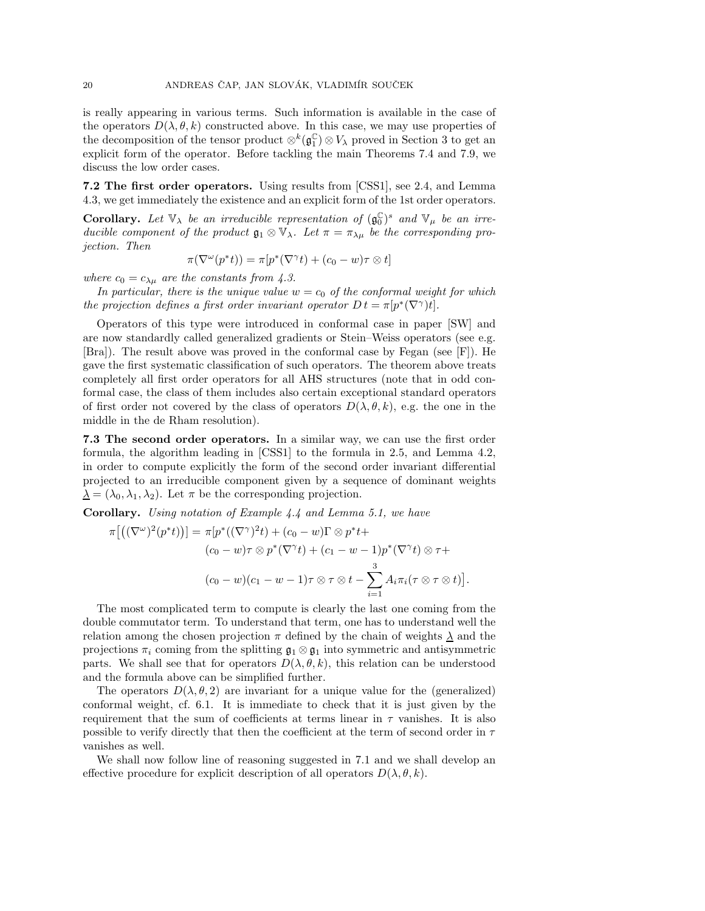is really appearing in various terms. Such information is available in the case of the operators $D(\lambda, \theta, k)$ constructed above. In this case, we may use properties of the decomposition of the tensor product $\otimes^k(\mathfrak{g}_1^{\mathbb{C}}) \otimes V_\lambda$ proved in Section 3 to get an explicit form of the operator. Before tackling the main Theorems 7.4 and 7.9, we discuss the low order cases.

**7.2 The first order operators.** Using results from [CSS1], see 2.4, and Lemma 4.3, we get immediately the existence and an explicit form of the 1st order operators.

**Corollary.** *Let $\mathbb{V}_\lambda$ be an irreducible representation of $(\mathfrak{g}_0^{\mathbb{C}})^s$ and $\mathbb{V}_\mu$ be an irreducible component of the product $\mathfrak{g}_1 \otimes \mathbb{V}_\lambda$. Let $\pi = \pi_{\lambda\mu}$ be the corresponding projection. Then*

$$\pi(\nabla^\omega(p^* t)) = \pi[p^*(\nabla^\gamma t) + (c_0 - w)\tau \otimes t]$$

*where $c_0 = c_{\lambda\mu}$ are the constants from 4.3.*

*In particular, there is the unique value $w = c_0$ of the conformal weight for which the projection defines a first order invariant operator $D\,t = \pi[p^*(\nabla^\gamma)t]$.*

Operators of this type were introduced in conformal case in paper [SW] and are now standardly called generalized gradients or Stein–Weiss operators (see e.g. [Bra]). The result above was proved in the conformal case by Fegan (see [F]). He gave the first systematic classification of such operators. The theorem above treats completely all first order operators for all AHS structures (note that in odd conformal case, the class of them includes also certain exceptional standard operators of first order not covered by the class of operators $D(\lambda, \theta, k)$, e.g. the one in the middle in the de Rham resolution).

**7.3 The second order operators.** In a similar way, we can use the first order formula, the algorithm leading in [CSS1] to the formula in 2.5, and Lemma 4.2, in order to compute explicitly the form of the second order invariant differential projected to an irreducible component given by a sequence of dominant weights $\underline{\lambda} = (\lambda_0, \lambda_1, \lambda_2)$. Let $\pi$ be the corresponding projection.

**Corollary.** *Using notation of Example 4.4 and Lemma 5.1, we have*

$$\begin{aligned}
\pi\big[\big((\nabla^\omega)^2(p^* t)\big)\big] = \pi[&p^*((\nabla^\gamma)^2 t) + (c_0 - w)\Gamma \otimes p^* t + \\
&(c_0 - w)\tau \otimes p^*(\nabla^\gamma t) + (c_1 - w - 1)p^*(\nabla^\gamma t) \otimes \tau + \\
&(c_0 - w)(c_1 - w - 1)\tau \otimes \tau \otimes t - \sum_{i=1}^{3} A_i \pi_i(\tau \otimes \tau \otimes t)\big].
\end{aligned}$$

The most complicated term to compute is clearly the last one coming from the double commutator term. To understand that term, one has to understand well the relation among the chosen projection $\pi$ defined by the chain of weights $\underline{\lambda}$ and the projections $\pi_i$ coming from the splitting $\mathfrak{g}_1 \otimes \mathfrak{g}_1$ into symmetric and antisymmetric parts. We shall see that for operators $D(\lambda, \theta, k)$, this relation can be understood and the formula above can be simplified further.

The operators $D(\lambda, \theta, 2)$ are invariant for a unique value for the (generalized) conformal weight, cf. 6.1. It is immediate to check that it is just given by the requirement that the sum of coefficients at terms linear in $\tau$ vanishes. It is also possible to verify directly that then the coefficient at the term of second order in $\tau$ vanishes as well.

We shall now follow line of reasoning suggested in 7.1 and we shall develop an effective procedure for explicit description of all operators $D(\lambda, \theta, k)$.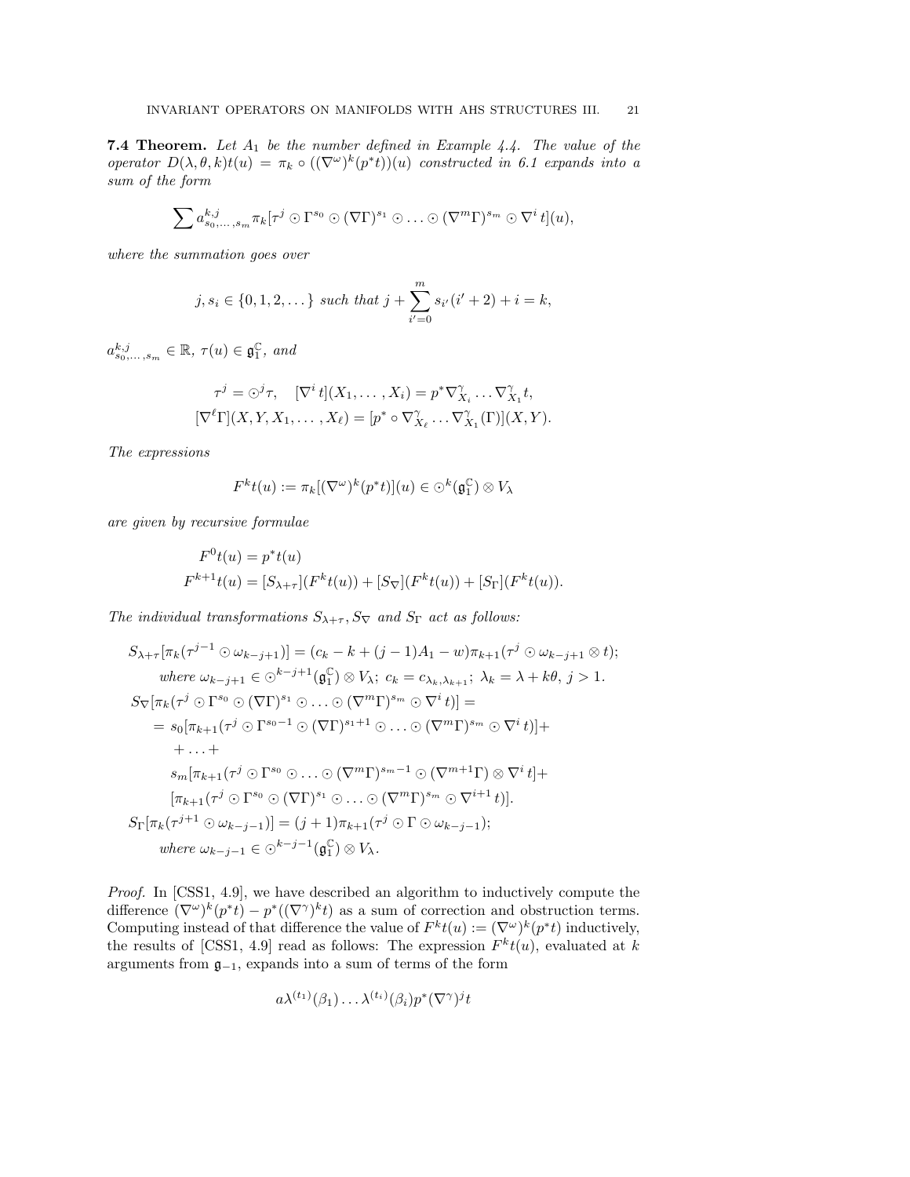**7.4 Theorem.** *Let $A_1$ be the number defined in Example 4.4. The value of the operator $D(\lambda,\theta,k)t(u) = \pi_k \circ ((\nabla^\omega)^k(p^*t))(u)$ constructed in 6.1 expands into a sum of the form*

$$\sum a^{k,j}_{s_0,\dots,s_m} \pi_k[\tau^j \odot \Gamma^{s_0} \odot (\nabla\Gamma)^{s_1} \odot \dots \odot (\nabla^m\Gamma)^{s_m} \odot \nabla^i t](u),$$

*where the summation goes over*

$$j, s_i \in \{0,1,2,\dots\} \text{ such that } j + \sum_{i'=0}^{m} s_{i'}(i'+2) + i = k,$$

*$a^{k,j}_{s_0,\dots,s_m} \in \mathbb{R}$, $\tau(u) \in \mathfrak{g}_1^{\mathbb{C}}$, and*

$$\tau^j = \odot^j \tau, \quad [\nabla^i t](X_1,\dots,X_i) = p^*\nabla^\gamma_{X_i}\dots\nabla^\gamma_{X_1}t,$$
$$[\nabla^\ell \Gamma](X,Y,X_1,\dots,X_\ell) = [p^* \circ \nabla^\gamma_{X_\ell}\dots\nabla^\gamma_{X_1}(\Gamma)](X,Y).$$

*The expressions*

$$F^k t(u) := \pi_k[(\nabla^\omega)^k(p^*t)](u) \in \odot^k(\mathfrak{g}_1^{\mathbb{C}}) \otimes V_\lambda$$

*are given by recursive formulae*

$$F^0 t(u) = p^*t(u)$$
$$F^{k+1}t(u) = [S_{\lambda+\tau}](F^k t(u)) + [S_\nabla](F^k t(u)) + [S_\Gamma](F^k t(u)).$$

*The individual transformations $S_{\lambda+\tau}, S_\nabla$ and $S_\Gamma$ act as follows:*

$$
\begin{aligned}
&S_{\lambda+\tau}[\pi_k(\tau^{j-1} \odot \omega_{k-j+1})] = (c_k - k + (j-1)A_1 - w)\pi_{k+1}(\tau^j \odot \omega_{k-j+1} \otimes t);\\
&\qquad \text{where } \omega_{k-j+1} \in \odot^{k-j+1}(\mathfrak{g}_1^{\mathbb{C}}) \otimes V_\lambda;\ c_k = c_{\lambda_k,\lambda_{k+1}};\ \lambda_k = \lambda + k\theta,\ j > 1.\\
&S_\nabla[\pi_k(\tau^j \odot \Gamma^{s_0} \odot (\nabla\Gamma)^{s_1} \odot \dots \odot (\nabla^m\Gamma)^{s_m} \odot \nabla^i t)] =\\
&\quad = s_0[\pi_{k+1}(\tau^j \odot \Gamma^{s_0-1} \odot (\nabla\Gamma)^{s_1+1} \odot \dots \odot (\nabla^m\Gamma)^{s_m} \odot \nabla^i t)] +\\
&\qquad + \dots +\\
&\qquad s_m[\pi_{k+1}(\tau^j \odot \Gamma^{s_0} \odot \dots \odot (\nabla^m\Gamma)^{s_m-1} \odot (\nabla^{m+1}\Gamma) \otimes \nabla^i t] +\\
&\qquad [\pi_{k+1}(\tau^j \odot \Gamma^{s_0} \odot (\nabla\Gamma)^{s_1} \odot \dots \odot (\nabla^m\Gamma)^{s_m} \odot \nabla^{i+1} t)].\\
&S_\Gamma[\pi_k(\tau^{j+1} \odot \omega_{k-j-1})] = (j+1)\pi_{k+1}(\tau^j \odot \Gamma \odot \omega_{k-j-1});\\
&\qquad \text{where } \omega_{k-j-1} \in \odot^{k-j-1}(\mathfrak{g}_1^{\mathbb{C}}) \otimes V_\lambda.
\end{aligned}
$$

*Proof.* In [CSS1, 4.9], we have described an algorithm to inductively compute the difference $(\nabla^\omega)^k(p^*t) - p^*((\nabla^\gamma)^k t)$ as a sum of correction and obstruction terms. Computing instead of that difference the value of $F^k t(u) := (\nabla^\omega)^k(p^*t)$ inductively, the results of [CSS1, 4.9] read as follows: The expression $F^k t(u)$, evaluated at $k$ arguments from $\mathfrak{g}_{-1}$, expands into a sum of terms of the form

$$a\lambda^{(t_1)}(\beta_1)\dots\lambda^{(t_i)}(\beta_i)p^*(\nabla^\gamma)^j t$$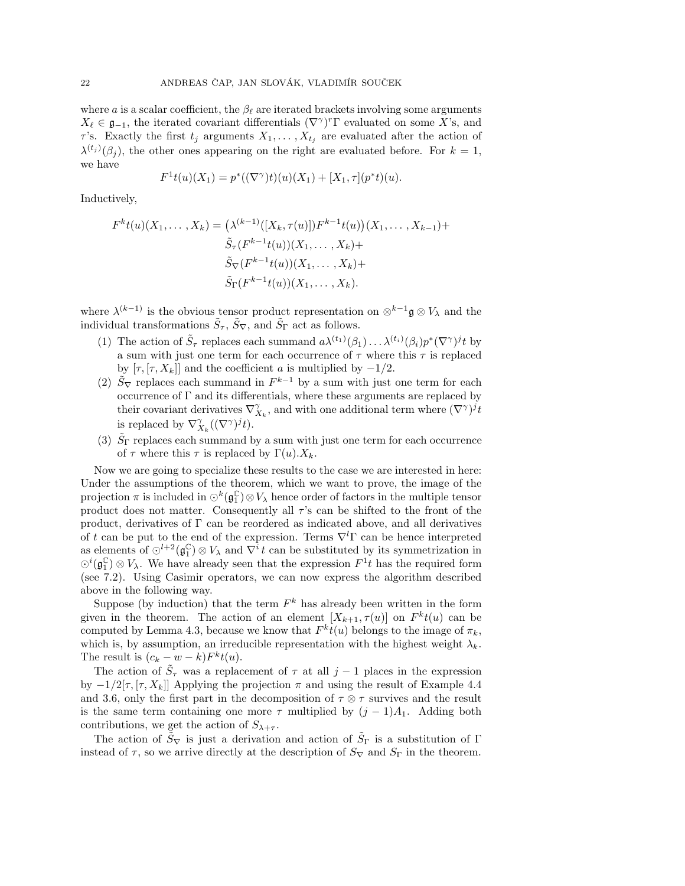where $a$ is a scalar coefficient, the $\beta_\ell$ are iterated brackets involving some arguments $X_\ell \in \mathfrak{g}_{-1}$, the iterated covariant differentials $(\nabla^\gamma)^r\Gamma$ evaluated on some $X$'s, and $\tau$'s. Exactly the first $t_j$ arguments $X_1, \dots, X_{t_j}$ are evaluated after the action of $\lambda^{(t_j)}(\beta_j)$, the other ones appearing on the right are evaluated before. For $k = 1$, we have

$$F^1 t(u)(X_1) = p^*((\nabla^\gamma)t)(u)(X_1) + [X_1, \tau](p^*t)(u).$$

Inductively,

$$\begin{aligned} F^k t(u)(X_1, \dots, X_k) = \big(\lambda^{(k-1)}([X_k, \tau(u)])F^{k-1}t(u)\big)&(X_1, \dots, X_{k-1}) + \\ \tilde{S}_\tau(F^{k-1}t(u))&(X_1, \dots, X_k) + \\ \tilde{S}_\nabla(F^{k-1}t(u))&(X_1, \dots, X_k) + \\ \tilde{S}_\Gamma(F^{k-1}t(u))&(X_1, \dots, X_k). \end{aligned}$$

where $\lambda^{(k-1)}$ is the obvious tensor product representation on $\otimes^{k-1}\mathfrak{g} \otimes V_\lambda$ and the individual transformations $\tilde{S}_\tau$, $\tilde{S}_\nabla$, and $\tilde{S}_\Gamma$ act as follows.

1. The action of $\tilde{S}_\tau$ replaces each summand $a\lambda^{(t_1)}(\beta_1)\dots\lambda^{(t_i)}(\beta_i)p^*(\nabla^\gamma)^j t$ by a sum with just one term for each occurrence of $\tau$ where this $\tau$ is replaced by $[\tau, [\tau, X_k]]$ and the coefficient $a$ is multiplied by $-1/2$.
2. $\tilde{S}_\nabla$ replaces each summand in $F^{k-1}$ by a sum with just one term for each occurrence of $\Gamma$ and its differentials, where these arguments are replaced by their covariant derivatives $\nabla^\gamma_{X_k}$, and with one additional term where $(\nabla^\gamma)^j t$ is replaced by $\nabla^\gamma_{X_k}((\nabla^\gamma)^j t)$.
3. $\tilde{S}_\Gamma$ replaces each summand by a sum with just one term for each occurrence of $\tau$ where this $\tau$ is replaced by $\Gamma(u).X_k$.

Now we are going to specialize these results to the case we are interested in here: Under the assumptions of the theorem, which we want to prove, the image of the projection $\pi$ is included in $\odot^k(\mathfrak{g}_1^{\mathbb{C}}) \otimes V_\lambda$ hence order of factors in the multiple tensor product does not matter. Consequently all $\tau$'s can be shifted to the front of the product, derivatives of $\Gamma$ can be reordered as indicated above, and all derivatives of $t$ can be put to the end of the expression. Terms $\nabla^l\Gamma$ can be hence interpreted as elements of $\odot^{l+2}(\mathfrak{g}_1^{\mathbb{C}}) \otimes V_\lambda$ and $\nabla^i t$ can be substituted by its symmetrization in $\odot^i(\mathfrak{g}_1^{\mathbb{C}}) \otimes V_\lambda$. We have already seen that the expression $F^1 t$ has the required form (see 7.2). Using Casimir operators, we can now express the algorithm described above in the following way.

Suppose (by induction) that the term $F^k$ has already been written in the form given in the theorem. The action of an element $[X_{k+1}, \tau(u)]$ on $F^k t(u)$ can be computed by Lemma 4.3, because we know that $F^k t(u)$ belongs to the image of $\pi_k$, which is, by assumption, an irreducible representation with the highest weight $\lambda_k$. The result is $(c_k - w - k)F^k t(u)$.

The action of $\tilde{S}_\tau$ was a replacement of $\tau$ at all $j - 1$ places in the expression by $-1/2[\tau, [\tau, X_k]]$ Applying the projection $\pi$ and using the result of Example 4.4 and 3.6, only the first part in the decomposition of $\tau \otimes \tau$ survives and the result is the same term containing one more $\tau$ multiplied by $(j - 1)A_1$. Adding both contributions, we get the action of $S_{\lambda+\tau}$.

The action of $\tilde{S}_\nabla$ is just a derivation and action of $\tilde{S}_\Gamma$ is a substitution of $\Gamma$ instead of $\tau$, so we arrive directly at the description of $S_\nabla$ and $S_\Gamma$ in the theorem.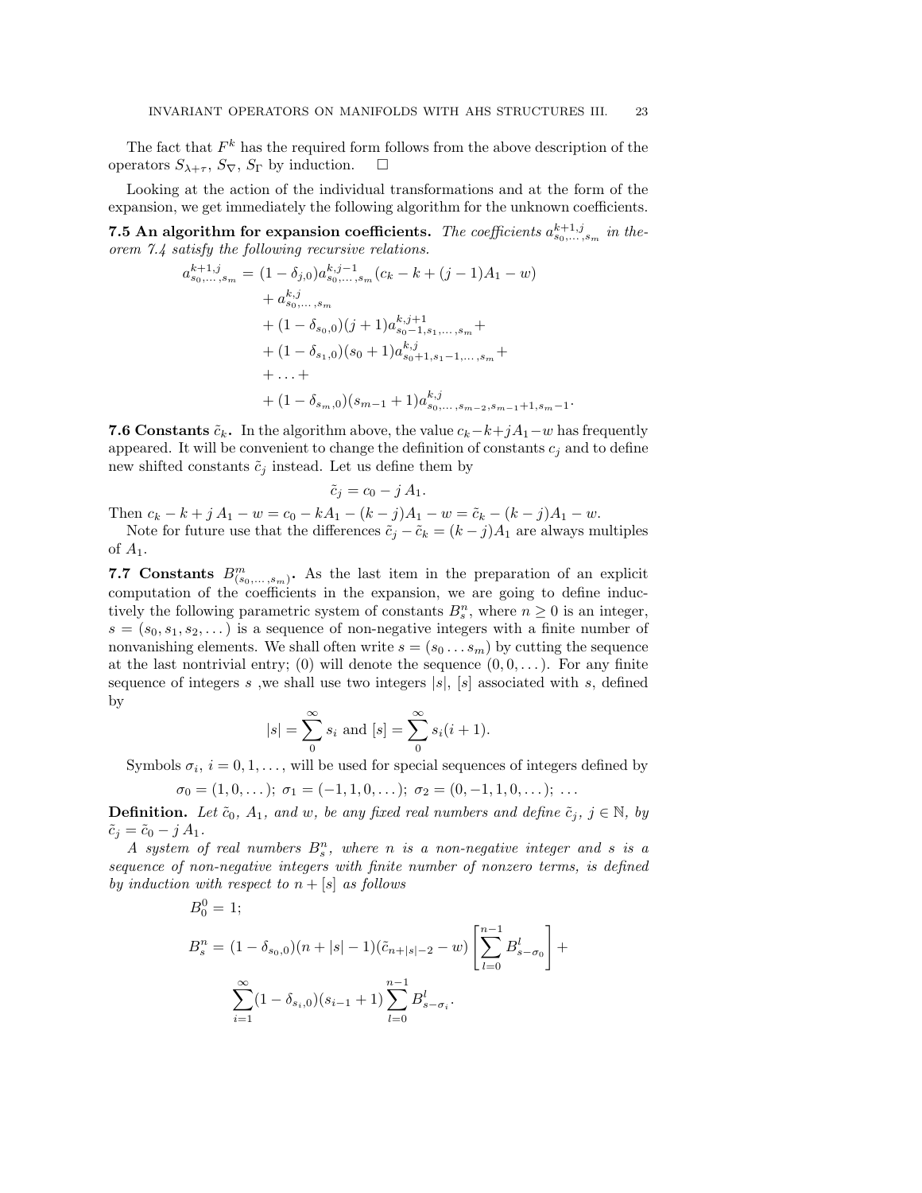The fact that $F^k$ has the required form follows from the above description of the operators $S_{\lambda+\tau}$, $S_\nabla$, $S_\Gamma$ by induction. □

Looking at the action of the individual transformations and at the form of the expansion, we get immediately the following algorithm for the unknown coefficients.

**7.5 An algorithm for expansion coefficients.** *The coefficients $a^{k+1,j}_{s_0,\dots,s_m}$ in theorem 7.4 satisfy the following recursive relations.*

$$
\begin{aligned}
a^{k+1,j}_{s_0,\dots,s_m} &= (1-\delta_{j,0})a^{k,j-1}_{s_0,\dots,s_m}(c_k - k + (j-1)A_1 - w) \\
&\quad + a^{k,j}_{s_0,\dots,s_m} \\
&\quad + (1-\delta_{s_0,0})(j+1)a^{k,j+1}_{s_0-1,s_1,\dots,s_m} + \\
&\quad + (1-\delta_{s_1,0})(s_0+1)a^{k,j}_{s_0+1,s_1-1,\dots,s_m} + \\
&\quad + \dots + \\
&\quad + (1-\delta_{s_m,0})(s_{m-1}+1)a^{k,j}_{s_0,\dots,s_{m-2},s_{m-1}+1,s_m-1}.
\end{aligned}
$$

**7.6 Constants $\tilde{c}_k$.** In the algorithm above, the value $c_k - k + jA_1 - w$ has frequently appeared. It will be convenient to change the definition of constants $c_j$ and to define new shifted constants $\tilde{c}_j$ instead. Let us define them by

$$\tilde{c}_j = c_0 - j\,A_1.$$

Then $c_k - k + j\,A_1 - w = c_0 - kA_1 - (k-j)A_1 - w = \tilde{c}_k - (k-j)A_1 - w$.

Note for future use that the differences $\tilde{c}_j - \tilde{c}_k = (k-j)A_1$ are always multiples of $A_1$.

**7.7 Constants $B^m_{(s_0,\dots,s_m)}$.** As the last item in the preparation of an explicit computation of the coefficients in the expansion, we are going to define inductively the following parametric system of constants $B^n_s$, where $n \geq 0$ is an integer, $s = (s_0, s_1, s_2, \dots)$ is a sequence of non-negative integers with a finite number of nonvanishing elements. We shall often write $s = (s_0 \dots s_m)$ by cutting the sequence at the last nontrivial entry; $(0)$ will denote the sequence $(0, 0, \dots)$. For any finite sequence of integers $s$ ,we shall use two integers $|s|$, $[s]$ associated with $s$, defined by

$$|s| = \sum_0^\infty s_i \text{ and } [s] = \sum_0^\infty s_i(i+1).$$

Symbols $\sigma_i$, $i = 0, 1, \dots$, will be used for special sequences of integers defined by

$$\sigma_0 = (1, 0, \dots);\ \sigma_1 = (-1, 1, 0, \dots);\ \sigma_2 = (0, -1, 1, 0, \dots);\ \dots$$

**Definition.** *Let $\tilde{c}_0$, $A_1$, and $w$, be any fixed real numbers and define $\tilde{c}_j$, $j \in \mathbb{N}$, by $\tilde{c}_j = \tilde{c}_0 - j\,A_1$.*

*A system of real numbers $B^n_s$, where $n$ is a non-negative integer and $s$ is a sequence of non-negative integers with finite number of nonzero terms, is defined by induction with respect to $n + [s]$ as follows*

$$
\begin{aligned}
&B^0_0 = 1; \\
&B^n_s = (1-\delta_{s_0,0})(n + |s| - 1)(\tilde{c}_{n+|s|-2} - w)\left[\sum_{l=0}^{n-1} B^l_{s-\sigma_0}\right] + \\
&\qquad \sum_{i=1}^\infty (1-\delta_{s_i,0})(s_{i-1}+1)\sum_{l=0}^{n-1} B^l_{s-\sigma_i}.
\end{aligned}
$$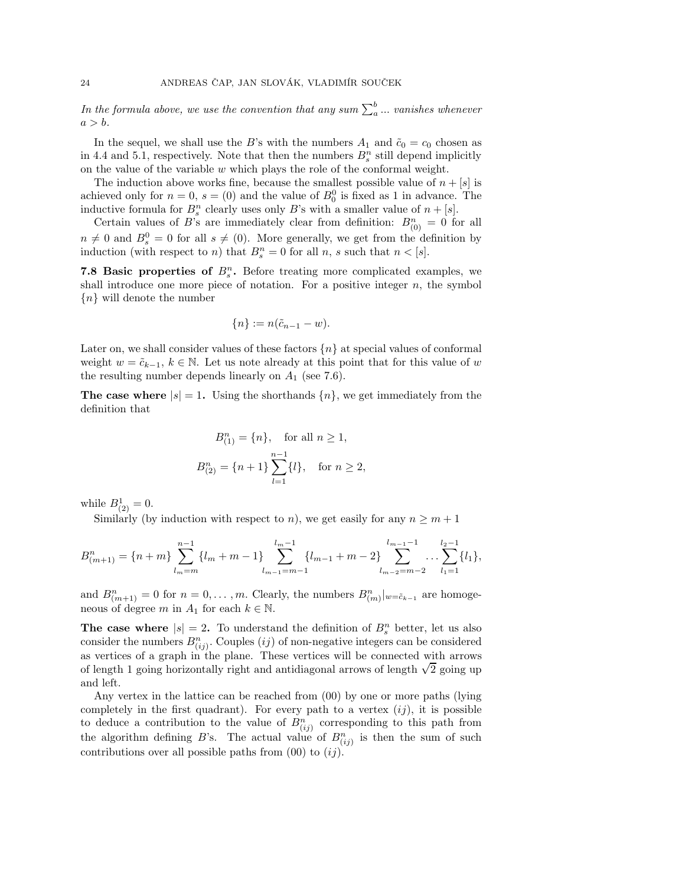*In the formula above, we use the convention that any sum $\sum_a^b \dots$ vanishes whenever $a > b$.*

In the sequel, we shall use the $B$'s with the numbers $A_1$ and $\tilde{c}_0 = c_0$ chosen as in 4.4 and 5.1, respectively. Note that then the numbers $B^n_s$ still depend implicitly on the value of the variable $w$ which plays the role of the conformal weight.

The induction above works fine, because the smallest possible value of $n + [s]$ is achieved only for $n = 0$, $s = (0)$ and the value of $B^0_0$ is fixed as 1 in advance. The inductive formula for $B^n_s$ clearly uses only $B$'s with a smaller value of $n + [s]$.

Certain values of $B$'s are immediately clear from definition: $B^n_{(0)} = 0$ for all $n \neq 0$ and $B^0_s = 0$ for all $s \neq (0)$. More generally, we get from the definition by induction (with respect to $n$) that $B^n_s = 0$ for all $n$, $s$ such that $n < [s]$.

**7.8 Basic properties of $B^n_s$.** Before treating more complicated examples, we shall introduce one more piece of notation. For a positive integer $n$, the symbol $\{n\}$ will denote the number

$$\{n\} := n(\tilde{c}_{n-1} - w).$$

Later on, we shall consider values of these factors $\{n\}$ at special values of conformal weight $w = \tilde{c}_{k-1}$, $k \in \mathbb{N}$. Let us note already at this point that for this value of $w$ the resulting number depends linearly on $A_1$ (see 7.6).

**The case where $|s| = 1$.** Using the shorthands $\{n\}$, we get immediately from the definition that

$$B^n_{(1)} = \{n\}, \quad \text{for all } n \geq 1,$$

$$B^n_{(2)} = \{n+1\} \sum_{l=1}^{n-1} \{l\}, \quad \text{for } n \geq 2,$$

while $B^1_{(2)} = 0$.

Similarly (by induction with respect to $n$), we get easily for any $n \geq m+1$

$$B^n_{(m+1)} = \{n+m\} \sum_{l_m=m}^{n-1} \{l_m + m - 1\} \sum_{l_{m-1}=m-1}^{l_m - 1} \{l_{m-1} + m - 2\} \sum_{l_{m-2}=m-2}^{l_{m-1}-1} \dots \sum_{l_1=1}^{l_2 - 1} \{l_1\},$$

and $B^n_{(m+1)} = 0$ for $n = 0, \dots, m$. Clearly, the numbers $B^n_{(m)}|_{w=\tilde{c}_{k-1}}$ are homogeneous of degree $m$ in $A_1$ for each $k \in \mathbb{N}$.

**The case where $|s| = 2$.** To understand the definition of $B^n_s$ better, let us also consider the numbers $B^n_{(ij)}$. Couples $(ij)$ of non-negative integers can be considered as vertices of a graph in the plane. These vertices will be connected with arrows of length 1 going horizontally right and antidiagonal arrows of length $\sqrt{2}$ going up and left.

Any vertex in the lattice can be reached from $(00)$ by one or more paths (lying completely in the first quadrant). For every path to a vertex $(ij)$, it is possible to deduce a contribution to the value of $B^n_{(ij)}$ corresponding to this path from the algorithm defining $B$'s. The actual value of $B^n_{(ij)}$ is then the sum of such contributions over all possible paths from $(00)$ to $(ij)$.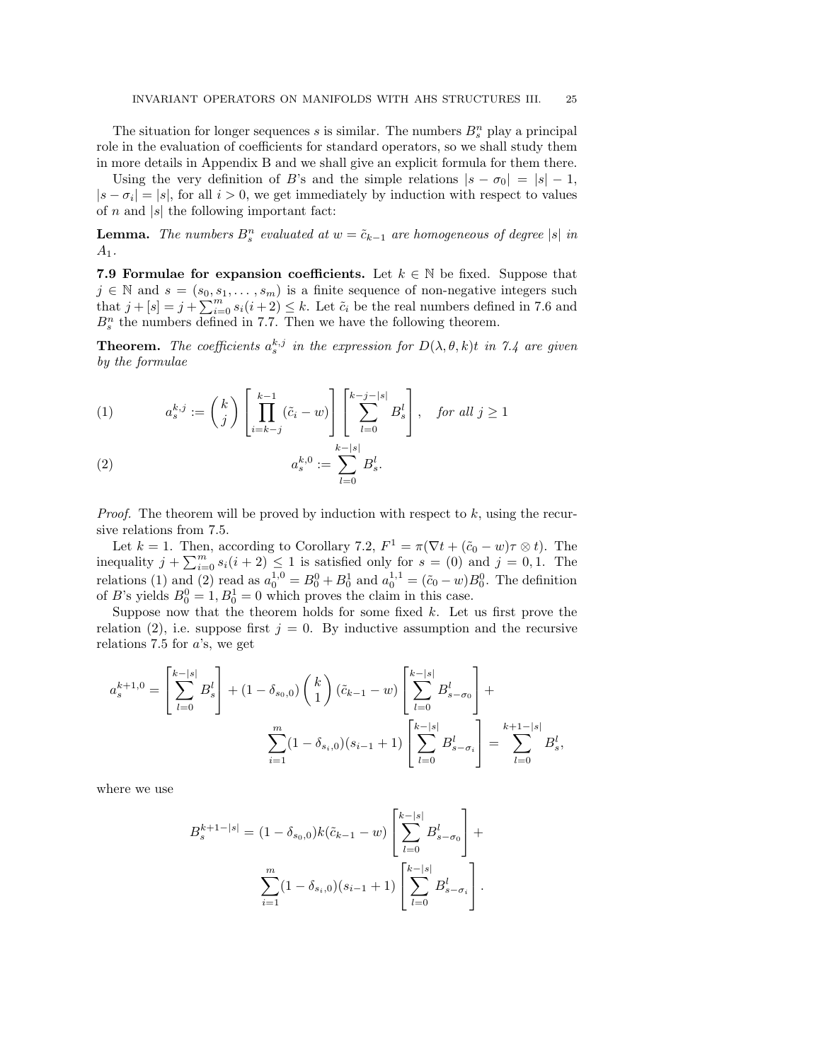The situation for longer sequences $s$ is similar. The numbers $B^n_s$ play a principal role in the evaluation of coefficients for standard operators, so we shall study them in more details in Appendix B and we shall give an explicit formula for them there.

Using the very definition of $B$'s and the simple relations $|s - \sigma_0| = |s| - 1$, $|s - \sigma_i| = |s|$, for all $i > 0$, we get immediately by induction with respect to values of $n$ and $|s|$ the following important fact:

**Lemma.** *The numbers $B^n_s$ evaluated at $w = \tilde{c}_{k-1}$ are homogeneous of degree $|s|$ in $A_1$.*

**7.9 Formulae for expansion coefficients.** Let $k \in \mathbb{N}$ be fixed. Suppose that $j \in \mathbb{N}$ and $s = (s_0, s_1, \dots, s_m)$ is a finite sequence of non-negative integers such that $j + [s] = j + \sum_{i=0}^{m} s_i(i+2) \leq k$. Let $\tilde{c}_i$ be the real numbers defined in 7.6 and $B^n_s$ the numbers defined in 7.7. Then we have the following theorem.

**Theorem.** *The coefficients $a^{k,j}_s$ in the expression for $D(\lambda, \theta, k)t$ in 7.4 are given by the formulae*

$$
a^{k,j}_s := \binom{k}{j} \left[ \prod_{i=k-j}^{k-1} (\tilde{c}_i - w) \right] \left[ \sum_{l=0}^{k-j-|s|} B^l_s \right], \quad \textit{for all } j \geq 1 \tag{1}
$$

$$
a^{k,0}_s := \sum_{l=0}^{k-|s|} B^l_s. \tag{2}
$$

*Proof.* The theorem will be proved by induction with respect to $k$, using the recursive relations from 7.5.

Let $k = 1$. Then, according to Corollary 7.2, $F^1 = \pi(\nabla t + (\tilde{c}_0 - w)\tau \otimes t)$. The inequality $j + \sum_{i=0}^{m} s_i(i+2) \leq 1$ is satisfied only for $s = (0)$ and $j = 0, 1$. The relations (1) and (2) read as $a^{1,0}_0 = B^0_0 + B^1_0$ and $a^{1,1}_0 = (\tilde{c}_0 - w)B^0_0$. The definition of $B$'s yields $B^0_0 = 1, B^1_0 = 0$ which proves the claim in this case.

Suppose now that the theorem holds for some fixed $k$. Let us first prove the relation (2), i.e. suppose first $j = 0$. By inductive assumption and the recursive relations 7.5 for $a$'s, we get

$$
a^{k+1,0}_s = \left[ \sum_{l=0}^{k-|s|} B^l_s \right] + (1 - \delta_{s_0,0}) \binom{k}{1} (\tilde{c}_{k-1} - w) \left[ \sum_{l=0}^{k-|s|} B^l_{s-\sigma_0} \right] +
$$

$$
\sum_{i=1}^{m} (1 - \delta_{s_i,0})(s_{i-1} + 1) \left[ \sum_{l=0}^{k-|s|} B^l_{s-\sigma_i} \right] = \sum_{l=0}^{k+1-|s|} B^l_s,
$$

where we use

$$
B^{k+1-|s|}_s = (1 - \delta_{s_0,0}) k (\tilde{c}_{k-1} - w) \left[ \sum_{l=0}^{k-|s|} B^l_{s-\sigma_0} \right] +
$$

$$
\sum_{i=1}^{m} (1 - \delta_{s_i,0})(s_{i-1} + 1) \left[ \sum_{l=0}^{k-|s|} B^l_{s-\sigma_i} \right].
$$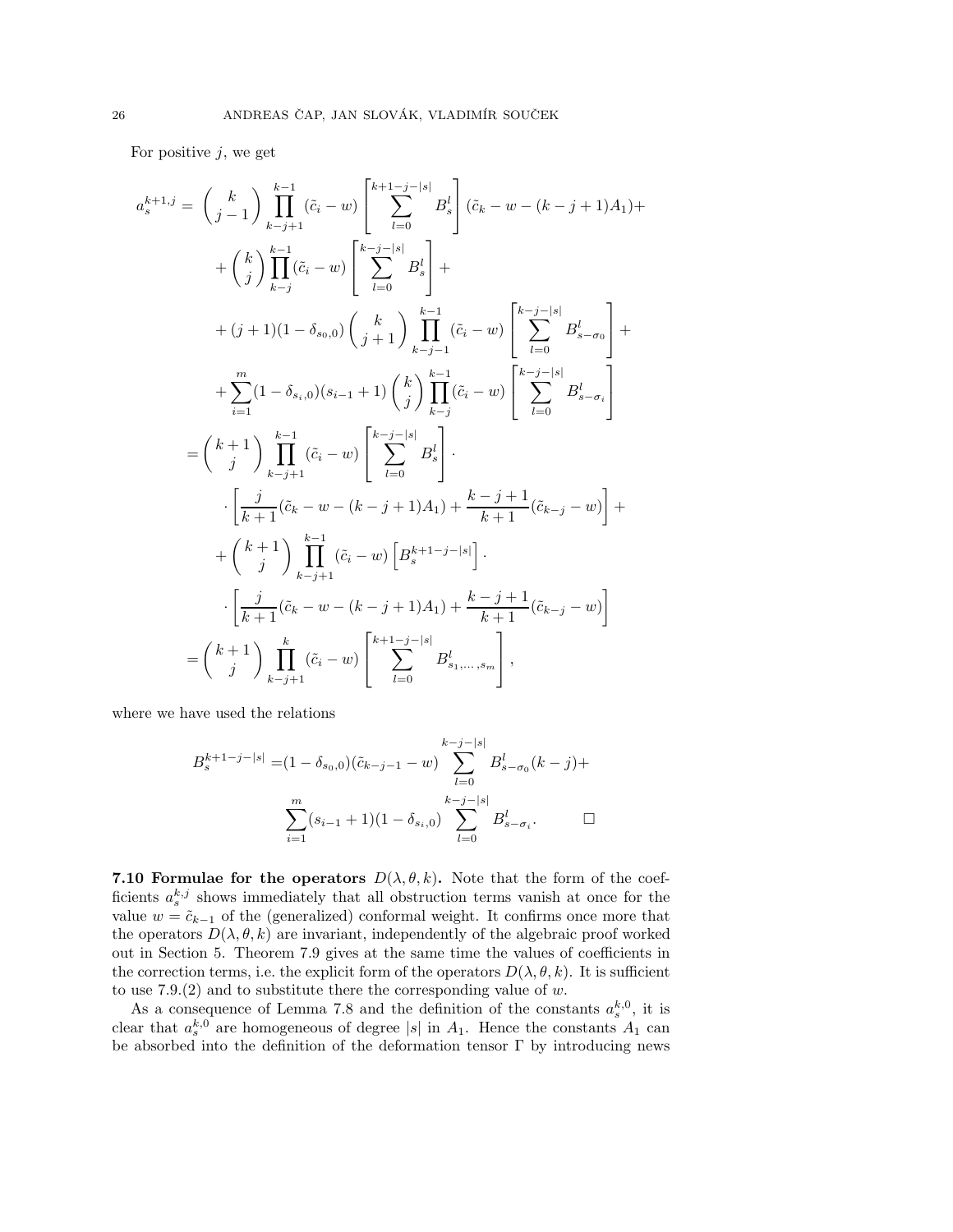For positive $j$, we get

$$
\begin{aligned}
a_s^{k+1,j} = & \binom{k}{j-1} \prod_{k-j+1}^{k-1} (\tilde{c}_i - w) \left[ \sum_{l=0}^{k+1-j-|s|} B_s^l \right] (\tilde{c}_k - w - (k-j+1)A_1) + \\
& + \binom{k}{j} \prod_{k-j}^{k-1} (\tilde{c}_i - w) \left[ \sum_{l=0}^{k-j-|s|} B_s^l \right] + \\
& + (j+1)(1 - \delta_{s_0,0}) \binom{k}{j+1} \prod_{k-j-1}^{k-1} (\tilde{c}_i - w) \left[ \sum_{l=0}^{k-j-|s|} B_{s-\sigma_0}^l \right] + \\
& + \sum_{i=1}^{m} (1 - \delta_{s_i,0})(s_{i-1}+1) \binom{k}{j} \prod_{k-j}^{k-1} (\tilde{c}_i - w) \left[ \sum_{l=0}^{k-j-|s|} B_{s-\sigma_i}^l \right] \\
= & \binom{k+1}{j} \prod_{k-j+1}^{k-1} (\tilde{c}_i - w) \left[ \sum_{l=0}^{k-j-|s|} B_s^l \right] \cdot \\
& \cdot \left[ \frac{j}{k+1} (\tilde{c}_k - w - (k-j+1)A_1) + \frac{k-j+1}{k+1} (\tilde{c}_{k-j} - w) \right] + \\
& + \binom{k+1}{j} \prod_{k-j+1}^{k-1} (\tilde{c}_i - w) \left[ B_s^{k+1-j-|s|} \right] \cdot \\
& \cdot \left[ \frac{j}{k+1} (\tilde{c}_k - w - (k-j+1)A_1) + \frac{k-j+1}{k+1} (\tilde{c}_{k-j} - w) \right] \\
= & \binom{k+1}{j} \prod_{k-j+1}^{k} (\tilde{c}_i - w) \left[ \sum_{l=0}^{k+1-j-|s|} B_{s_1,\dots,s_m}^l \right],
\end{aligned}
$$

where we have used the relations

$$
\begin{aligned}
B_s^{k+1-j-|s|} = & (1 - \delta_{s_0,0})(\tilde{c}_{k-j-1} - w) \sum_{l=0}^{k-j-|s|} B_{s-\sigma_0}^l (k-j) + \\
& \sum_{i=1}^{m} (s_{i-1}+1)(1 - \delta_{s_i,0}) \sum_{l=0}^{k-j-|s|} B_{s-\sigma_i}^l . \qquad \square
\end{aligned}
$$

**7.10 Formulae for the operators $D(\lambda, \theta, k)$.** Note that the form of the coefficients $a_s^{k,j}$ shows immediately that all obstruction terms vanish at once for the value $w = \tilde{c}_{k-1}$ of the (generalized) conformal weight. It confirms once more that the operators $D(\lambda, \theta, k)$ are invariant, independently of the algebraic proof worked out in Section 5. Theorem 7.9 gives at the same time the values of coefficients in the correction terms, i.e. the explicit form of the operators $D(\lambda, \theta, k)$. It is sufficient to use 7.9.(2) and to substitute there the corresponding value of $w$.

As a consequence of Lemma 7.8 and the definition of the constants $a_s^{k,0}$, it is clear that $a_s^{k,0}$ are homogeneous of degree $|s|$ in $A_1$. Hence the constants $A_1$ can be absorbed into the definition of the deformation tensor $\Gamma$ by introducing news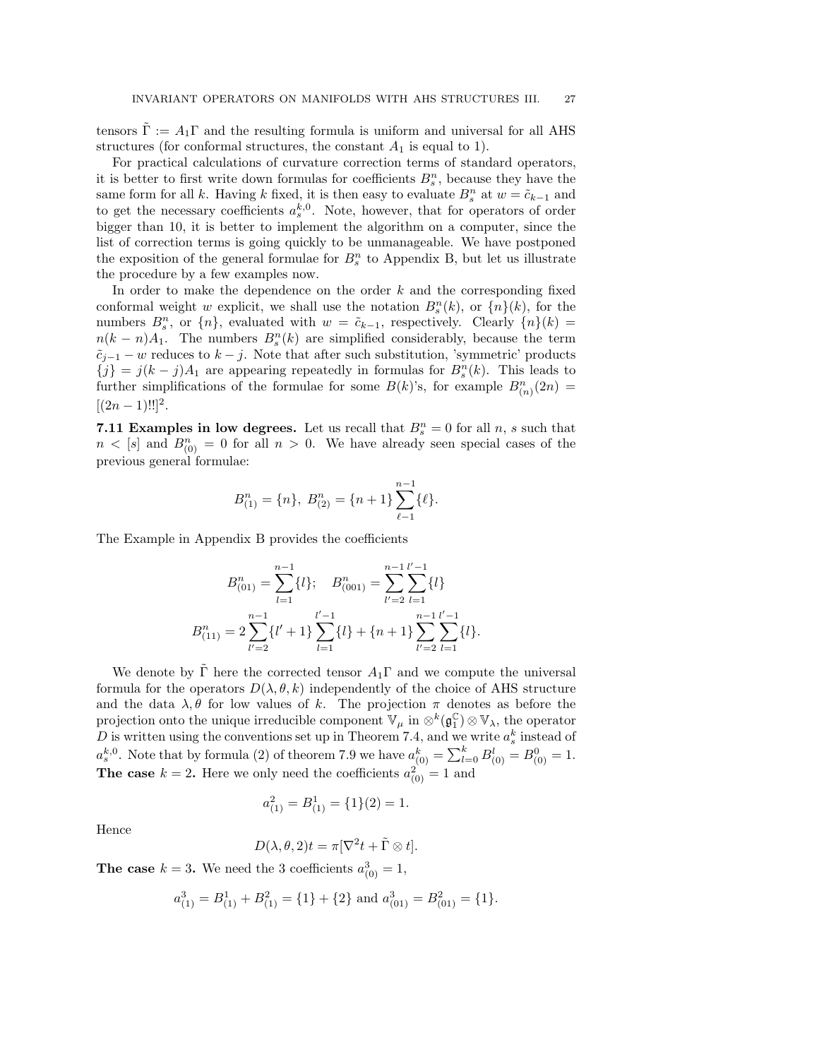tensors $\tilde{\Gamma} := A_1\Gamma$ and the resulting formula is uniform and universal for all AHS structures (for conformal structures, the constant $A_1$ is equal to 1).

For practical calculations of curvature correction terms of standard operators, it is better to first write down formulas for coefficients $B^n_s$, because they have the same form for all $k$. Having $k$ fixed, it is then easy to evaluate $B^n_s$ at $w = \tilde{c}_{k-1}$ and to get the necessary coefficients $a^{k,0}_s$. Note, however, that for operators of order bigger than 10, it is better to implement the algorithm on a computer, since the list of correction terms is going quickly to be unmanageable. We have postponed the exposition of the general formulae for $B^n_s$ to Appendix B, but let us illustrate the procedure by a few examples now.

In order to make the dependence on the order $k$ and the corresponding fixed conformal weight $w$ explicit, we shall use the notation $B^n_s(k)$, or $\{n\}(k)$, for the numbers $B^n_s$, or $\{n\}$, evaluated with $w = \tilde{c}_{k-1}$, respectively. Clearly $\{n\}(k) = n(k-n)A_1$. The numbers $B^n_s(k)$ are simplified considerably, because the term $\tilde{c}_{j-1} - w$ reduces to $k - j$. Note that after such substitution, 'symmetric' products $\{j\} = j(k-j)A_1$ are appearing repeatedly in formulas for $B^n_s(k)$. This leads to further simplifications of the formulae for some $B(k)$'s, for example $B^n_{(n)}(2n) = [(2n-1)!!]^2$.

**7.11 Examples in low degrees.** Let us recall that $B^n_s = 0$ for all $n$, $s$ such that $n < [s]$ and $B^n_{(0)} = 0$ for all $n > 0$. We have already seen special cases of the previous general formulae:

$$B^n_{(1)} = \{n\},\ B^n_{(2)} = \{n+1\}\sum_{\ell-1}^{n-1}\{\ell\}.$$

The Example in Appendix B provides the coefficients

$$B^n_{(01)} = \sum_{l=1}^{n-1}\{l\};\quad B^n_{(001)} = \sum_{l'=2}^{n-1}\sum_{l=1}^{l'-1}\{l\}$$

$$B^n_{(11)} = 2\sum_{l'=2}^{n-1}\{l'+1\}\sum_{l=1}^{l'-1}\{l\} + \{n+1\}\sum_{l'=2}^{n-1}\sum_{l=1}^{l'-1}\{l\}.$$

We denote by $\tilde{\Gamma}$ here the corrected tensor $A_1\Gamma$ and we compute the universal formula for the operators $D(\lambda,\theta,k)$ independently of the choice of AHS structure and the data $\lambda,\theta$ for low values of $k$. The projection $\pi$ denotes as before the projection onto the unique irreducible component $\mathbb{V}_\mu$ in $\otimes^k(\mathfrak{g}_1^{\mathbb{C}})\otimes\mathbb{V}_\lambda$, the operator $D$ is written using the conventions set up in Theorem 7.4, and we write $a^k_s$ instead of $a^{k,0}_s$. Note that by formula (2) of theorem 7.9 we have $a^k_{(0)} = \sum_{l=0}^{k} B^l_{(0)} = B^0_{(0)} = 1$.

**The case** $k = 2$**.** Here we only need the coefficients $a^2_{(0)} = 1$ and

$$a^2_{(1)} = B^1_{(1)} = \{1\}(2) = 1.$$

Hence

$$D(\lambda,\theta,2)t = \pi[\nabla^2 t + \tilde{\Gamma}\otimes t].$$

**The case** $k = 3$**.** We need the 3 coefficients $a^3_{(0)} = 1$,

$$a^3_{(1)} = B^1_{(1)} + B^2_{(1)} = \{1\} + \{2\} \text{ and } a^3_{(01)} = B^2_{(01)} = \{1\}.$$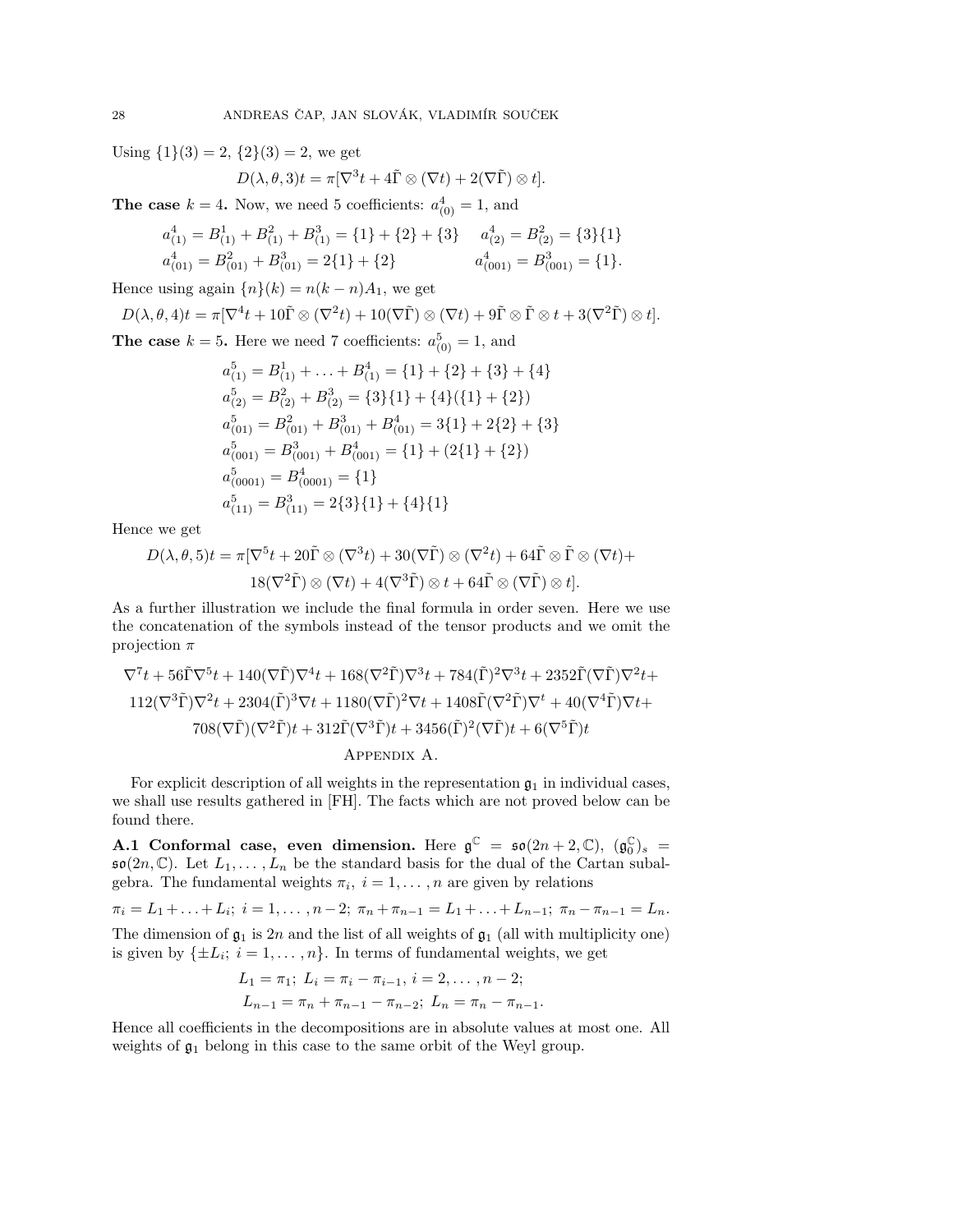Using $\{1\}(3) = 2$, $\{2\}(3) = 2$, we get

$$D(\lambda, \theta, 3)t = \pi[\nabla^3 t + 4\tilde{\Gamma} \otimes (\nabla t) + 2(\nabla\tilde{\Gamma}) \otimes t].$$

**The case $k = 4$.** Now, we need 5 coefficients: $a^4_{(0)} = 1$, and

$$a^4_{(1)} = B^1_{(1)} + B^2_{(1)} + B^3_{(1)} = \{1\} + \{2\} + \{3\} \qquad a^4_{(2)} = B^2_{(2)} = \{3\}\{1\}$$
$$a^4_{(01)} = B^2_{(01)} + B^3_{(01)} = 2\{1\} + \{2\} \qquad a^4_{(001)} = B^3_{(001)} = \{1\}.$$

Hence using again $\{n\}(k) = n(k-n)A_1$, we get

$$D(\lambda, \theta, 4)t = \pi[\nabla^4 t + 10\tilde{\Gamma} \otimes (\nabla^2 t) + 10(\nabla\tilde{\Gamma}) \otimes (\nabla t) + 9\tilde{\Gamma} \otimes \tilde{\Gamma} \otimes t + 3(\nabla^2\tilde{\Gamma}) \otimes t].$$

**The case $k = 5$.** Here we need 7 coefficients: $a^5_{(0)} = 1$, and

$$\begin{aligned}
a^5_{(1)} &= B^1_{(1)} + \ldots + B^4_{(1)} = \{1\} + \{2\} + \{3\} + \{4\} \\
a^5_{(2)} &= B^2_{(2)} + B^3_{(2)} = \{3\}\{1\} + \{4\}(\{1\} + \{2\}) \\
a^5_{(01)} &= B^2_{(01)} + B^3_{(01)} + B^4_{(01)} = 3\{1\} + 2\{2\} + \{3\} \\
a^5_{(001)} &= B^3_{(001)} + B^4_{(001)} = \{1\} + (2\{1\} + \{2\}) \\
a^5_{(0001)} &= B^4_{(0001)} = \{1\} \\
a^5_{(11)} &= B^3_{(11)} = 2\{3\}\{1\} + \{4\}\{1\}
\end{aligned}$$

Hence we get

$$\begin{aligned}
D(\lambda, \theta, 5)t = \pi[&\nabla^5 t + 20\tilde{\Gamma} \otimes (\nabla^3 t) + 30(\nabla\tilde{\Gamma}) \otimes (\nabla^2 t) + 64\tilde{\Gamma} \otimes \tilde{\Gamma} \otimes (\nabla t) + \\
&18(\nabla^2\tilde{\Gamma}) \otimes (\nabla t) + 4(\nabla^3\tilde{\Gamma}) \otimes t + 64\tilde{\Gamma} \otimes (\nabla\tilde{\Gamma}) \otimes t].
\end{aligned}$$

As a further illustration we include the final formula in order seven. Here we use the concatenation of the symbols instead of the tensor products and we omit the projection $\pi$

$$\begin{aligned}
&\nabla^7 t + 56\tilde{\Gamma}\nabla^5 t + 140(\nabla\tilde{\Gamma})\nabla^4 t + 168(\nabla^2\tilde{\Gamma})\nabla^3 t + 784(\tilde{\Gamma})^2\nabla^3 t + 2352\tilde{\Gamma}(\nabla\tilde{\Gamma})\nabla^2 t + \\
&112(\nabla^3\tilde{\Gamma})\nabla^2 t + 2304(\tilde{\Gamma})^3\nabla t + 1180(\nabla\tilde{\Gamma})^2\nabla t + 1408\tilde{\Gamma}(\nabla^2\tilde{\Gamma})\nabla^t + 40(\nabla^4\tilde{\Gamma})\nabla t + \\
&708(\nabla\tilde{\Gamma})(\nabla^2\tilde{\Gamma})t + 312\tilde{\Gamma}(\nabla^3\tilde{\Gamma})t + 3456(\tilde{\Gamma})^2(\nabla\tilde{\Gamma})t + 6(\nabla^5\tilde{\Gamma})t
\end{aligned}$$

## Appendix A.

For explicit description of all weights in the representation $\mathfrak{g}_1$ in individual cases, we shall use results gathered in [FH]. The facts which are not proved below can be found there.

**A.1 Conformal case, even dimension.** Here $\mathfrak{g}^{\mathbb{C}} = \mathfrak{so}(2n+2, \mathbb{C})$, $(\mathfrak{g}^{\mathbb{C}}_0)_s = \mathfrak{so}(2n, \mathbb{C})$. Let $L_1, \ldots, L_n$ be the standard basis for the dual of the Cartan subalgebra. The fundamental weights $\pi_i$, $i = 1, \ldots, n$ are given by relations

$$\pi_i = L_1 + \ldots + L_i;\ i = 1, \ldots, n-2;\ \pi_n + \pi_{n-1} = L_1 + \ldots + L_{n-1};\ \pi_n - \pi_{n-1} = L_n.$$

The dimension of $\mathfrak{g}_1$ is $2n$ and the list of all weights of $\mathfrak{g}_1$ (all with multiplicity one) is given by $\{\pm L_i;\ i = 1, \ldots, n\}$. In terms of fundamental weights, we get

$$\begin{aligned}
&L_1 = \pi_1;\ L_i = \pi_i - \pi_{i-1},\ i = 2, \ldots, n-2; \\
&L_{n-1} = \pi_n + \pi_{n-1} - \pi_{n-2};\ L_n = \pi_n - \pi_{n-1}.
\end{aligned}$$

Hence all coefficients in the decompositions are in absolute values at most one. All weights of $\mathfrak{g}_1$ belong in this case to the same orbit of the Weyl group.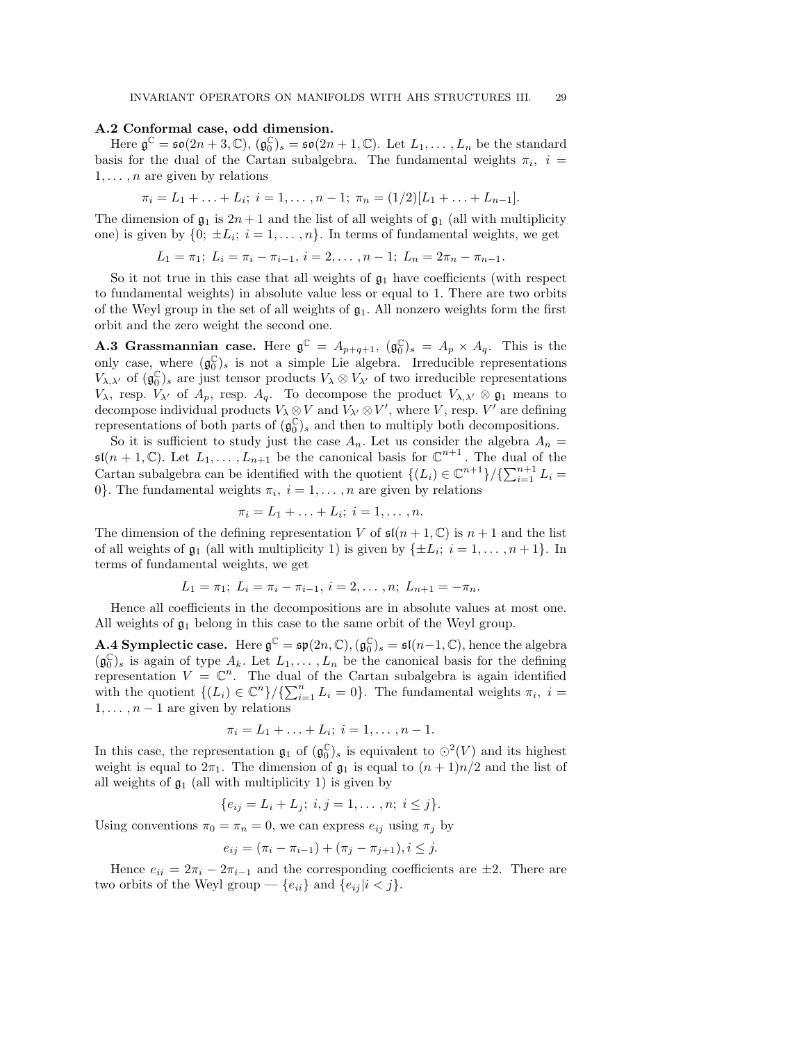**A.2 Conformal case, odd dimension.**
Here $\mathfrak{g}^{\mathbb{C}} = \mathfrak{so}(2n+3,\mathbb{C})$, $(\mathfrak{g}_0^{\mathbb{C}})_s = \mathfrak{so}(2n+1,\mathbb{C})$. Let $L_1,\dots,L_n$ be the standard basis for the dual of the Cartan subalgebra. The fundamental weights $\pi_i$, $i = 1,\dots,n$ are given by relations

$$\pi_i = L_1 + \ldots + L_i;\ i = 1,\dots,n-1;\ \pi_n = (1/2)[L_1 + \ldots + L_{n-1}].$$

The dimension of $\mathfrak{g}_1$ is $2n+1$ and the list of all weights of $\mathfrak{g}_1$ (all with multiplicity one) is given by $\{0;\ \pm L_i;\ i = 1,\dots,n\}$. In terms of fundamental weights, we get

$$L_1 = \pi_1;\ L_i = \pi_i - \pi_{i-1},\ i = 2,\dots,n-1;\ L_n = 2\pi_n - \pi_{n-1}.$$

So it not true in this case that all weights of $\mathfrak{g}_1$ have coefficients (with respect to fundamental weights) in absolute value less or equal to 1. There are two orbits of the Weyl group in the set of all weights of $\mathfrak{g}_1$. All nonzero weights form the first orbit and the zero weight the second one.

**A.3 Grassmannian case.** Here $\mathfrak{g}^{\mathbb{C}} = A_{p+q+1}$, $(\mathfrak{g}_0^{\mathbb{C}})_s = A_p \times A_q$. This is the only case, where $(\mathfrak{g}_0^{\mathbb{C}})_s$ is not a simple Lie algebra. Irreducible representations $V_{\lambda,\lambda'}$ of $(\mathfrak{g}_0^{\mathbb{C}})_s$ are just tensor products $V_\lambda \otimes V_{\lambda'}$ of two irreducible representations $V_\lambda$, resp. $V_{\lambda'}$ of $A_p$, resp. $A_q$. To decompose the product $V_{\lambda,\lambda'} \otimes \mathfrak{g}_1$ means to decompose individual products $V_\lambda \otimes V$ and $V_{\lambda'} \otimes V'$, where $V$, resp. $V'$ are defining representations of both parts of $(\mathfrak{g}_0^{\mathbb{C}})_s$ and then to multiply both decompositions.

So it is sufficient to study just the case $A_n$. Let us consider the algebra $A_n = \mathfrak{sl}(n+1,\mathbb{C})$. Let $L_1,\dots,L_{n+1}$ be the canonical basis for $\mathbb{C}^{n+1}$. The dual of the Cartan subalgebra can be identified with the quotient $\{(L_i) \in \mathbb{C}^{n+1}\}/\{\sum_{i=1}^{n+1} L_i = 0\}$. The fundamental weights $\pi_i$, $i = 1,\dots,n$ are given by relations

$$\pi_i = L_1 + \ldots + L_i;\ i = 1,\dots,n.$$

The dimension of the defining representation $V$ of $\mathfrak{sl}(n+1,\mathbb{C})$ is $n+1$ and the list of all weights of $\mathfrak{g}_1$ (all with multiplicity 1) is given by $\{\pm L_i;\ i = 1,\dots,n+1\}$. In terms of fundamental weights, we get

$$L_1 = \pi_1;\ L_i = \pi_i - \pi_{i-1},\ i = 2,\dots,n;\ L_{n+1} = -\pi_n.$$

Hence all coefficients in the decompositions are in absolute values at most one. All weights of $\mathfrak{g}_1$ belong in this case to the same orbit of the Weyl group.

**A.4 Symplectic case.** Here $\mathfrak{g}^{\mathbb{C}} = \mathfrak{sp}(2n,\mathbb{C}), (\mathfrak{g}_0^{\mathbb{C}})_s = \mathfrak{sl}(n-1,\mathbb{C})$, hence the algebra $(\mathfrak{g}_0^{\mathbb{C}})_s$ is again of type $A_k$. Let $L_1,\dots,L_n$ be the canonical basis for the defining representation $V = \mathbb{C}^n$. The dual of the Cartan subalgebra is again identified with the quotient $\{(L_i) \in \mathbb{C}^n\}/\{\sum_{i=1}^n L_i = 0\}$. The fundamental weights $\pi_i$, $i = 1,\dots,n-1$ are given by relations

$$\pi_i = L_1 + \ldots + L_i;\ i = 1,\dots,n-1.$$

In this case, the representation $\mathfrak{g}_1$ of $(\mathfrak{g}_0^{\mathbb{C}})_s$ is equivalent to $\odot^2(V)$ and its highest weight is equal to $2\pi_1$. The dimension of $\mathfrak{g}_1$ is equal to $(n+1)n/2$ and the list of all weights of $\mathfrak{g}_1$ (all with multiplicity 1) is given by

$$\{e_{ij} = L_i + L_j;\ i,j = 1,\dots,n;\ i \le j\}.$$

Using conventions $\pi_0 = \pi_n = 0$, we can express $e_{ij}$ using $\pi_j$ by

$$e_{ij} = (\pi_i - \pi_{i-1}) + (\pi_j - \pi_{j+1}), i \le j.$$

Hence $e_{ii} = 2\pi_i - 2\pi_{i-1}$ and the corresponding coefficients are $\pm 2$. There are two orbits of the Weyl group — $\{e_{ii}\}$ and $\{e_{ij} | i < j\}$.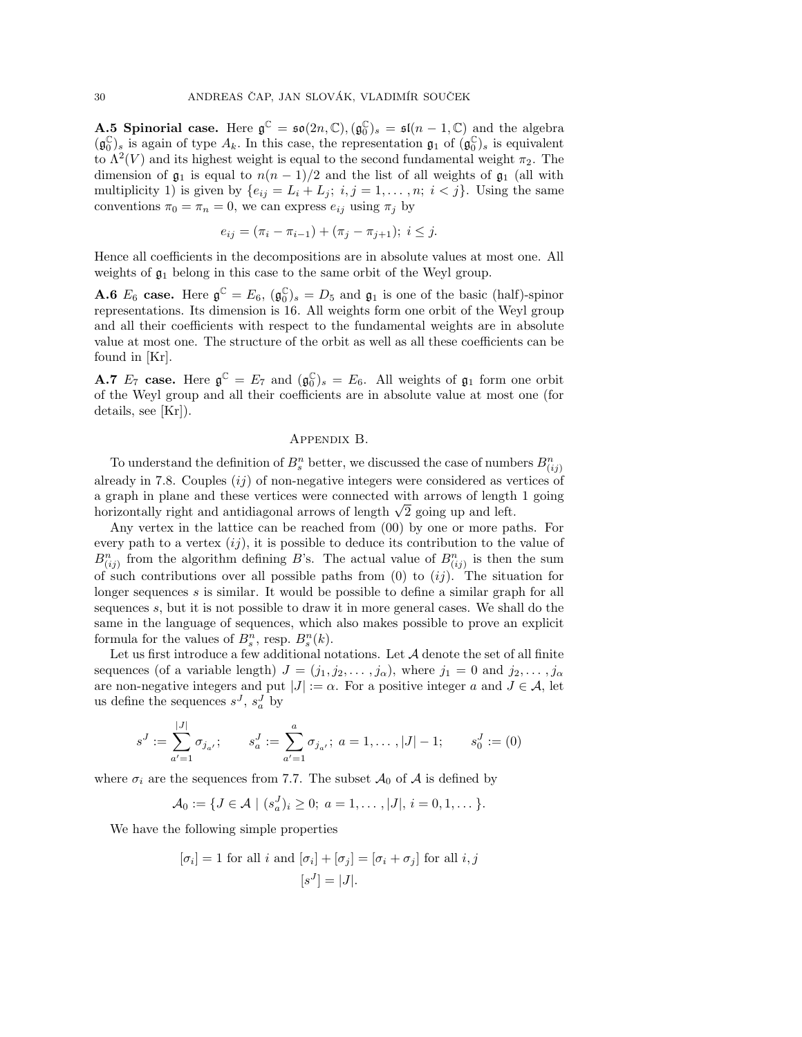**A.5 Spinorial case.** Here $\mathfrak{g}^{\mathbb{C}} = \mathfrak{so}(2n, \mathbb{C}), (\mathfrak{g}_0^{\mathbb{C}})_s = \mathfrak{sl}(n-1, \mathbb{C})$ and the algebra $(\mathfrak{g}_0^{\mathbb{C}})_s$ is again of type $A_k$. In this case, the representation $\mathfrak{g}_1$ of $(\mathfrak{g}_0^{\mathbb{C}})_s$ is equivalent to $\Lambda^2(V)$ and its highest weight is equal to the second fundamental weight $\pi_2$. The dimension of $\mathfrak{g}_1$ is equal to $n(n-1)/2$ and the list of all weights of $\mathfrak{g}_1$ (all with multiplicity 1) is given by $\{e_{ij} = L_i + L_j;\ i, j = 1, \dots, n;\ i < j\}$. Using the same conventions $\pi_0 = \pi_n = 0$, we can express $e_{ij}$ using $\pi_j$ by

$$e_{ij} = (\pi_i - \pi_{i-1}) + (\pi_j - \pi_{j+1});\ i \leq j.$$

Hence all coefficients in the decompositions are in absolute values at most one. All weights of $\mathfrak{g}_1$ belong in this case to the same orbit of the Weyl group.

**A.6 $E_6$ case.** Here $\mathfrak{g}^{\mathbb{C}} = E_6$, $(\mathfrak{g}_0^{\mathbb{C}})_s = D_5$ and $\mathfrak{g}_1$ is one of the basic (half)-spinor representations. Its dimension is 16. All weights form one orbit of the Weyl group and all their coefficients with respect to the fundamental weights are in absolute value at most one. The structure of the orbit as well as all these coefficients can be found in [Kr].

**A.7 $E_7$ case.** Here $\mathfrak{g}^{\mathbb{C}} = E_7$ and $(\mathfrak{g}_0^{\mathbb{C}})_s = E_6$. All weights of $\mathfrak{g}_1$ form one orbit of the Weyl group and all their coefficients are in absolute value at most one (for details, see [Kr]).

## Appendix B.

To understand the definition of $B_s^n$ better, we discussed the case of numbers $B_{(ij)}^n$ already in 7.8. Couples $(ij)$ of non-negative integers were considered as vertices of a graph in plane and these vertices were connected with arrows of length 1 going horizontally right and antidiagonal arrows of length $\sqrt{2}$ going up and left.

Any vertex in the lattice can be reached from $(00)$ by one or more paths. For every path to a vertex $(ij)$, it is possible to deduce its contribution to the value of $B_{(ij)}^n$ from the algorithm defining $B$'s. The actual value of $B_{(ij)}^n$ is then the sum of such contributions over all possible paths from $(0)$ to $(ij)$. The situation for longer sequences $s$ is similar. It would be possible to define a similar graph for all sequences $s$, but it is not possible to draw it in more general cases. We shall do the same in the language of sequences, which also makes possible to prove an explicit formula for the values of $B_s^n$, resp. $B_s^n(k)$.

Let us first introduce a few additional notations. Let $\mathcal{A}$ denote the set of all finite sequences (of a variable length) $J = (j_1, j_2, \dots, j_\alpha)$, where $j_1 = 0$ and $j_2, \dots, j_\alpha$ are non-negative integers and put $|J| := \alpha$. For a positive integer $a$ and $J \in \mathcal{A}$, let us define the sequences $s^J$, $s_a^J$ by

$$s^J := \sum_{a'=1}^{|J|} \sigma_{j_{a'}};\qquad s_a^J := \sum_{a'=1}^{a} \sigma_{j_{a'}};\ a = 1, \dots, |J|-1;\qquad s_0^J := (0)$$

where $\sigma_i$ are the sequences from 7.7. The subset $\mathcal{A}_0$ of $\mathcal{A}$ is defined by

$$\mathcal{A}_0 := \{J \in \mathcal{A} \mid (s_a^J)_i \geq 0;\ a = 1, \dots, |J|,\ i = 0, 1, \dots\}.$$

We have the following simple properties

$$[\sigma_i] = 1 \text{ for all } i \text{ and } [\sigma_i] + [\sigma_j] = [\sigma_i + \sigma_j] \text{ for all } i, j$$
$$[s^J] = |J|.$$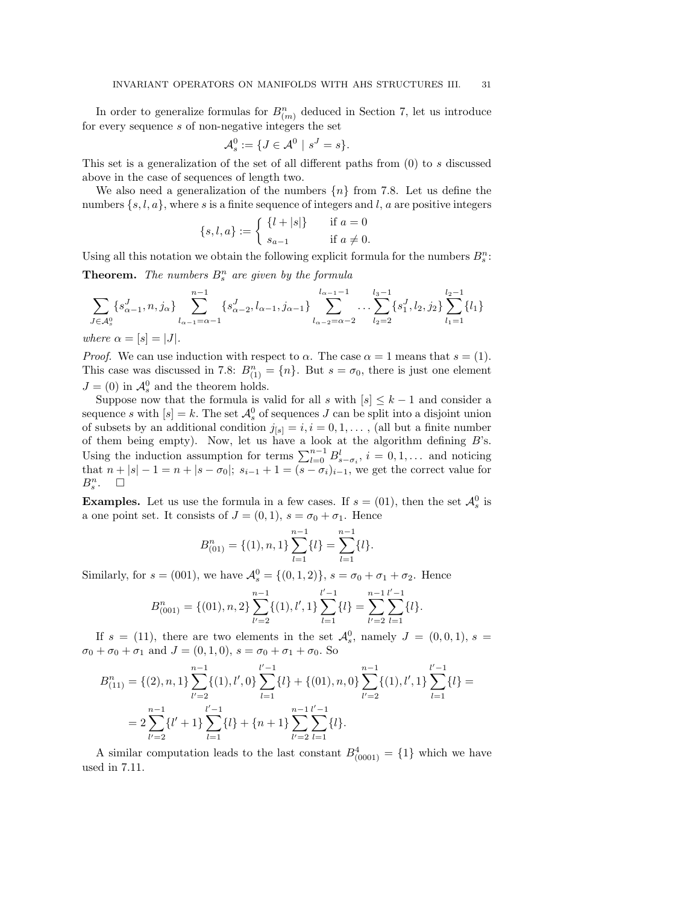In order to generalize formulas for $B^n_{(m)}$ deduced in Section 7, let us introduce for every sequence $s$ of non-negative integers the set

$$\mathcal{A}^0_s := \{J \in \mathcal{A}^0 \mid s^J = s\}.$$

This set is a generalization of the set of all different paths from (0) to $s$ discussed above in the case of sequences of length two.

We also need a generalization of the numbers $\{n\}$ from 7.8. Let us define the numbers $\{s, l, a\}$, where $s$ is a finite sequence of integers and $l$, $a$ are positive integers

$$\{s, l, a\} := \begin{cases} \{l + |s|\} & \text{if } a = 0 \\ s_{a-1} & \text{if } a \neq 0. \end{cases}$$

Using all this notation we obtain the following explicit formula for the numbers $B^n_s$:

**Theorem.** *The numbers $B^n_s$ are given by the formula*

$$\sum_{J \in \mathcal{A}^0_s} \{s^J_{\alpha-1}, n, j_\alpha\} \sum_{l_{\alpha-1}=\alpha-1}^{n-1} \{s^J_{\alpha-2}, l_{\alpha-1}, j_{\alpha-1}\} \sum_{l_{\alpha-2}=\alpha-2}^{l_{\alpha-1}-1} \dots \sum_{l_2=2}^{l_3-1} \{s^J_1, l_2, j_2\} \sum_{l_1=1}^{l_2-1} \{l_1\}$$

*where $\alpha = [s] = |J|$.*

*Proof.* We can use induction with respect to $\alpha$. The case $\alpha = 1$ means that $s = (1)$. This case was discussed in 7.8: $B^n_{(1)} = \{n\}$. But $s = \sigma_0$, there is just one element $J = (0)$ in $\mathcal{A}^0_s$ and the theorem holds.

Suppose now that the formula is valid for all $s$ with $[s] \leq k-1$ and consider a sequence $s$ with $[s] = k$. The set $\mathcal{A}^0_s$ of sequences $J$ can be split into a disjoint union of subsets by an additional condition $j_{[s]} = i, i = 0, 1, \dots$, (all but a finite number of them being empty). Now, let us have a look at the algorithm defining $B$'s. Using the induction assumption for terms $\sum_{l=0}^{n-1} B^l_{s-\sigma_i}$, $i = 0, 1, \dots$ and noticing that $n + |s| - 1 = n + |s - \sigma_0|$; $s_{i-1} + 1 = (s - \sigma_i)_{i-1}$, we get the correct value for $B^n_s$. $\square$

**Examples.** Let us use the formula in a few cases. If $s = (01)$, then the set $\mathcal{A}^0_s$ is a one point set. It consists of $J = (0, 1)$, $s = \sigma_0 + \sigma_1$. Hence

$$B^n_{(01)} = \{(1), n, 1\} \sum_{l=1}^{n-1} \{l\} = \sum_{l=1}^{n-1} \{l\}.$$

Similarly, for $s = (001)$, we have $\mathcal{A}^0_s = \{(0, 1, 2)\}$, $s = \sigma_0 + \sigma_1 + \sigma_2$. Hence

$$B^n_{(001)} = \{(01), n, 2\} \sum_{l'=2}^{n-1} \{(1), l', 1\} \sum_{l=1}^{l'-1} \{l\} = \sum_{l'=2}^{n-1} \sum_{l=1}^{l'-1} \{l\}.$$

If $s = (11)$, there are two elements in the set $\mathcal{A}^0_s$, namely $J = (0, 0, 1)$, $s = \sigma_0 + \sigma_0 + \sigma_1$ and $J = (0, 1, 0)$, $s = \sigma_0 + \sigma_1 + \sigma_0$. So

$$\begin{aligned} B^n_{(11)} &= \{(2), n, 1\} \sum_{l'=2}^{n-1} \{(1), l', 0\} \sum_{l=1}^{l'-1} \{l\} + \{(01), n, 0\} \sum_{l'=2}^{n-1} \{(1), l', 1\} \sum_{l=1}^{l'-1} \{l\} = \\ &= 2 \sum_{l'=2}^{n-1} \{l' + 1\} \sum_{l=1}^{l'-1} \{l\} + \{n + 1\} \sum_{l'=2}^{n-1} \sum_{l=1}^{l'-1} \{l\}. \end{aligned}$$

A similar computation leads to the last constant $B^4_{(0001)} = \{1\}$ which we have used in 7.11.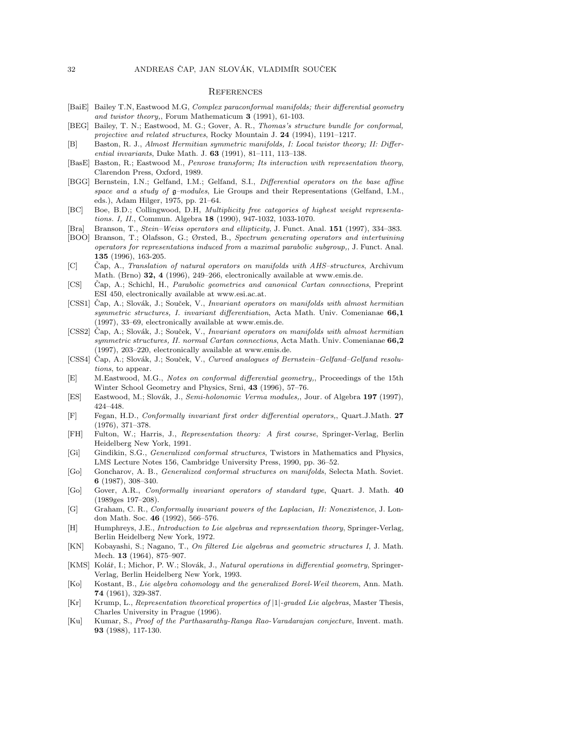## References

- [BaiE] Bailey T.N, Eastwood M.G, *Complex paraconformal manifolds; their differential geometry and twistor theory,*, Forum Mathematicum **3** (1991), 61-103.
- [BEG] Bailey, T. N.; Eastwood, M. G.; Gover, A. R., *Thomas's structure bundle for conformal, projective and related structures*, Rocky Mountain J. **24** (1994), 1191–1217.
- [B] Baston, R. J., *Almost Hermitian symmetric manifolds, I: Local twistor theory; II: Differential invariants*, Duke Math. J. **63** (1991), 81–111, 113–138.
- [BasE] Baston, R.; Eastwood M., *Penrose transform; Its interaction with representation theory*, Clarendon Press, Oxford, 1989.
- [BGG] Bernstein, I.N.; Gelfand, I.M.; Gelfand, S.I., *Differential operators on the base affine space and a study of $\mathfrak{g}$–modules*, Lie Groups and their Representations (Gelfand, I.M., eds.), Adam Hilger, 1975, pp. 21–64.
- [BC] Boe, B.D.; Collingwood, D.H, *Multiplicity free categories of highest weight representations. I, II.*, Commun. Algebra **18** (1990), 947-1032, 1033-1070.
- [Bra] Branson, T., *Stein–Weiss operators and ellipticity*, J. Funct. Anal. **151** (1997), 334–383.
- [BOO] Branson, T.; Olafsson, G.; Ørsted, B., *Spectrum generating operators and intertwining operators for representations induced from a maximal parabolic subgroup,*, J. Funct. Anal. **135** (1996), 163-205.
- [C] Čap, A., *Translation of natural operators on manifolds with AHS–structures*, Archivum Math. (Brno) **32, 4** (1996), 249–266, electronically available at www.emis.de.
- [CS] Čap, A.; Schichl, H., *Parabolic geometries and canonical Cartan connections*, Preprint ESI 450, electronically available at www.esi.ac.at.
- [CSS1] Čap, A.; Slovák, J.; Souček, V., *Invariant operators on manifolds with almost hermitian symmetric structures, I. invariant differentiation*, Acta Math. Univ. Comenianae **66,1** (1997), 33–69, electronically available at www.emis.de.
- [CSS2] Čap, A.; Slovák, J.; Souček, V., *Invariant operators on manifolds with almost hermitian symmetric structures, II. normal Cartan connections*, Acta Math. Univ. Comenianae **66,2** (1997), 203–220, electronically available at www.emis.de.
- [CSS4] Čap, A.; Slovák, J.; Souček, V., *Curved analogues of Bernstein–Gelfand–Gelfand resolutions*, to appear.
- [E] M.Eastwood, M.G., *Notes on conformal differential geometry,*, Proceedings of the 15th Winter School Geometry and Physics, Srni, **43** (1996), 57–76.
- [ES] Eastwood, M.; Slovák, J., *Semi-holonomic Verma modules,*, Jour. of Algebra **197** (1997), 424–448.
- [F] Fegan, H.D., *Conformally invariant first order differential operators,*, Quart.J.Math. **27** (1976), 371–378.
- [FH] Fulton, W.; Harris, J., *Representation theory: A first course*, Springer-Verlag, Berlin Heidelberg New York, 1991.
- [Gi] Gindikin, S.G., *Generalized conformal structures*, Twistors in Mathematics and Physics, LMS Lecture Notes 156, Cambridge University Press, 1990, pp. 36–52.
- [Go] Goncharov, A. B., *Generalized conformal structures on manifolds*, Selecta Math. Soviet. **6** (1987), 308–340.
- [Go] Gover, A.R., *Conformally invariant operators of standard type*, Quart. J. Math. **40** (1989ges 197–208).
- [G] Graham, C. R., *Conformally invariant powers of the Laplacian, II: Nonexistence*, J. London Math. Soc. **46** (1992), 566–576.
- [H] Humphreys, J.E., *Introduction to Lie algebras and representation theory*, Springer-Verlag, Berlin Heidelberg New York, 1972.
- [KN] Kobayashi, S.; Nagano, T., *On filtered Lie algebras and geometric structures I*, J. Math. Mech. **13** (1964), 875–907.
- [KMS] Kolář, I.; Michor, P. W.; Slovák, J., *Natural operations in differential geometry*, Springer-Verlag, Berlin Heidelberg New York, 1993.
- [Ko] Kostant, B., *Lie algebra cohomology and the generalized Borel-Weil theorem*, Ann. Math. **74** (1961), 329-387.
- [Kr] Krump, L., *Representation theoretical properties of $|1|$-graded Lie algebras*, Master Thesis, Charles University in Prague (1996).
- [Ku] Kumar, S., *Proof of the Parthasarathy-Ranga Rao-Varadarajan conjecture*, Invent. math. **93** (1988), 117-130.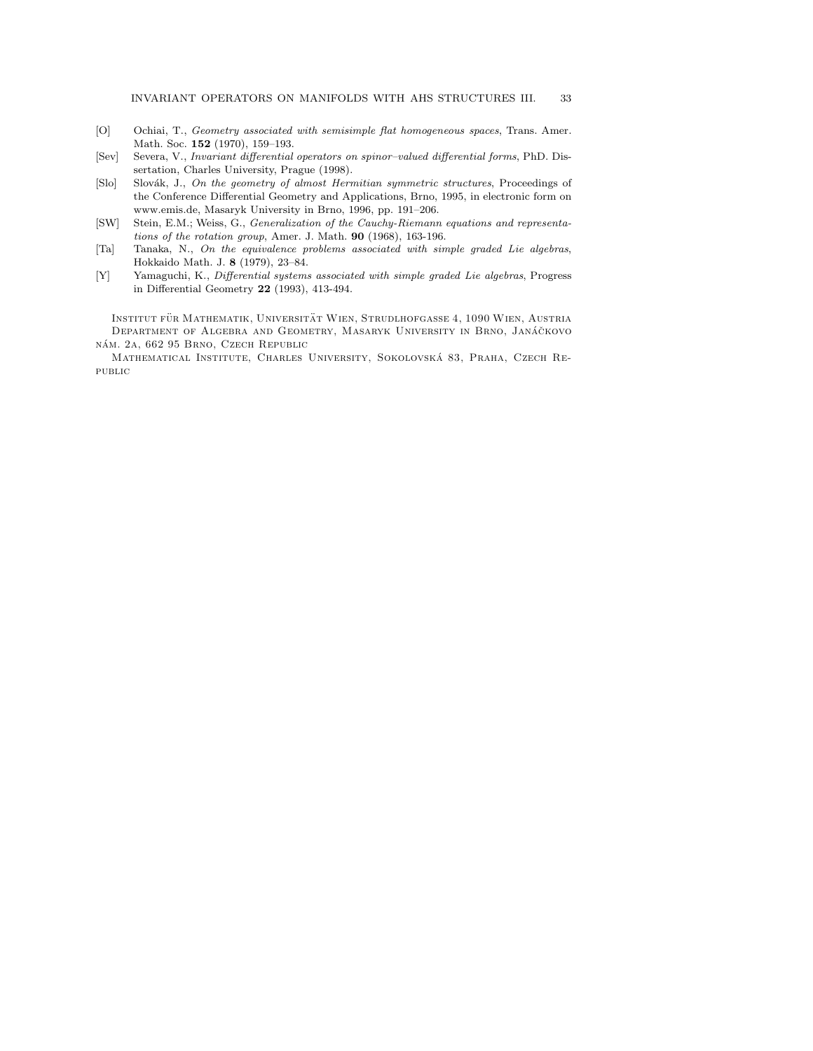[O] Ochiai, T., *Geometry associated with semisimple flat homogeneous spaces*, Trans. Amer. Math. Soc. **152** (1970), 159–193.

[Sev] Severa, V., *Invariant differential operators on spinor–valued differential forms*, PhD. Dissertation, Charles University, Prague (1998).

[Slo] Slovák, J., *On the geometry of almost Hermitian symmetric structures*, Proceedings of the Conference Differential Geometry and Applications, Brno, 1995, in electronic form on www.emis.de, Masaryk University in Brno, 1996, pp. 191–206.

[SW] Stein, E.M.; Weiss, G., *Generalization of the Cauchy-Riemann equations and representations of the rotation group*, Amer. J. Math. **90** (1968), 163-196.

[Ta] Tanaka, N., *On the equivalence problems associated with simple graded Lie algebras*, Hokkaido Math. J. **8** (1979), 23–84.

[Y] Yamaguchi, K., *Differential systems associated with simple graded Lie algebras*, Progress in Differential Geometry **22** (1993), 413-494.

Institut für Mathematik, Universität Wien, Strudlhofgasse 4, 1090 Wien, Austria

Department of Algebra and Geometry, Masaryk University in Brno, Janáčkovo nám. 2a, 662 95 Brno, Czech Republic

Mathematical Institute, Charles University, Sokolovská 83, Praha, Czech Republic